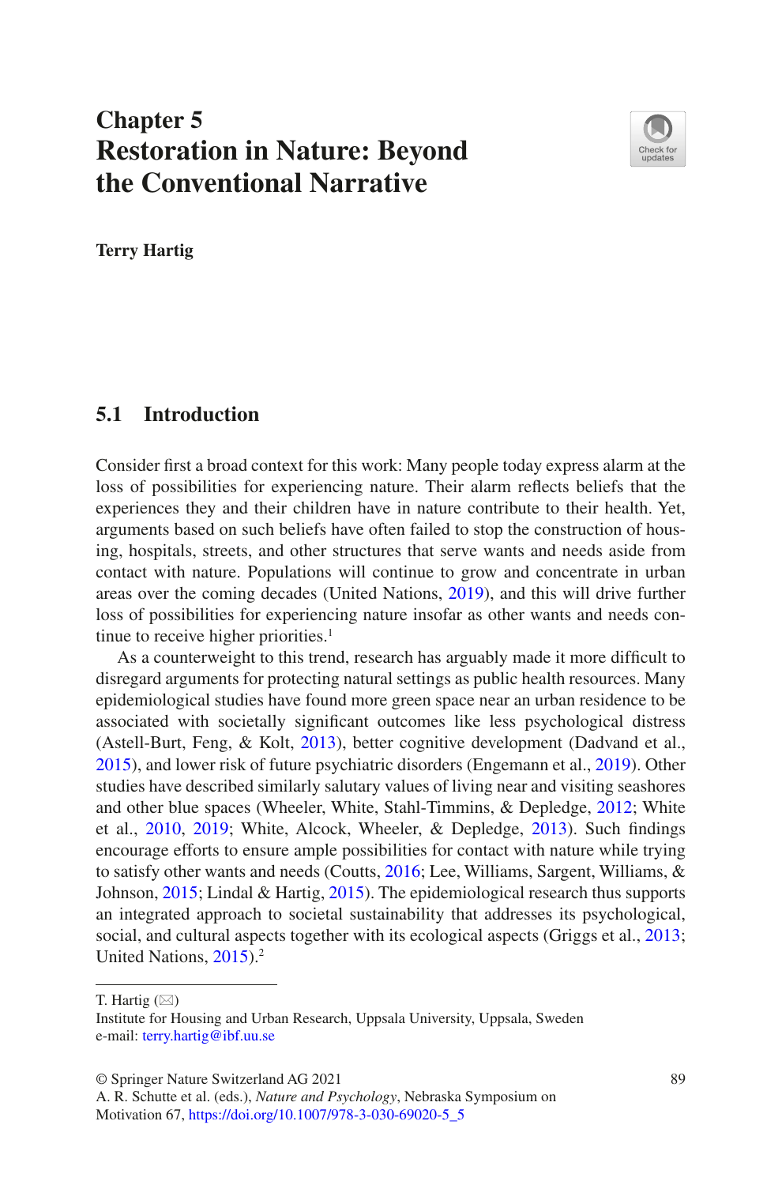# Chapter 5
# Restoration in Nature: Beyond the Conventional Narrative

**Terry Hartig**

## 5.1 Introduction

Consider first a broad context for this work: Many people today express alarm at the loss of possibilities for experiencing nature. Their alarm reflects beliefs that the experiences they and their children have in nature contribute to their health. Yet, arguments based on such beliefs have often failed to stop the construction of housing, hospitals, streets, and other structures that serve wants and needs aside from contact with nature. Populations will continue to grow and concentrate in urban areas over the coming decades (United Nations, 2019), and this will drive further loss of possibilities for experiencing nature insofar as other wants and needs continue to receive higher priorities.[1]

As a counterweight to this trend, research has arguably made it more difficult to disregard arguments for protecting natural settings as public health resources. Many epidemiological studies have found more green space near an urban residence to be associated with societally significant outcomes like less psychological distress (Astell-Burt, Feng, & Kolt, 2013), better cognitive development (Dadvand et al., 2015), and lower risk of future psychiatric disorders (Engemann et al., 2019). Other studies have described similarly salutary values of living near and visiting seashores and other blue spaces (Wheeler, White, Stahl-Timmins, & Depledge, 2012; White et al., 2010, 2019; White, Alcock, Wheeler, & Depledge, 2013). Such findings encourage efforts to ensure ample possibilities for contact with nature while trying to satisfy other wants and needs (Coutts, 2016; Lee, Williams, Sargent, Williams, & Johnson, 2015; Lindal & Hartig, 2015). The epidemiological research thus supports an integrated approach to societal sustainability that addresses its psychological, social, and cultural aspects together with its ecological aspects (Griggs et al., 2013; United Nations, 2015).[2]

---

T. Hartig (✉)
Institute for Housing and Urban Research, Uppsala University, Uppsala, Sweden
e-mail: terry.hartig@ibf.uu.se

© Springer Nature Switzerland AG 2021
A. R. Schutte et al. (eds.), *Nature and Psychology*, Nebraska Symposium on Motivation 67, https://doi.org/10.1007/978-3-030-69020-5_5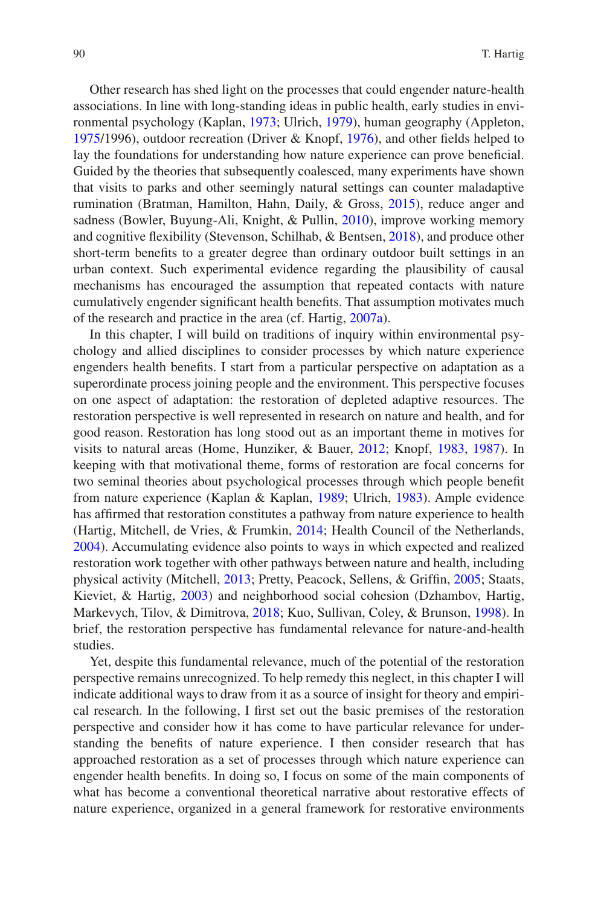Other research has shed light on the processes that could engender nature-health associations. In line with long-standing ideas in public health, early studies in environmental psychology (Kaplan, 1973; Ulrich, 1979), human geography (Appleton, 1975/1996), outdoor recreation (Driver & Knopf, 1976), and other fields helped to lay the foundations for understanding how nature experience can prove beneficial. Guided by the theories that subsequently coalesced, many experiments have shown that visits to parks and other seemingly natural settings can counter maladaptive rumination (Bratman, Hamilton, Hahn, Daily, & Gross, 2015), reduce anger and sadness (Bowler, Buyung-Ali, Knight, & Pullin, 2010), improve working memory and cognitive flexibility (Stevenson, Schilhab, & Bentsen, 2018), and produce other short-term benefits to a greater degree than ordinary outdoor built settings in an urban context. Such experimental evidence regarding the plausibility of causal mechanisms has encouraged the assumption that repeated contacts with nature cumulatively engender significant health benefits. That assumption motivates much of the research and practice in the area (cf. Hartig, 2007a).

In this chapter, I will build on traditions of inquiry within environmental psychology and allied disciplines to consider processes by which nature experience engenders health benefits. I start from a particular perspective on adaptation as a superordinate process joining people and the environment. This perspective focuses on one aspect of adaptation: the restoration of depleted adaptive resources. The restoration perspective is well represented in research on nature and health, and for good reason. Restoration has long stood out as an important theme in motives for visits to natural areas (Home, Hunziker, & Bauer, 2012; Knopf, 1983, 1987). In keeping with that motivational theme, forms of restoration are focal concerns for two seminal theories about psychological processes through which people benefit from nature experience (Kaplan & Kaplan, 1989; Ulrich, 1983). Ample evidence has affirmed that restoration constitutes a pathway from nature experience to health (Hartig, Mitchell, de Vries, & Frumkin, 2014; Health Council of the Netherlands, 2004). Accumulating evidence also points to ways in which expected and realized restoration work together with other pathways between nature and health, including physical activity (Mitchell, 2013; Pretty, Peacock, Sellens, & Griffin, 2005; Staats, Kieviet, & Hartig, 2003) and neighborhood social cohesion (Dzhambov, Hartig, Markevych, Tilov, & Dimitrova, 2018; Kuo, Sullivan, Coley, & Brunson, 1998). In brief, the restoration perspective has fundamental relevance for nature-and-health studies.

Yet, despite this fundamental relevance, much of the potential of the restoration perspective remains unrecognized. To help remedy this neglect, in this chapter I will indicate additional ways to draw from it as a source of insight for theory and empirical research. In the following, I first set out the basic premises of the restoration perspective and consider how it has come to have particular relevance for understanding the benefits of nature experience. I then consider research that has approached restoration as a set of processes through which nature experience can engender health benefits. In doing so, I focus on some of the main components of what has become a conventional theoretical narrative about restorative effects of nature experience, organized in a general framework for restorative environments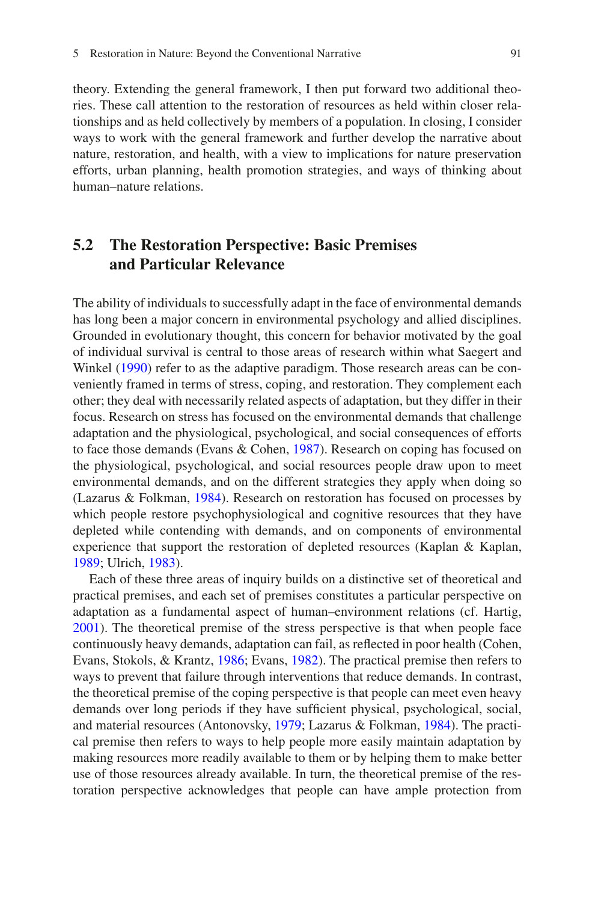theory. Extending the general framework, I then put forward two additional theories. These call attention to the restoration of resources as held within closer relationships and as held collectively by members of a population. In closing, I consider ways to work with the general framework and further develop the narrative about nature, restoration, and health, with a view to implications for nature preservation efforts, urban planning, health promotion strategies, and ways of thinking about human–nature relations.

## 5.2 The Restoration Perspective: Basic Premises and Particular Relevance

The ability of individuals to successfully adapt in the face of environmental demands has long been a major concern in environmental psychology and allied disciplines. Grounded in evolutionary thought, this concern for behavior motivated by the goal of individual survival is central to those areas of research within what Saegert and Winkel (1990) refer to as the adaptive paradigm. Those research areas can be conveniently framed in terms of stress, coping, and restoration. They complement each other; they deal with necessarily related aspects of adaptation, but they differ in their focus. Research on stress has focused on the environmental demands that challenge adaptation and the physiological, psychological, and social consequences of efforts to face those demands (Evans & Cohen, 1987). Research on coping has focused on the physiological, psychological, and social resources people draw upon to meet environmental demands, and on the different strategies they apply when doing so (Lazarus & Folkman, 1984). Research on restoration has focused on processes by which people restore psychophysiological and cognitive resources that they have depleted while contending with demands, and on components of environmental experience that support the restoration of depleted resources (Kaplan & Kaplan, 1989; Ulrich, 1983).

Each of these three areas of inquiry builds on a distinctive set of theoretical and practical premises, and each set of premises constitutes a particular perspective on adaptation as a fundamental aspect of human–environment relations (cf. Hartig, 2001). The theoretical premise of the stress perspective is that when people face continuously heavy demands, adaptation can fail, as reflected in poor health (Cohen, Evans, Stokols, & Krantz, 1986; Evans, 1982). The practical premise then refers to ways to prevent that failure through interventions that reduce demands. In contrast, the theoretical premise of the coping perspective is that people can meet even heavy demands over long periods if they have sufficient physical, psychological, social, and material resources (Antonovsky, 1979; Lazarus & Folkman, 1984). The practical premise then refers to ways to help people more easily maintain adaptation by making resources more readily available to them or by helping them to make better use of those resources already available. In turn, the theoretical premise of the restoration perspective acknowledges that people can have ample protection from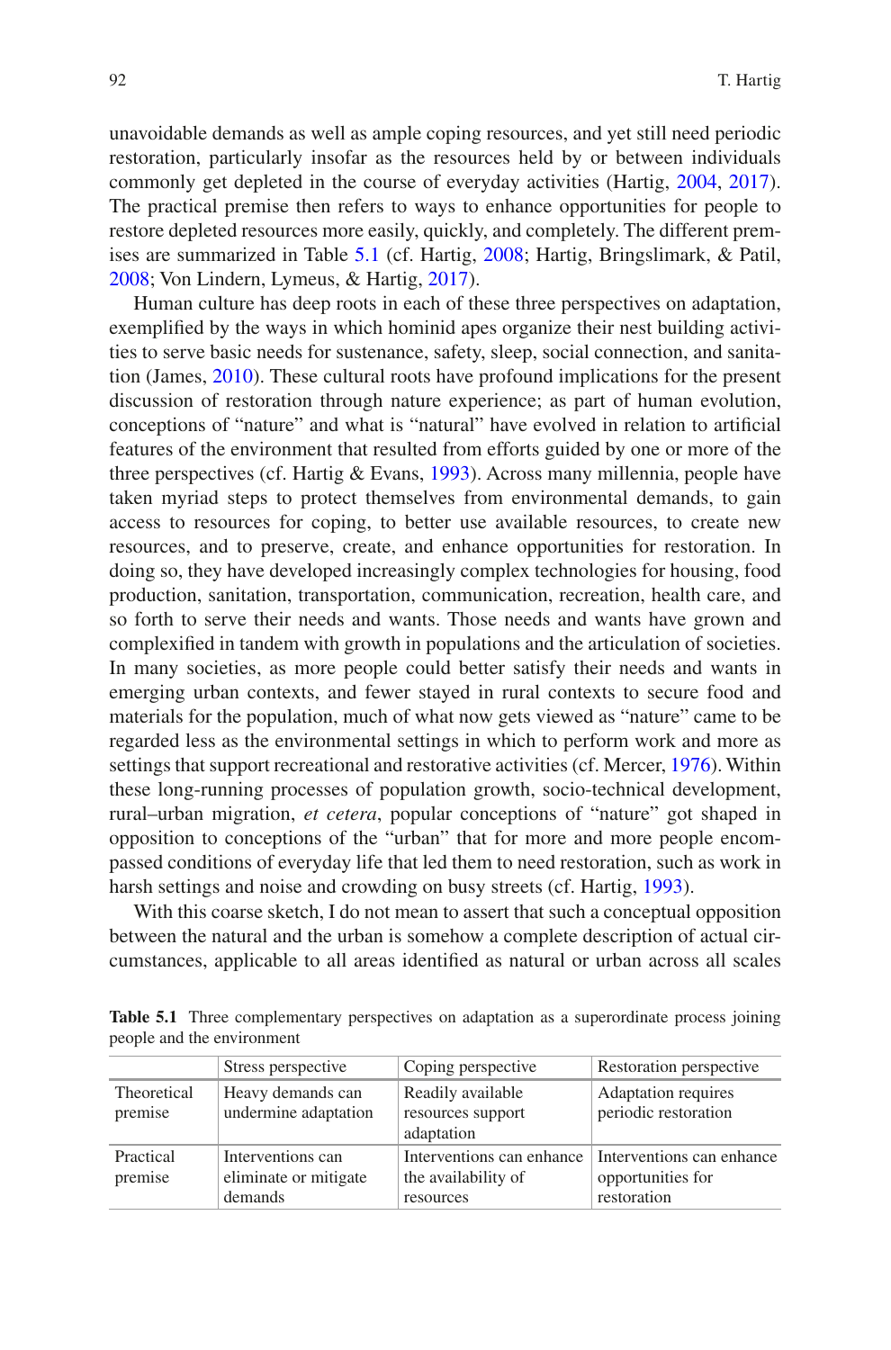unavoidable demands as well as ample coping resources, and yet still need periodic restoration, particularly insofar as the resources held by or between individuals commonly get depleted in the course of everyday activities (Hartig, 2004, 2017). The practical premise then refers to ways to enhance opportunities for people to restore depleted resources more easily, quickly, and completely. The different premises are summarized in Table 5.1 (cf. Hartig, 2008; Hartig, Bringslimark, & Patil, 2008; Von Lindern, Lymeus, & Hartig, 2017).

Human culture has deep roots in each of these three perspectives on adaptation, exemplified by the ways in which hominid apes organize their nest building activities to serve basic needs for sustenance, safety, sleep, social connection, and sanitation (James, 2010). These cultural roots have profound implications for the present discussion of restoration through nature experience; as part of human evolution, conceptions of "nature" and what is "natural" have evolved in relation to artificial features of the environment that resulted from efforts guided by one or more of the three perspectives (cf. Hartig & Evans, 1993). Across many millennia, people have taken myriad steps to protect themselves from environmental demands, to gain access to resources for coping, to better use available resources, to create new resources, and to preserve, create, and enhance opportunities for restoration. In doing so, they have developed increasingly complex technologies for housing, food production, sanitation, transportation, communication, recreation, health care, and so forth to serve their needs and wants. Those needs and wants have grown and complexified in tandem with growth in populations and the articulation of societies. In many societies, as more people could better satisfy their needs and wants in emerging urban contexts, and fewer stayed in rural contexts to secure food and materials for the population, much of what now gets viewed as "nature" came to be regarded less as the environmental settings in which to perform work and more as settings that support recreational and restorative activities (cf. Mercer, 1976). Within these long-running processes of population growth, socio-technical development, rural–urban migration, *et cetera*, popular conceptions of "nature" got shaped in opposition to conceptions of the "urban" that for more and more people encompassed conditions of everyday life that led them to need restoration, such as work in harsh settings and noise and crowding on busy streets (cf. Hartig, 1993).

With this coarse sketch, I do not mean to assert that such a conceptual opposition between the natural and the urban is somehow a complete description of actual circumstances, applicable to all areas identified as natural or urban across all scales

**Table 5.1** Three complementary perspectives on adaptation as a superordinate process joining people and the environment

| | Stress perspective | Coping perspective | Restoration perspective |
|---|---|---|---|
| Theoretical premise | Heavy demands can undermine adaptation | Readily available resources support adaptation | Adaptation requires periodic restoration |
| Practical premise | Interventions can eliminate or mitigate demands | Interventions can enhance the availability of resources | Interventions can enhance opportunities for restoration |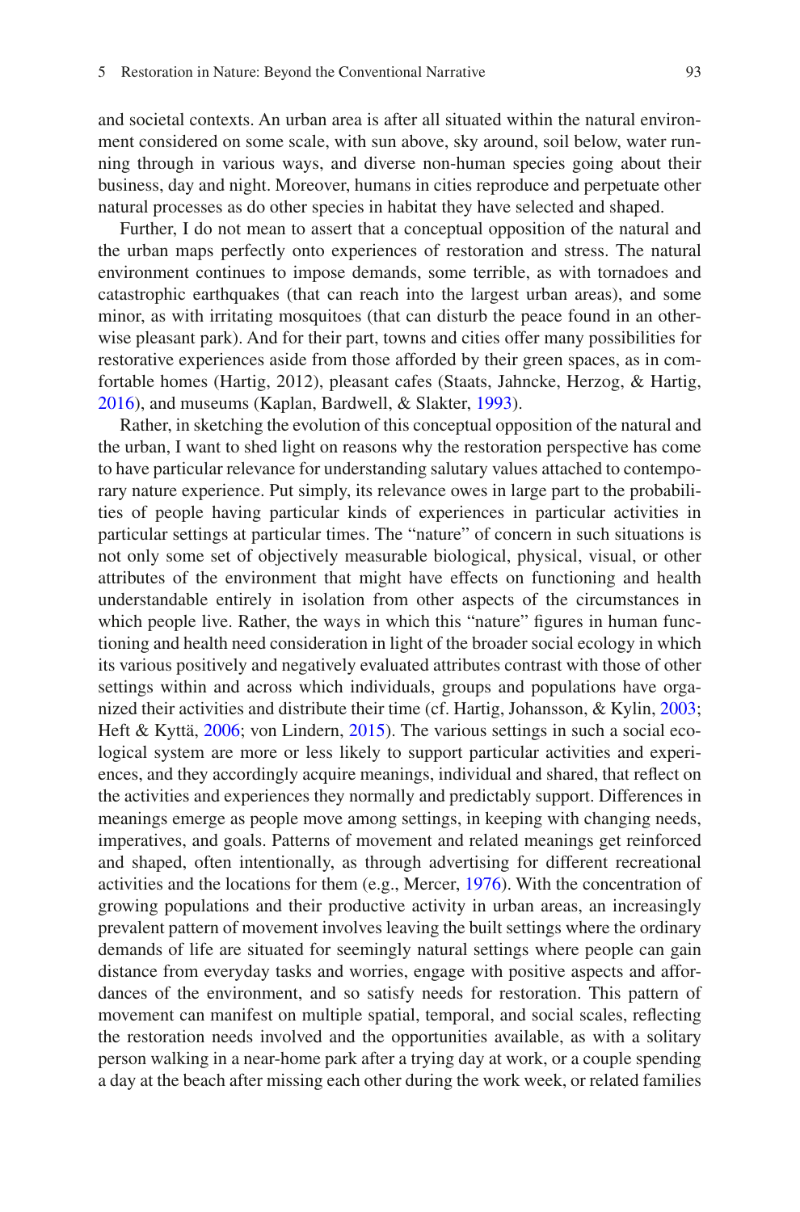and societal contexts. An urban area is after all situated within the natural environment considered on some scale, with sun above, sky around, soil below, water running through in various ways, and diverse non-human species going about their business, day and night. Moreover, humans in cities reproduce and perpetuate other natural processes as do other species in habitat they have selected and shaped.

Further, I do not mean to assert that a conceptual opposition of the natural and the urban maps perfectly onto experiences of restoration and stress. The natural environment continues to impose demands, some terrible, as with tornadoes and catastrophic earthquakes (that can reach into the largest urban areas), and some minor, as with irritating mosquitoes (that can disturb the peace found in an otherwise pleasant park). And for their part, towns and cities offer many possibilities for restorative experiences aside from those afforded by their green spaces, as in comfortable homes (Hartig, 2012), pleasant cafes (Staats, Jahncke, Herzog, & Hartig, 2016), and museums (Kaplan, Bardwell, & Slakter, 1993).

Rather, in sketching the evolution of this conceptual opposition of the natural and the urban, I want to shed light on reasons why the restoration perspective has come to have particular relevance for understanding salutary values attached to contemporary nature experience. Put simply, its relevance owes in large part to the probabilities of people having particular kinds of experiences in particular activities in particular settings at particular times. The "nature" of concern in such situations is not only some set of objectively measurable biological, physical, visual, or other attributes of the environment that might have effects on functioning and health understandable entirely in isolation from other aspects of the circumstances in which people live. Rather, the ways in which this "nature" figures in human functioning and health need consideration in light of the broader social ecology in which its various positively and negatively evaluated attributes contrast with those of other settings within and across which individuals, groups and populations have organized their activities and distribute their time (cf. Hartig, Johansson, & Kylin, 2003; Heft & Kyttä, 2006; von Lindern, 2015). The various settings in such a social ecological system are more or less likely to support particular activities and experiences, and they accordingly acquire meanings, individual and shared, that reflect on the activities and experiences they normally and predictably support. Differences in meanings emerge as people move among settings, in keeping with changing needs, imperatives, and goals. Patterns of movement and related meanings get reinforced and shaped, often intentionally, as through advertising for different recreational activities and the locations for them (e.g., Mercer, 1976). With the concentration of growing populations and their productive activity in urban areas, an increasingly prevalent pattern of movement involves leaving the built settings where the ordinary demands of life are situated for seemingly natural settings where people can gain distance from everyday tasks and worries, engage with positive aspects and affordances of the environment, and so satisfy needs for restoration. This pattern of movement can manifest on multiple spatial, temporal, and social scales, reflecting the restoration needs involved and the opportunities available, as with a solitary person walking in a near-home park after a trying day at work, or a couple spending a day at the beach after missing each other during the work week, or related families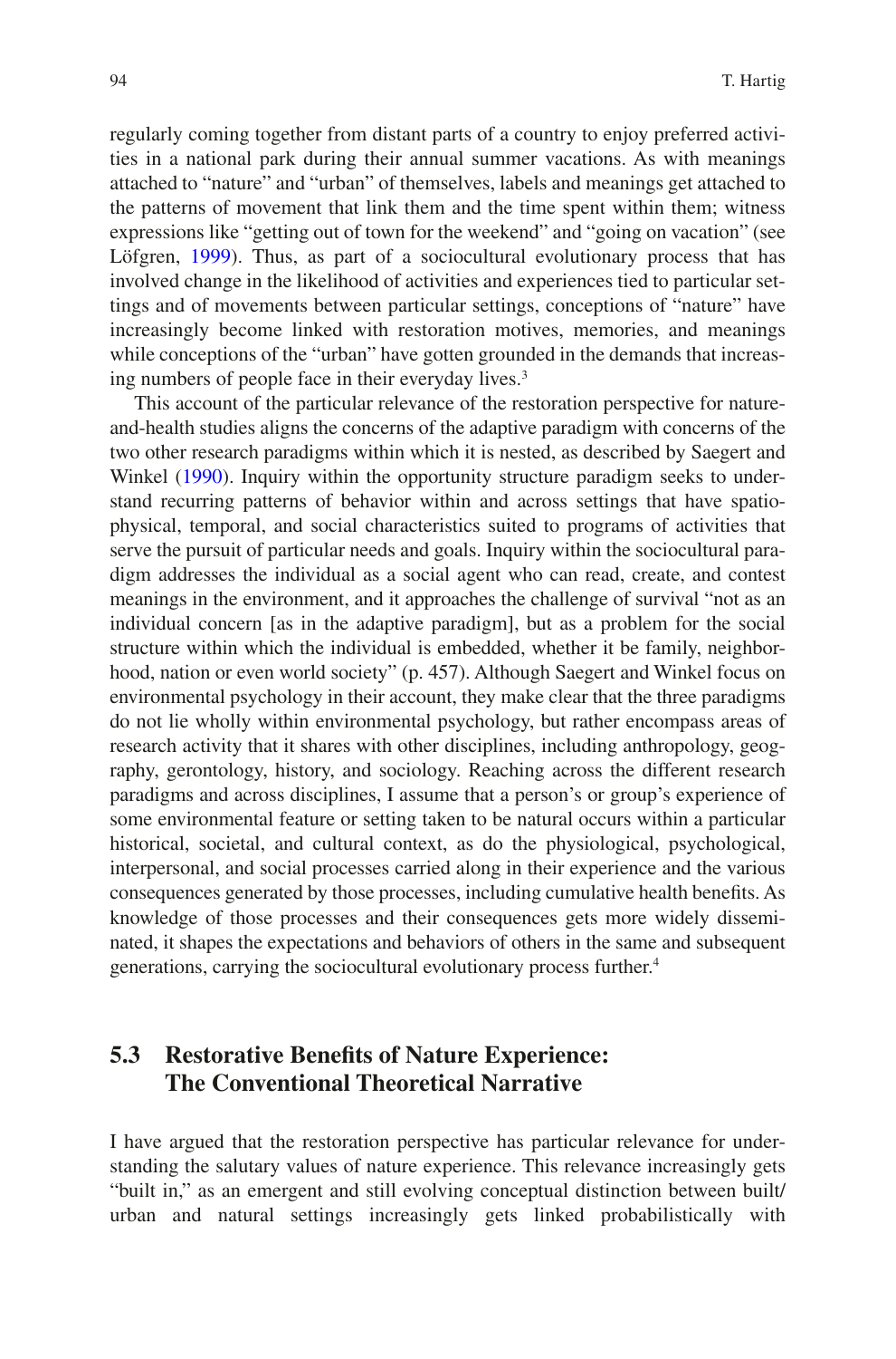regularly coming together from distant parts of a country to enjoy preferred activities in a national park during their annual summer vacations. As with meanings attached to "nature" and "urban" of themselves, labels and meanings get attached to the patterns of movement that link them and the time spent within them; witness expressions like "getting out of town for the weekend" and "going on vacation" (see Löfgren, 1999). Thus, as part of a sociocultural evolutionary process that has involved change in the likelihood of activities and experiences tied to particular settings and of movements between particular settings, conceptions of "nature" have increasingly become linked with restoration motives, memories, and meanings while conceptions of the "urban" have gotten grounded in the demands that increasing numbers of people face in their everyday lives.[3]

This account of the particular relevance of the restoration perspective for nature-and-health studies aligns the concerns of the adaptive paradigm with concerns of the two other research paradigms within which it is nested, as described by Saegert and Winkel (1990). Inquiry within the opportunity structure paradigm seeks to understand recurring patterns of behavior within and across settings that have spatio-physical, temporal, and social characteristics suited to programs of activities that serve the pursuit of particular needs and goals. Inquiry within the sociocultural paradigm addresses the individual as a social agent who can read, create, and contest meanings in the environment, and it approaches the challenge of survival "not as an individual concern [as in the adaptive paradigm], but as a problem for the social structure within which the individual is embedded, whether it be family, neighborhood, nation or even world society" (p. 457). Although Saegert and Winkel focus on environmental psychology in their account, they make clear that the three paradigms do not lie wholly within environmental psychology, but rather encompass areas of research activity that it shares with other disciplines, including anthropology, geography, gerontology, history, and sociology. Reaching across the different research paradigms and across disciplines, I assume that a person's or group's experience of some environmental feature or setting taken to be natural occurs within a particular historical, societal, and cultural context, as do the physiological, psychological, interpersonal, and social processes carried along in their experience and the various consequences generated by those processes, including cumulative health benefits. As knowledge of those processes and their consequences gets more widely disseminated, it shapes the expectations and behaviors of others in the same and subsequent generations, carrying the sociocultural evolutionary process further.[4]

## 5.3 Restorative Benefits of Nature Experience: The Conventional Theoretical Narrative

I have argued that the restoration perspective has particular relevance for understanding the salutary values of nature experience. This relevance increasingly gets "built in," as an emergent and still evolving conceptual distinction between built/urban and natural settings increasingly gets linked probabilistically with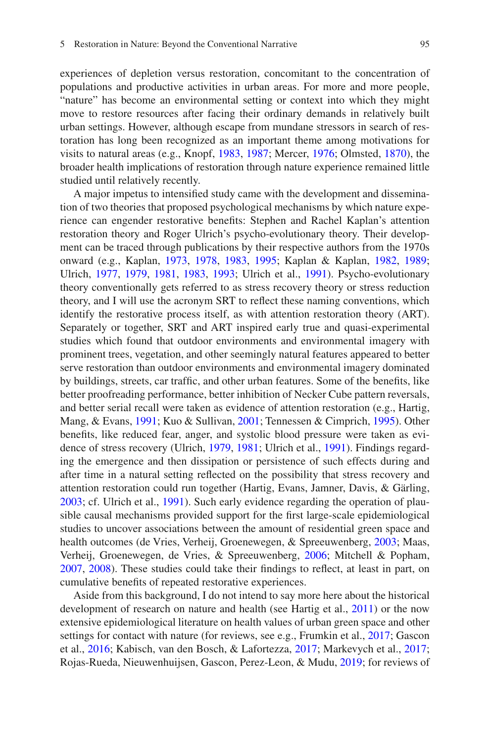experiences of depletion versus restoration, concomitant to the concentration of populations and productive activities in urban areas. For more and more people, "nature" has become an environmental setting or context into which they might move to restore resources after facing their ordinary demands in relatively built urban settings. However, although escape from mundane stressors in search of restoration has long been recognized as an important theme among motivations for visits to natural areas (e.g., Knopf, 1983, 1987; Mercer, 1976; Olmsted, 1870), the broader health implications of restoration through nature experience remained little studied until relatively recently.

A major impetus to intensified study came with the development and dissemination of two theories that proposed psychological mechanisms by which nature experience can engender restorative benefits: Stephen and Rachel Kaplan's attention restoration theory and Roger Ulrich's psycho-evolutionary theory. Their development can be traced through publications by their respective authors from the 1970s onward (e.g., Kaplan, 1973, 1978, 1983, 1995; Kaplan & Kaplan, 1982, 1989; Ulrich, 1977, 1979, 1981, 1983, 1993; Ulrich et al., 1991). Psycho-evolutionary theory conventionally gets referred to as stress recovery theory or stress reduction theory, and I will use the acronym SRT to reflect these naming conventions, which identify the restorative process itself, as with attention restoration theory (ART). Separately or together, SRT and ART inspired early true and quasi-experimental studies which found that outdoor environments and environmental imagery with prominent trees, vegetation, and other seemingly natural features appeared to better serve restoration than outdoor environments and environmental imagery dominated by buildings, streets, car traffic, and other urban features. Some of the benefits, like better proofreading performance, better inhibition of Necker Cube pattern reversals, and better serial recall were taken as evidence of attention restoration (e.g., Hartig, Mang, & Evans, 1991; Kuo & Sullivan, 2001; Tennessen & Cimprich, 1995). Other benefits, like reduced fear, anger, and systolic blood pressure were taken as evidence of stress recovery (Ulrich, 1979, 1981; Ulrich et al., 1991). Findings regarding the emergence and then dissipation or persistence of such effects during and after time in a natural setting reflected on the possibility that stress recovery and attention restoration could run together (Hartig, Evans, Jamner, Davis, & Gärling, 2003; cf. Ulrich et al., 1991). Such early evidence regarding the operation of plausible causal mechanisms provided support for the first large-scale epidemiological studies to uncover associations between the amount of residential green space and health outcomes (de Vries, Verheij, Groenewegen, & Spreeuwenberg, 2003; Maas, Verheij, Groenewegen, de Vries, & Spreeuwenberg, 2006; Mitchell & Popham, 2007, 2008). These studies could take their findings to reflect, at least in part, on cumulative benefits of repeated restorative experiences.

Aside from this background, I do not intend to say more here about the historical development of research on nature and health (see Hartig et al., 2011) or the now extensive epidemiological literature on health values of urban green space and other settings for contact with nature (for reviews, see e.g., Frumkin et al., 2017; Gascon et al., 2016; Kabisch, van den Bosch, & Lafortezza, 2017; Markevych et al., 2017; Rojas-Rueda, Nieuwenhuijsen, Gascon, Perez-Leon, & Mudu, 2019; for reviews of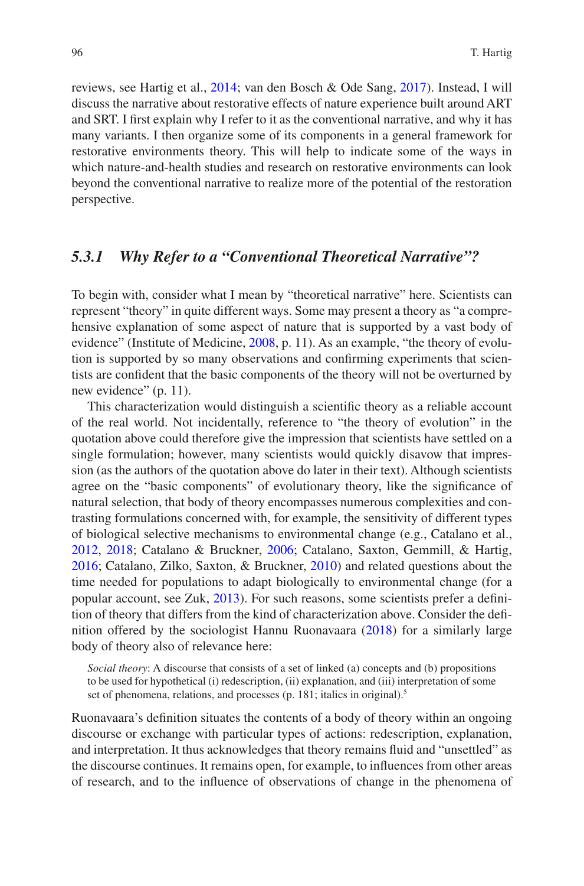reviews, see Hartig et al., 2014; van den Bosch & Ode Sang, 2017). Instead, I will discuss the narrative about restorative effects of nature experience built around ART and SRT. I first explain why I refer to it as the conventional narrative, and why it has many variants. I then organize some of its components in a general framework for restorative environments theory. This will help to indicate some of the ways in which nature-and-health studies and research on restorative environments can look beyond the conventional narrative to realize more of the potential of the restoration perspective.

### *5.3.1 Why Refer to a "Conventional Theoretical Narrative"?*

To begin with, consider what I mean by "theoretical narrative" here. Scientists can represent "theory" in quite different ways. Some may present a theory as "a comprehensive explanation of some aspect of nature that is supported by a vast body of evidence" (Institute of Medicine, 2008, p. 11). As an example, "the theory of evolution is supported by so many observations and confirming experiments that scientists are confident that the basic components of the theory will not be overturned by new evidence" (p. 11).

This characterization would distinguish a scientific theory as a reliable account of the real world. Not incidentally, reference to "the theory of evolution" in the quotation above could therefore give the impression that scientists have settled on a single formulation; however, many scientists would quickly disavow that impression (as the authors of the quotation above do later in their text). Although scientists agree on the "basic components" of evolutionary theory, like the significance of natural selection, that body of theory encompasses numerous complexities and contrasting formulations concerned with, for example, the sensitivity of different types of biological selective mechanisms to environmental change (e.g., Catalano et al., 2012, 2018; Catalano & Bruckner, 2006; Catalano, Saxton, Gemmill, & Hartig, 2016; Catalano, Zilko, Saxton, & Bruckner, 2010) and related questions about the time needed for populations to adapt biologically to environmental change (for a popular account, see Zuk, 2013). For such reasons, some scientists prefer a definition of theory that differs from the kind of characterization above. Consider the definition offered by the sociologist Hannu Ruonavaara (2018) for a similarly large body of theory also of relevance here:

> *Social theory*: A discourse that consists of a set of linked (a) concepts and (b) propositions to be used for hypothetical (i) redescription, (ii) explanation, and (iii) interpretation of some set of phenomena, relations, and processes (p. 181; italics in original).[5]

Ruonavaara's definition situates the contents of a body of theory within an ongoing discourse or exchange with particular types of actions: redescription, explanation, and interpretation. It thus acknowledges that theory remains fluid and "unsettled" as the discourse continues. It remains open, for example, to influences from other areas of research, and to the influence of observations of change in the phenomena of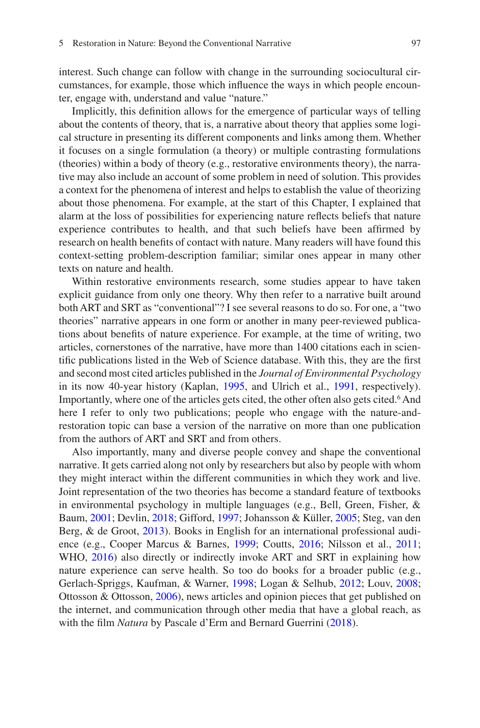interest. Such change can follow with change in the surrounding sociocultural circumstances, for example, those which influence the ways in which people encounter, engage with, understand and value "nature."

Implicitly, this definition allows for the emergence of particular ways of telling about the contents of theory, that is, a narrative about theory that applies some logical structure in presenting its different components and links among them. Whether it focuses on a single formulation (a theory) or multiple contrasting formulations (theories) within a body of theory (e.g., restorative environments theory), the narrative may also include an account of some problem in need of solution. This provides a context for the phenomena of interest and helps to establish the value of theorizing about those phenomena. For example, at the start of this Chapter, I explained that alarm at the loss of possibilities for experiencing nature reflects beliefs that nature experience contributes to health, and that such beliefs have been affirmed by research on health benefits of contact with nature. Many readers will have found this context-setting problem-description familiar; similar ones appear in many other texts on nature and health.

Within restorative environments research, some studies appear to have taken explicit guidance from only one theory. Why then refer to a narrative built around both ART and SRT as "conventional"? I see several reasons to do so. For one, a "two theories" narrative appears in one form or another in many peer-reviewed publications about benefits of nature experience. For example, at the time of writing, two articles, cornerstones of the narrative, have more than 1400 citations each in scientific publications listed in the Web of Science database. With this, they are the first and second most cited articles published in the *Journal of Environmental Psychology* in its now 40-year history (Kaplan, 1995, and Ulrich et al., 1991, respectively). Importantly, where one of the articles gets cited, the other often also gets cited.[6] And here I refer to only two publications; people who engage with the nature-and-restoration topic can base a version of the narrative on more than one publication from the authors of ART and SRT and from others.

Also importantly, many and diverse people convey and shape the conventional narrative. It gets carried along not only by researchers but also by people with whom they might interact within the different communities in which they work and live. Joint representation of the two theories has become a standard feature of textbooks in environmental psychology in multiple languages (e.g., Bell, Green, Fisher, & Baum, 2001; Devlin, 2018; Gifford, 1997; Johansson & Küller, 2005; Steg, van den Berg, & de Groot, 2013). Books in English for an international professional audience (e.g., Cooper Marcus & Barnes, 1999; Coutts, 2016; Nilsson et al., 2011; WHO, 2016) also directly or indirectly invoke ART and SRT in explaining how nature experience can serve health. So too do books for a broader public (e.g., Gerlach-Spriggs, Kaufman, & Warner, 1998; Logan & Selhub, 2012; Louv, 2008; Ottosson & Ottosson, 2006), news articles and opinion pieces that get published on the internet, and communication through other media that have a global reach, as with the film *Natura* by Pascale d'Erm and Bernard Guerrini (2018).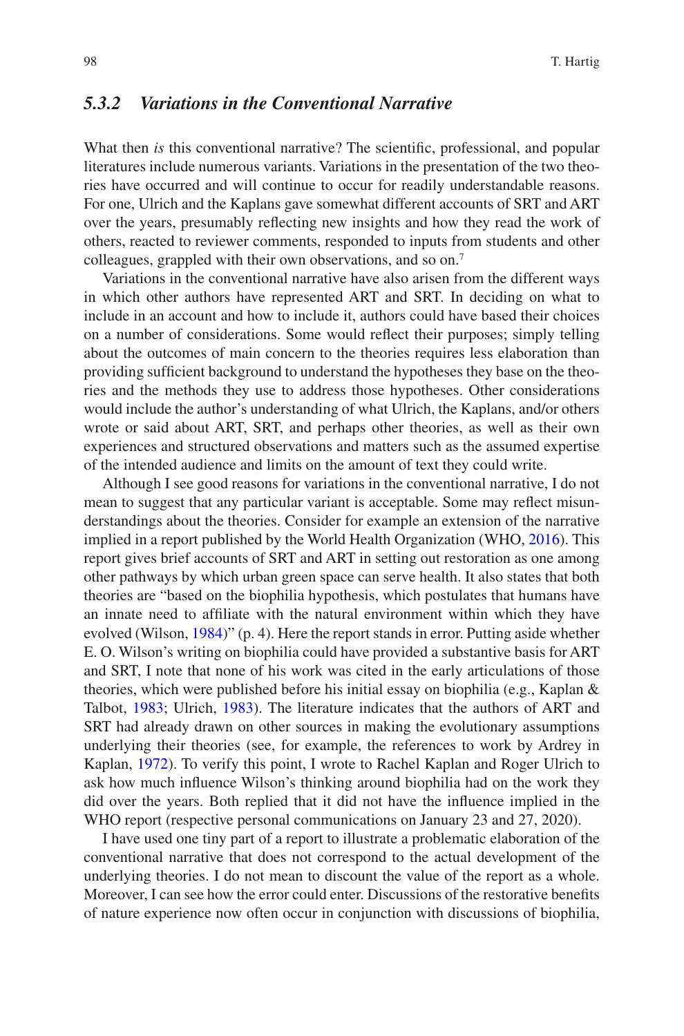### *5.3.2 Variations in the Conventional Narrative*

What then *is* this conventional narrative? The scientific, professional, and popular literatures include numerous variants. Variations in the presentation of the two theories have occurred and will continue to occur for readily understandable reasons. For one, Ulrich and the Kaplans gave somewhat different accounts of SRT and ART over the years, presumably reflecting new insights and how they read the work of others, reacted to reviewer comments, responded to inputs from students and other colleagues, grappled with their own observations, and so on.[7]

Variations in the conventional narrative have also arisen from the different ways in which other authors have represented ART and SRT. In deciding on what to include in an account and how to include it, authors could have based their choices on a number of considerations. Some would reflect their purposes; simply telling about the outcomes of main concern to the theories requires less elaboration than providing sufficient background to understand the hypotheses they base on the theories and the methods they use to address those hypotheses. Other considerations would include the author's understanding of what Ulrich, the Kaplans, and/or others wrote or said about ART, SRT, and perhaps other theories, as well as their own experiences and structured observations and matters such as the assumed expertise of the intended audience and limits on the amount of text they could write.

Although I see good reasons for variations in the conventional narrative, I do not mean to suggest that any particular variant is acceptable. Some may reflect misunderstandings about the theories. Consider for example an extension of the narrative implied in a report published by the World Health Organization (WHO, 2016). This report gives brief accounts of SRT and ART in setting out restoration as one among other pathways by which urban green space can serve health. It also states that both theories are "based on the biophilia hypothesis, which postulates that humans have an innate need to affiliate with the natural environment within which they have evolved (Wilson, 1984)" (p. 4). Here the report stands in error. Putting aside whether E. O. Wilson's writing on biophilia could have provided a substantive basis for ART and SRT, I note that none of his work was cited in the early articulations of those theories, which were published before his initial essay on biophilia (e.g., Kaplan & Talbot, 1983; Ulrich, 1983). The literature indicates that the authors of ART and SRT had already drawn on other sources in making the evolutionary assumptions underlying their theories (see, for example, the references to work by Ardrey in Kaplan, 1972). To verify this point, I wrote to Rachel Kaplan and Roger Ulrich to ask how much influence Wilson's thinking around biophilia had on the work they did over the years. Both replied that it did not have the influence implied in the WHO report (respective personal communications on January 23 and 27, 2020).

I have used one tiny part of a report to illustrate a problematic elaboration of the conventional narrative that does not correspond to the actual development of the underlying theories. I do not mean to discount the value of the report as a whole. Moreover, I can see how the error could enter. Discussions of the restorative benefits of nature experience now often occur in conjunction with discussions of biophilia,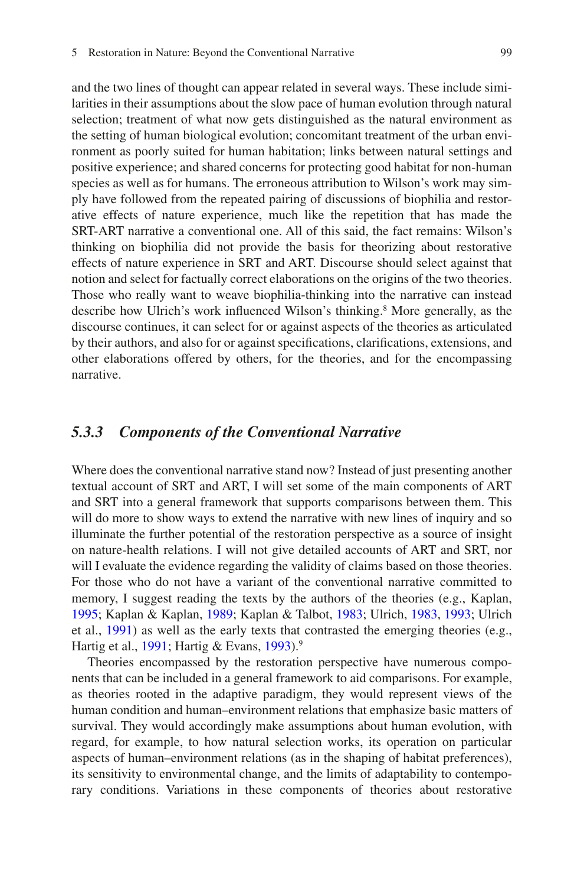and the two lines of thought can appear related in several ways. These include similarities in their assumptions about the slow pace of human evolution through natural selection; treatment of what now gets distinguished as the natural environment as the setting of human biological evolution; concomitant treatment of the urban environment as poorly suited for human habitation; links between natural settings and positive experience; and shared concerns for protecting good habitat for non-human species as well as for humans. The erroneous attribution to Wilson's work may simply have followed from the repeated pairing of discussions of biophilia and restorative effects of nature experience, much like the repetition that has made the SRT-ART narrative a conventional one. All of this said, the fact remains: Wilson's thinking on biophilia did not provide the basis for theorizing about restorative effects of nature experience in SRT and ART. Discourse should select against that notion and select for factually correct elaborations on the origins of the two theories. Those who really want to weave biophilia-thinking into the narrative can instead describe how Ulrich's work influenced Wilson's thinking.[8] More generally, as the discourse continues, it can select for or against aspects of the theories as articulated by their authors, and also for or against specifications, clarifications, extensions, and other elaborations offered by others, for the theories, and for the encompassing narrative.

### *5.3.3 Components of the Conventional Narrative*

Where does the conventional narrative stand now? Instead of just presenting another textual account of SRT and ART, I will set some of the main components of ART and SRT into a general framework that supports comparisons between them. This will do more to show ways to extend the narrative with new lines of inquiry and so illuminate the further potential of the restoration perspective as a source of insight on nature-health relations. I will not give detailed accounts of ART and SRT, nor will I evaluate the evidence regarding the validity of claims based on those theories. For those who do not have a variant of the conventional narrative committed to memory, I suggest reading the texts by the authors of the theories (e.g., Kaplan, 1995; Kaplan & Kaplan, 1989; Kaplan & Talbot, 1983; Ulrich, 1983, 1993; Ulrich et al., 1991) as well as the early texts that contrasted the emerging theories (e.g., Hartig et al., 1991; Hartig & Evans, 1993).[9]

Theories encompassed by the restoration perspective have numerous components that can be included in a general framework to aid comparisons. For example, as theories rooted in the adaptive paradigm, they would represent views of the human condition and human–environment relations that emphasize basic matters of survival. They would accordingly make assumptions about human evolution, with regard, for example, to how natural selection works, its operation on particular aspects of human–environment relations (as in the shaping of habitat preferences), its sensitivity to environmental change, and the limits of adaptability to contemporary conditions. Variations in these components of theories about restorative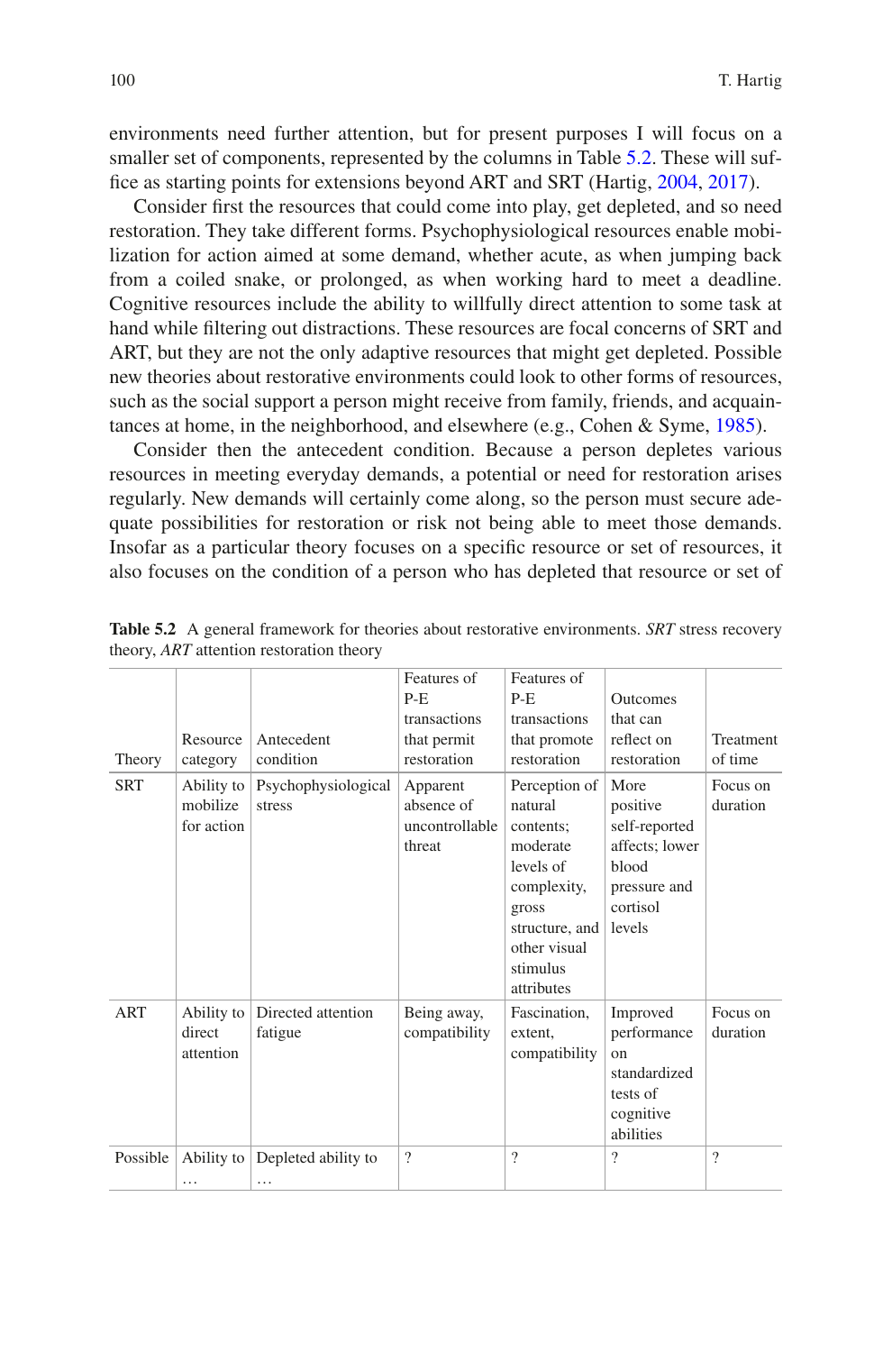environments need further attention, but for present purposes I will focus on a smaller set of components, represented by the columns in Table 5.2. These will suffice as starting points for extensions beyond ART and SRT (Hartig, 2004, 2017).

Consider first the resources that could come into play, get depleted, and so need restoration. They take different forms. Psychophysiological resources enable mobilization for action aimed at some demand, whether acute, as when jumping back from a coiled snake, or prolonged, as when working hard to meet a deadline. Cognitive resources include the ability to willfully direct attention to some task at hand while filtering out distractions. These resources are focal concerns of SRT and ART, but they are not the only adaptive resources that might get depleted. Possible new theories about restorative environments could look to other forms of resources, such as the social support a person might receive from family, friends, and acquaintances at home, in the neighborhood, and elsewhere (e.g., Cohen & Syme, 1985).

Consider then the antecedent condition. Because a person depletes various resources in meeting everyday demands, a potential or need for restoration arises regularly. New demands will certainly come along, so the person must secure adequate possibilities for restoration or risk not being able to meet those demands. Insofar as a particular theory focuses on a specific resource or set of resources, it also focuses on the condition of a person who has depleted that resource or set of

**Table 5.2** A general framework for theories about restorative environments. *SRT* stress recovery theory, *ART* attention restoration theory

| Theory | Resource category | Antecedent condition | Features of P-E transactions that permit restoration | Features of P-E transactions that promote restoration | Outcomes that can reflect on restoration | Treatment of time |
|---|---|---|---|---|---|---|
| SRT | Ability to mobilize for action | Psychophysiological stress | Apparent absence of uncontrollable threat | Perception of natural contents; moderate levels of complexity, gross structure, and other visual stimulus attributes | More positive self-reported affects; lower blood pressure and cortisol levels | Focus on duration |
| ART | Ability to direct attention | Directed attention fatigue | Being away, compatibility | Fascination, extent, compatibility | Improved performance on standardized tests of cognitive abilities | Focus on duration |
| Possible | Ability to … | Depleted ability to … | ? | ? | ? | ? |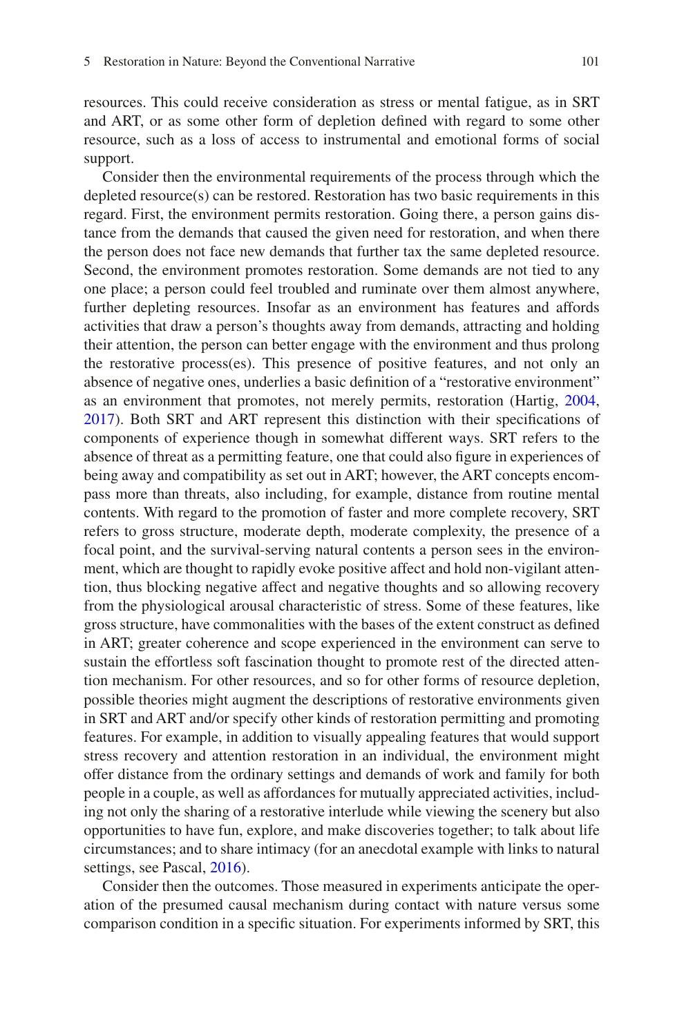resources. This could receive consideration as stress or mental fatigue, as in SRT and ART, or as some other form of depletion defined with regard to some other resource, such as a loss of access to instrumental and emotional forms of social support.

Consider then the environmental requirements of the process through which the depleted resource(s) can be restored. Restoration has two basic requirements in this regard. First, the environment permits restoration. Going there, a person gains distance from the demands that caused the given need for restoration, and when there the person does not face new demands that further tax the same depleted resource. Second, the environment promotes restoration. Some demands are not tied to any one place; a person could feel troubled and ruminate over them almost anywhere, further depleting resources. Insofar as an environment has features and affords activities that draw a person's thoughts away from demands, attracting and holding their attention, the person can better engage with the environment and thus prolong the restorative process(es). This presence of positive features, and not only an absence of negative ones, underlies a basic definition of a "restorative environment" as an environment that promotes, not merely permits, restoration (Hartig, 2004, 2017). Both SRT and ART represent this distinction with their specifications of components of experience though in somewhat different ways. SRT refers to the absence of threat as a permitting feature, one that could also figure in experiences of being away and compatibility as set out in ART; however, the ART concepts encompass more than threats, also including, for example, distance from routine mental contents. With regard to the promotion of faster and more complete recovery, SRT refers to gross structure, moderate depth, moderate complexity, the presence of a focal point, and the survival-serving natural contents a person sees in the environment, which are thought to rapidly evoke positive affect and hold non-vigilant attention, thus blocking negative affect and negative thoughts and so allowing recovery from the physiological arousal characteristic of stress. Some of these features, like gross structure, have commonalities with the bases of the extent construct as defined in ART; greater coherence and scope experienced in the environment can serve to sustain the effortless soft fascination thought to promote rest of the directed attention mechanism. For other resources, and so for other forms of resource depletion, possible theories might augment the descriptions of restorative environments given in SRT and ART and/or specify other kinds of restoration permitting and promoting features. For example, in addition to visually appealing features that would support stress recovery and attention restoration in an individual, the environment might offer distance from the ordinary settings and demands of work and family for both people in a couple, as well as affordances for mutually appreciated activities, including not only the sharing of a restorative interlude while viewing the scenery but also opportunities to have fun, explore, and make discoveries together; to talk about life circumstances; and to share intimacy (for an anecdotal example with links to natural settings, see Pascal, 2016).

Consider then the outcomes. Those measured in experiments anticipate the operation of the presumed causal mechanism during contact with nature versus some comparison condition in a specific situation. For experiments informed by SRT, this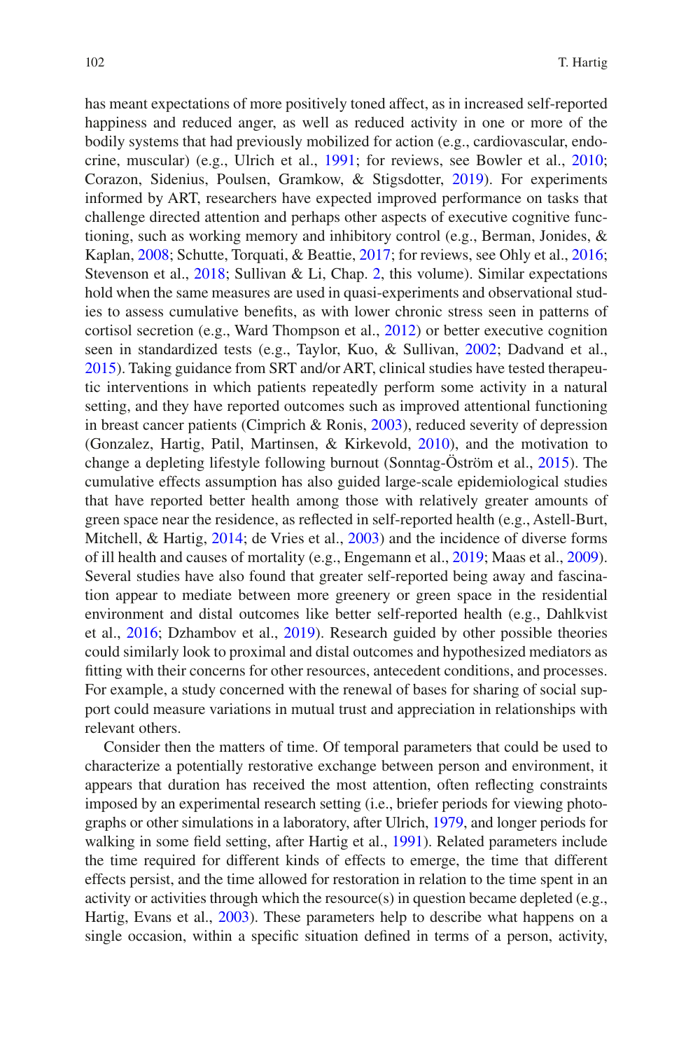has meant expectations of more positively toned affect, as in increased self-reported happiness and reduced anger, as well as reduced activity in one or more of the bodily systems that had previously mobilized for action (e.g., cardiovascular, endocrine, muscular) (e.g., Ulrich et al., 1991; for reviews, see Bowler et al., 2010; Corazon, Sidenius, Poulsen, Gramkow, & Stigsdotter, 2019). For experiments informed by ART, researchers have expected improved performance on tasks that challenge directed attention and perhaps other aspects of executive cognitive functioning, such as working memory and inhibitory control (e.g., Berman, Jonides, & Kaplan, 2008; Schutte, Torquati, & Beattie, 2017; for reviews, see Ohly et al., 2016; Stevenson et al., 2018; Sullivan & Li, Chap. 2, this volume). Similar expectations hold when the same measures are used in quasi-experiments and observational studies to assess cumulative benefits, as with lower chronic stress seen in patterns of cortisol secretion (e.g., Ward Thompson et al., 2012) or better executive cognition seen in standardized tests (e.g., Taylor, Kuo, & Sullivan, 2002; Dadvand et al., 2015). Taking guidance from SRT and/or ART, clinical studies have tested therapeutic interventions in which patients repeatedly perform some activity in a natural setting, and they have reported outcomes such as improved attentional functioning in breast cancer patients (Cimprich & Ronis, 2003), reduced severity of depression (Gonzalez, Hartig, Patil, Martinsen, & Kirkevold, 2010), and the motivation to change a depleting lifestyle following burnout (Sonntag-Öström et al., 2015). The cumulative effects assumption has also guided large-scale epidemiological studies that have reported better health among those with relatively greater amounts of green space near the residence, as reflected in self-reported health (e.g., Astell-Burt, Mitchell, & Hartig, 2014; de Vries et al., 2003) and the incidence of diverse forms of ill health and causes of mortality (e.g., Engemann et al., 2019; Maas et al., 2009). Several studies have also found that greater self-reported being away and fascination appear to mediate between more greenery or green space in the residential environment and distal outcomes like better self-reported health (e.g., Dahlkvist et al., 2016; Dzhambov et al., 2019). Research guided by other possible theories could similarly look to proximal and distal outcomes and hypothesized mediators as fitting with their concerns for other resources, antecedent conditions, and processes. For example, a study concerned with the renewal of bases for sharing of social support could measure variations in mutual trust and appreciation in relationships with relevant others.

Consider then the matters of time. Of temporal parameters that could be used to characterize a potentially restorative exchange between person and environment, it appears that duration has received the most attention, often reflecting constraints imposed by an experimental research setting (i.e., briefer periods for viewing photographs or other simulations in a laboratory, after Ulrich, 1979, and longer periods for walking in some field setting, after Hartig et al., 1991). Related parameters include the time required for different kinds of effects to emerge, the time that different effects persist, and the time allowed for restoration in relation to the time spent in an activity or activities through which the resource(s) in question became depleted (e.g., Hartig, Evans et al., 2003). These parameters help to describe what happens on a single occasion, within a specific situation defined in terms of a person, activity,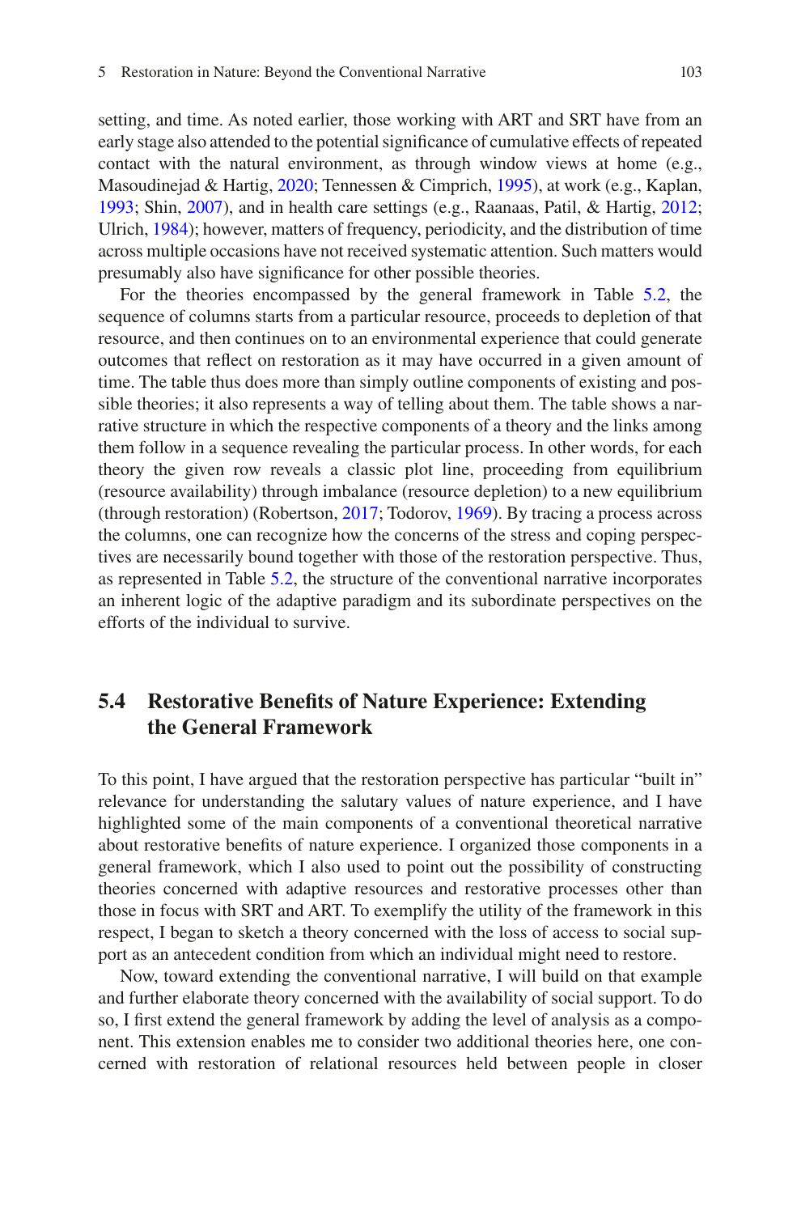setting, and time. As noted earlier, those working with ART and SRT have from an early stage also attended to the potential significance of cumulative effects of repeated contact with the natural environment, as through window views at home (e.g., Masoudinejad & Hartig, 2020; Tennessen & Cimprich, 1995), at work (e.g., Kaplan, 1993; Shin, 2007), and in health care settings (e.g., Raanaas, Patil, & Hartig, 2012; Ulrich, 1984); however, matters of frequency, periodicity, and the distribution of time across multiple occasions have not received systematic attention. Such matters would presumably also have significance for other possible theories.

For the theories encompassed by the general framework in Table 5.2, the sequence of columns starts from a particular resource, proceeds to depletion of that resource, and then continues on to an environmental experience that could generate outcomes that reflect on restoration as it may have occurred in a given amount of time. The table thus does more than simply outline components of existing and possible theories; it also represents a way of telling about them. The table shows a narrative structure in which the respective components of a theory and the links among them follow in a sequence revealing the particular process. In other words, for each theory the given row reveals a classic plot line, proceeding from equilibrium (resource availability) through imbalance (resource depletion) to a new equilibrium (through restoration) (Robertson, 2017; Todorov, 1969). By tracing a process across the columns, one can recognize how the concerns of the stress and coping perspectives are necessarily bound together with those of the restoration perspective. Thus, as represented in Table 5.2, the structure of the conventional narrative incorporates an inherent logic of the adaptive paradigm and its subordinate perspectives on the efforts of the individual to survive.

## 5.4 Restorative Benefits of Nature Experience: Extending the General Framework

To this point, I have argued that the restoration perspective has particular "built in" relevance for understanding the salutary values of nature experience, and I have highlighted some of the main components of a conventional theoretical narrative about restorative benefits of nature experience. I organized those components in a general framework, which I also used to point out the possibility of constructing theories concerned with adaptive resources and restorative processes other than those in focus with SRT and ART. To exemplify the utility of the framework in this respect, I began to sketch a theory concerned with the loss of access to social support as an antecedent condition from which an individual might need to restore.

Now, toward extending the conventional narrative, I will build on that example and further elaborate theory concerned with the availability of social support. To do so, I first extend the general framework by adding the level of analysis as a component. This extension enables me to consider two additional theories here, one concerned with restoration of relational resources held between people in closer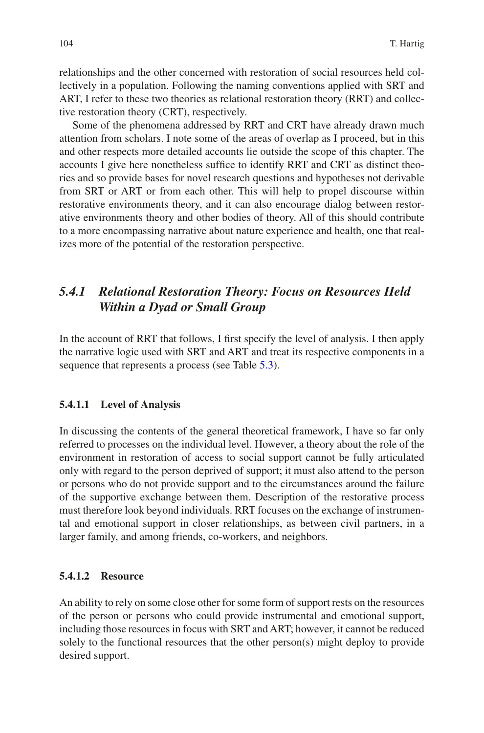relationships and the other concerned with restoration of social resources held collectively in a population. Following the naming conventions applied with SRT and ART, I refer to these two theories as relational restoration theory (RRT) and collective restoration theory (CRT), respectively.

Some of the phenomena addressed by RRT and CRT have already drawn much attention from scholars. I note some of the areas of overlap as I proceed, but in this and other respects more detailed accounts lie outside the scope of this chapter. The accounts I give here nonetheless suffice to identify RRT and CRT as distinct theories and so provide bases for novel research questions and hypotheses not derivable from SRT or ART or from each other. This will help to propel discourse within restorative environments theory, and it can also encourage dialog between restorative environments theory and other bodies of theory. All of this should contribute to a more encompassing narrative about nature experience and health, one that realizes more of the potential of the restoration perspective.

### *5.4.1 Relational Restoration Theory: Focus on Resources Held Within a Dyad or Small Group*

In the account of RRT that follows, I first specify the level of analysis. I then apply the narrative logic used with SRT and ART and treat its respective components in a sequence that represents a process (see Table 5.3).

#### 5.4.1.1 Level of Analysis

In discussing the contents of the general theoretical framework, I have so far only referred to processes on the individual level. However, a theory about the role of the environment in restoration of access to social support cannot be fully articulated only with regard to the person deprived of support; it must also attend to the person or persons who do not provide support and to the circumstances around the failure of the supportive exchange between them. Description of the restorative process must therefore look beyond individuals. RRT focuses on the exchange of instrumental and emotional support in closer relationships, as between civil partners, in a larger family, and among friends, co-workers, and neighbors.

#### 5.4.1.2 Resource

An ability to rely on some close other for some form of support rests on the resources of the person or persons who could provide instrumental and emotional support, including those resources in focus with SRT and ART; however, it cannot be reduced solely to the functional resources that the other person(s) might deploy to provide desired support.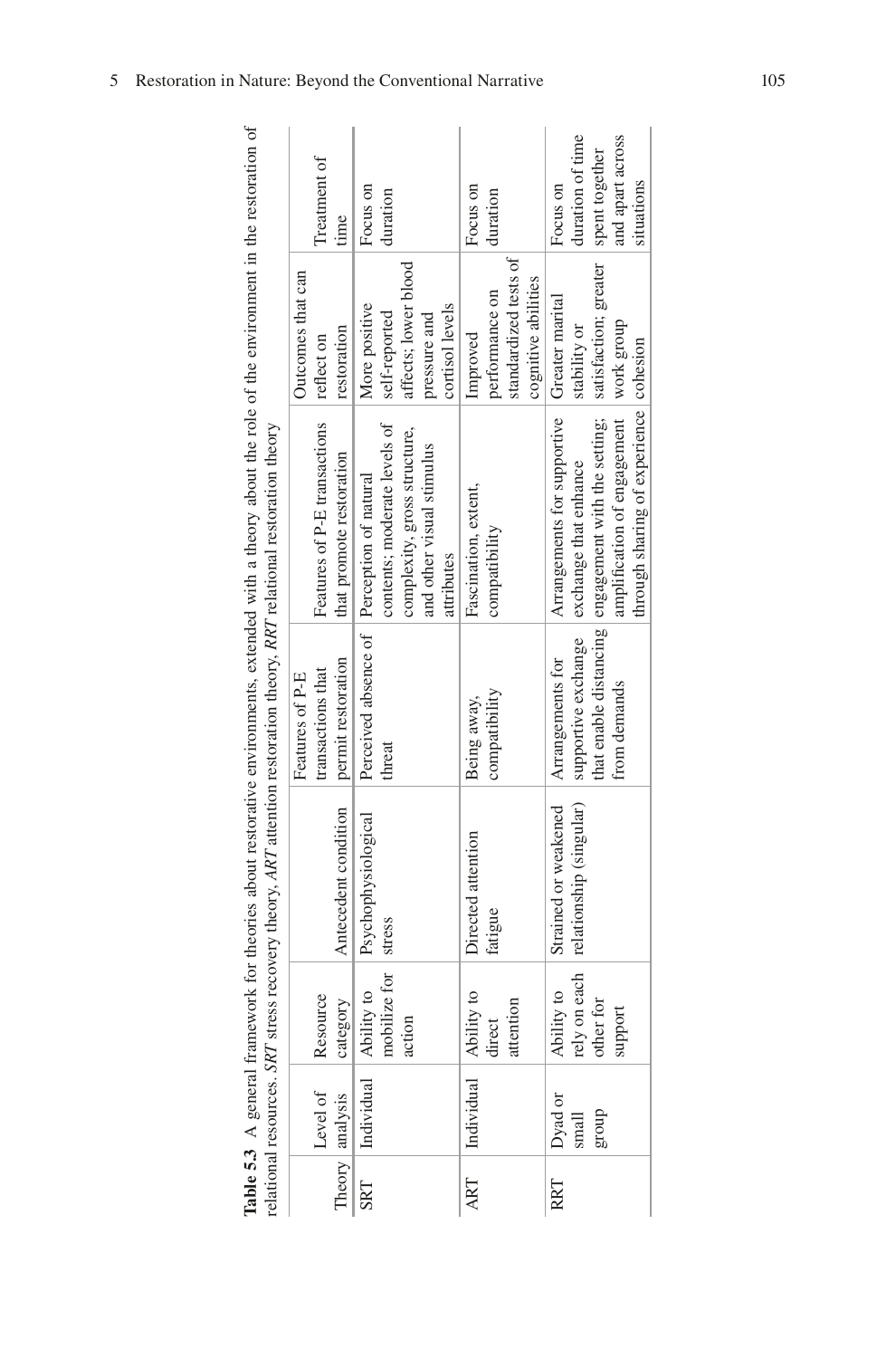**Table 5.3** A general framework for theories about restorative environments, extended with a theory about the role of the environment in the restoration of relational resources. *SRT* stress recovery theory, *ART* attention restoration theory, *RRT* relational restoration theory

| Theory | Level of analysis | Resource category | Antecedent condition | Features of P-E transactions that permit restoration | Features of P-E transactions that promote restoration | Outcomes that can reflect on restoration | Treatment of time |
|---|---|---|---|---|---|---|---|
| SRT | Individual | Ability to mobilize for action | Psychophysiological stress | Perceived absence of threat | Perception of natural contents; moderate levels of complexity, gross structure, and other visual stimulus attributes | More positive self-reported affects; lower blood pressure and cortisol levels | Focus on duration |
| ART | Individual | Ability to direct attention | Directed attention fatigue | Being away, compatibility | Fascination, extent, compatibility | Improved performance on standardized tests of cognitive abilities | Focus on duration |
| RRT | Dyad or small group | Ability to rely on each other for support | Strained or weakened relationship (singular) | Arrangements for supportive exchange that enable distancing from demands | Arrangements for supportive exchange that enhance engagement with the setting; amplification of engagement through sharing of experience | Greater marital stability or satisfaction; greater work group cohesion | Focus on duration of time spent together and apart across situations |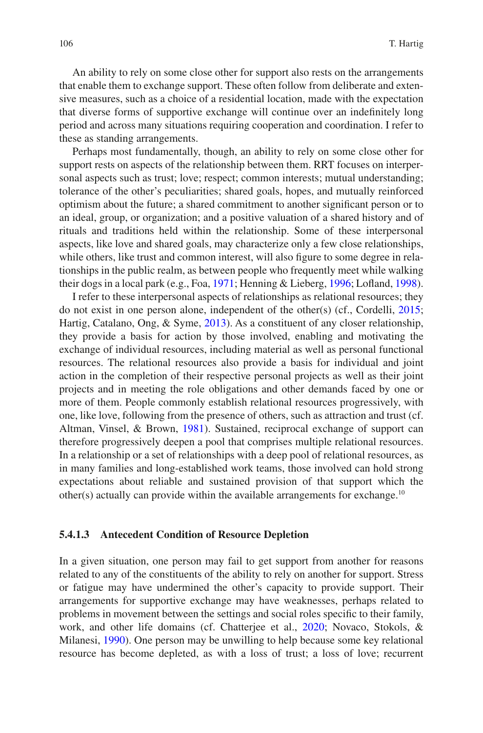An ability to rely on some close other for support also rests on the arrangements that enable them to exchange support. These often follow from deliberate and extensive measures, such as a choice of a residential location, made with the expectation that diverse forms of supportive exchange will continue over an indefinitely long period and across many situations requiring cooperation and coordination. I refer to these as standing arrangements.

Perhaps most fundamentally, though, an ability to rely on some close other for support rests on aspects of the relationship between them. RRT focuses on interpersonal aspects such as trust; love; respect; common interests; mutual understanding; tolerance of the other's peculiarities; shared goals, hopes, and mutually reinforced optimism about the future; a shared commitment to another significant person or to an ideal, group, or organization; and a positive valuation of a shared history and of rituals and traditions held within the relationship. Some of these interpersonal aspects, like love and shared goals, may characterize only a few close relationships, while others, like trust and common interest, will also figure to some degree in relationships in the public realm, as between people who frequently meet while walking their dogs in a local park (e.g., Foa, 1971; Henning & Lieberg, 1996; Lofland, 1998).

I refer to these interpersonal aspects of relationships as relational resources; they do not exist in one person alone, independent of the other(s) (cf., Cordelli, 2015; Hartig, Catalano, Ong, & Syme, 2013). As a constituent of any closer relationship, they provide a basis for action by those involved, enabling and motivating the exchange of individual resources, including material as well as personal functional resources. The relational resources also provide a basis for individual and joint action in the completion of their respective personal projects as well as their joint projects and in meeting the role obligations and other demands faced by one or more of them. People commonly establish relational resources progressively, with one, like love, following from the presence of others, such as attraction and trust (cf. Altman, Vinsel, & Brown, 1981). Sustained, reciprocal exchange of support can therefore progressively deepen a pool that comprises multiple relational resources. In a relationship or a set of relationships with a deep pool of relational resources, as in many families and long-established work teams, those involved can hold strong expectations about reliable and sustained provision of that support which the other(s) actually can provide within the available arrangements for exchange.[10]

#### 5.4.1.3 Antecedent Condition of Resource Depletion

In a given situation, one person may fail to get support from another for reasons related to any of the constituents of the ability to rely on another for support. Stress or fatigue may have undermined the other's capacity to provide support. Their arrangements for supportive exchange may have weaknesses, perhaps related to problems in movement between the settings and social roles specific to their family, work, and other life domains (cf. Chatterjee et al., 2020; Novaco, Stokols, & Milanesi, 1990). One person may be unwilling to help because some key relational resource has become depleted, as with a loss of trust; a loss of love; recurrent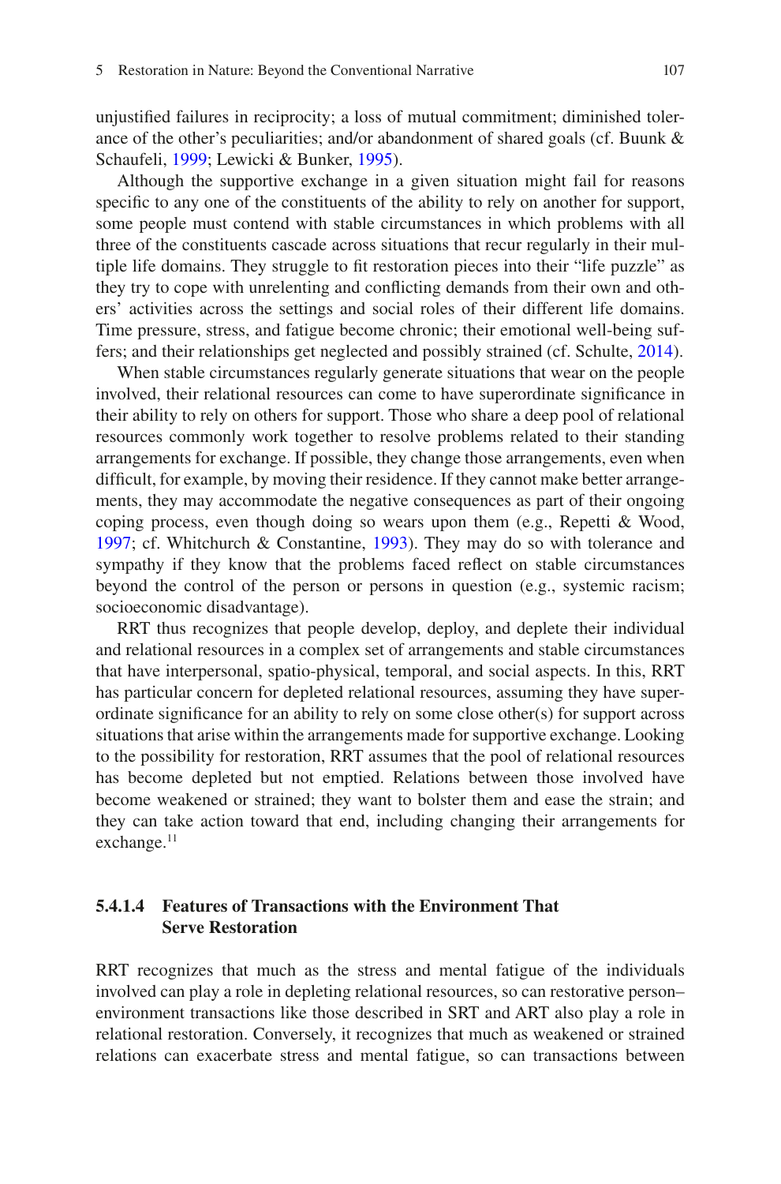unjustified failures in reciprocity; a loss of mutual commitment; diminished tolerance of the other's peculiarities; and/or abandonment of shared goals (cf. Buunk & Schaufeli, 1999; Lewicki & Bunker, 1995).

Although the supportive exchange in a given situation might fail for reasons specific to any one of the constituents of the ability to rely on another for support, some people must contend with stable circumstances in which problems with all three of the constituents cascade across situations that recur regularly in their multiple life domains. They struggle to fit restoration pieces into their "life puzzle" as they try to cope with unrelenting and conflicting demands from their own and others' activities across the settings and social roles of their different life domains. Time pressure, stress, and fatigue become chronic; their emotional well-being suffers; and their relationships get neglected and possibly strained (cf. Schulte, 2014).

When stable circumstances regularly generate situations that wear on the people involved, their relational resources can come to have superordinate significance in their ability to rely on others for support. Those who share a deep pool of relational resources commonly work together to resolve problems related to their standing arrangements for exchange. If possible, they change those arrangements, even when difficult, for example, by moving their residence. If they cannot make better arrangements, they may accommodate the negative consequences as part of their ongoing coping process, even though doing so wears upon them (e.g., Repetti & Wood, 1997; cf. Whitchurch & Constantine, 1993). They may do so with tolerance and sympathy if they know that the problems faced reflect on stable circumstances beyond the control of the person or persons in question (e.g., systemic racism; socioeconomic disadvantage).

RRT thus recognizes that people develop, deploy, and deplete their individual and relational resources in a complex set of arrangements and stable circumstances that have interpersonal, spatio-physical, temporal, and social aspects. In this, RRT has particular concern for depleted relational resources, assuming they have superordinate significance for an ability to rely on some close other(s) for support across situations that arise within the arrangements made for supportive exchange. Looking to the possibility for restoration, RRT assumes that the pool of relational resources has become depleted but not emptied. Relations between those involved have become weakened or strained; they want to bolster them and ease the strain; and they can take action toward that end, including changing their arrangements for exchange.[11]

#### 5.4.1.4 Features of Transactions with the Environment That Serve Restoration

RRT recognizes that much as the stress and mental fatigue of the individuals involved can play a role in depleting relational resources, so can restorative person–environment transactions like those described in SRT and ART also play a role in relational restoration. Conversely, it recognizes that much as weakened or strained relations can exacerbate stress and mental fatigue, so can transactions between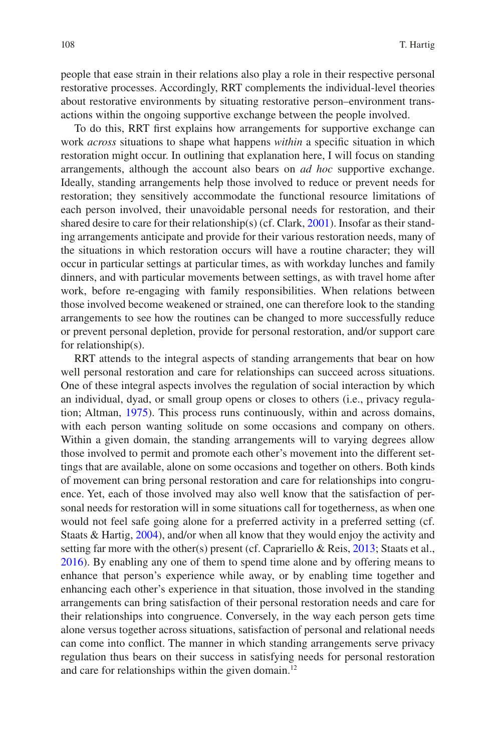people that ease strain in their relations also play a role in their respective personal restorative processes. Accordingly, RRT complements the individual-level theories about restorative environments by situating restorative person–environment transactions within the ongoing supportive exchange between the people involved.

To do this, RRT first explains how arrangements for supportive exchange can work *across* situations to shape what happens *within* a specific situation in which restoration might occur. In outlining that explanation here, I will focus on standing arrangements, although the account also bears on *ad hoc* supportive exchange. Ideally, standing arrangements help those involved to reduce or prevent needs for restoration; they sensitively accommodate the functional resource limitations of each person involved, their unavoidable personal needs for restoration, and their shared desire to care for their relationship(s) (cf. Clark, 2001). Insofar as their standing arrangements anticipate and provide for their various restoration needs, many of the situations in which restoration occurs will have a routine character; they will occur in particular settings at particular times, as with workday lunches and family dinners, and with particular movements between settings, as with travel home after work, before re-engaging with family responsibilities. When relations between those involved become weakened or strained, one can therefore look to the standing arrangements to see how the routines can be changed to more successfully reduce or prevent personal depletion, provide for personal restoration, and/or support care for relationship(s).

RRT attends to the integral aspects of standing arrangements that bear on how well personal restoration and care for relationships can succeed across situations. One of these integral aspects involves the regulation of social interaction by which an individual, dyad, or small group opens or closes to others (i.e., privacy regulation; Altman, 1975). This process runs continuously, within and across domains, with each person wanting solitude on some occasions and company on others. Within a given domain, the standing arrangements will to varying degrees allow those involved to permit and promote each other's movement into the different settings that are available, alone on some occasions and together on others. Both kinds of movement can bring personal restoration and care for relationships into congruence. Yet, each of those involved may also well know that the satisfaction of personal needs for restoration will in some situations call for togetherness, as when one would not feel safe going alone for a preferred activity in a preferred setting (cf. Staats & Hartig, 2004), and/or when all know that they would enjoy the activity and setting far more with the other(s) present (cf. Caprariello & Reis, 2013; Staats et al., 2016). By enabling any one of them to spend time alone and by offering means to enhance that person's experience while away, or by enabling time together and enhancing each other's experience in that situation, those involved in the standing arrangements can bring satisfaction of their personal restoration needs and care for their relationships into congruence. Conversely, in the way each person gets time alone versus together across situations, satisfaction of personal and relational needs can come into conflict. The manner in which standing arrangements serve privacy regulation thus bears on their success in satisfying needs for personal restoration and care for relationships within the given domain.[12]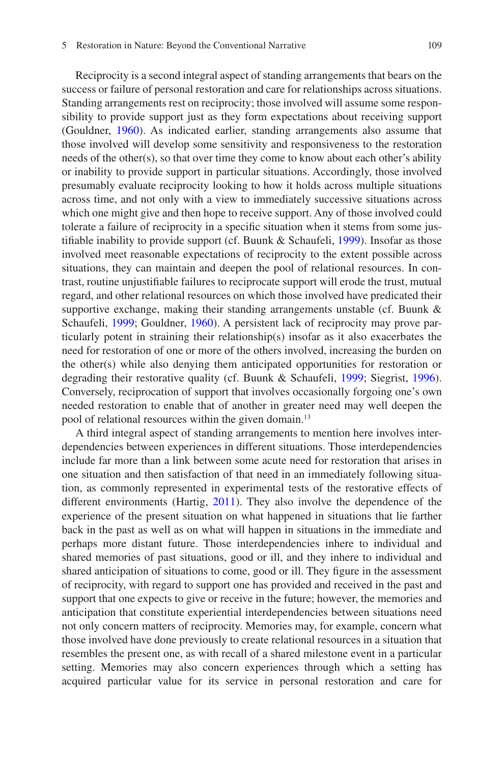Reciprocity is a second integral aspect of standing arrangements that bears on the success or failure of personal restoration and care for relationships across situations. Standing arrangements rest on reciprocity; those involved will assume some responsibility to provide support just as they form expectations about receiving support (Gouldner, 1960). As indicated earlier, standing arrangements also assume that those involved will develop some sensitivity and responsiveness to the restoration needs of the other(s), so that over time they come to know about each other's ability or inability to provide support in particular situations. Accordingly, those involved presumably evaluate reciprocity looking to how it holds across multiple situations across time, and not only with a view to immediately successive situations across which one might give and then hope to receive support. Any of those involved could tolerate a failure of reciprocity in a specific situation when it stems from some justifiable inability to provide support (cf. Buunk & Schaufeli, 1999). Insofar as those involved meet reasonable expectations of reciprocity to the extent possible across situations, they can maintain and deepen the pool of relational resources. In contrast, routine unjustifiable failures to reciprocate support will erode the trust, mutual regard, and other relational resources on which those involved have predicated their supportive exchange, making their standing arrangements unstable (cf. Buunk & Schaufeli, 1999; Gouldner, 1960). A persistent lack of reciprocity may prove particularly potent in straining their relationship(s) insofar as it also exacerbates the need for restoration of one or more of the others involved, increasing the burden on the other(s) while also denying them anticipated opportunities for restoration or degrading their restorative quality (cf. Buunk & Schaufeli, 1999; Siegrist, 1996). Conversely, reciprocation of support that involves occasionally forgoing one's own needed restoration to enable that of another in greater need may well deepen the pool of relational resources within the given domain.[13]

A third integral aspect of standing arrangements to mention here involves interdependencies between experiences in different situations. Those interdependencies include far more than a link between some acute need for restoration that arises in one situation and then satisfaction of that need in an immediately following situation, as commonly represented in experimental tests of the restorative effects of different environments (Hartig, 2011). They also involve the dependence of the experience of the present situation on what happened in situations that lie farther back in the past as well as on what will happen in situations in the immediate and perhaps more distant future. Those interdependencies inhere to individual and shared memories of past situations, good or ill, and they inhere to individual and shared anticipation of situations to come, good or ill. They figure in the assessment of reciprocity, with regard to support one has provided and received in the past and support that one expects to give or receive in the future; however, the memories and anticipation that constitute experiential interdependencies between situations need not only concern matters of reciprocity. Memories may, for example, concern what those involved have done previously to create relational resources in a situation that resembles the present one, as with recall of a shared milestone event in a particular setting. Memories may also concern experiences through which a setting has acquired particular value for its service in personal restoration and care for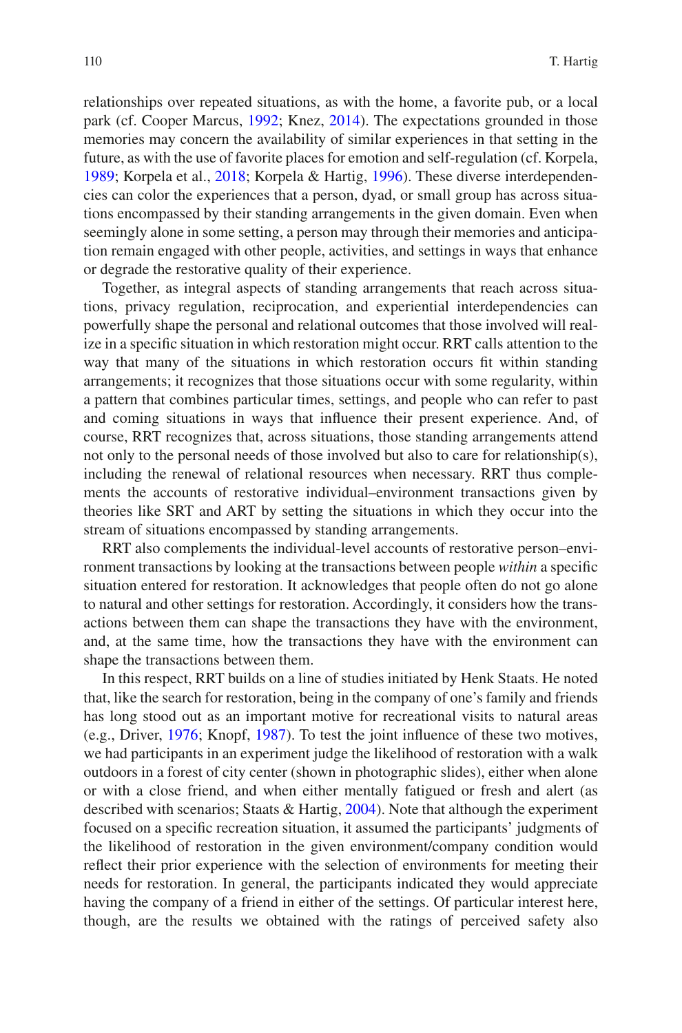relationships over repeated situations, as with the home, a favorite pub, or a local park (cf. Cooper Marcus, 1992; Knez, 2014). The expectations grounded in those memories may concern the availability of similar experiences in that setting in the future, as with the use of favorite places for emotion and self-regulation (cf. Korpela, 1989; Korpela et al., 2018; Korpela & Hartig, 1996). These diverse interdependencies can color the experiences that a person, dyad, or small group has across situations encompassed by their standing arrangements in the given domain. Even when seemingly alone in some setting, a person may through their memories and anticipation remain engaged with other people, activities, and settings in ways that enhance or degrade the restorative quality of their experience.

Together, as integral aspects of standing arrangements that reach across situations, privacy regulation, reciprocation, and experiential interdependencies can powerfully shape the personal and relational outcomes that those involved will realize in a specific situation in which restoration might occur. RRT calls attention to the way that many of the situations in which restoration occurs fit within standing arrangements; it recognizes that those situations occur with some regularity, within a pattern that combines particular times, settings, and people who can refer to past and coming situations in ways that influence their present experience. And, of course, RRT recognizes that, across situations, those standing arrangements attend not only to the personal needs of those involved but also to care for relationship(s), including the renewal of relational resources when necessary. RRT thus complements the accounts of restorative individual–environment transactions given by theories like SRT and ART by setting the situations in which they occur into the stream of situations encompassed by standing arrangements.

RRT also complements the individual-level accounts of restorative person–environment transactions by looking at the transactions between people *within* a specific situation entered for restoration. It acknowledges that people often do not go alone to natural and other settings for restoration. Accordingly, it considers how the transactions between them can shape the transactions they have with the environment, and, at the same time, how the transactions they have with the environment can shape the transactions between them.

In this respect, RRT builds on a line of studies initiated by Henk Staats. He noted that, like the search for restoration, being in the company of one's family and friends has long stood out as an important motive for recreational visits to natural areas (e.g., Driver, 1976; Knopf, 1987). To test the joint influence of these two motives, we had participants in an experiment judge the likelihood of restoration with a walk outdoors in a forest of city center (shown in photographic slides), either when alone or with a close friend, and when either mentally fatigued or fresh and alert (as described with scenarios; Staats & Hartig, 2004). Note that although the experiment focused on a specific recreation situation, it assumed the participants' judgments of the likelihood of restoration in the given environment/company condition would reflect their prior experience with the selection of environments for meeting their needs for restoration. In general, the participants indicated they would appreciate having the company of a friend in either of the settings. Of particular interest here, though, are the results we obtained with the ratings of perceived safety also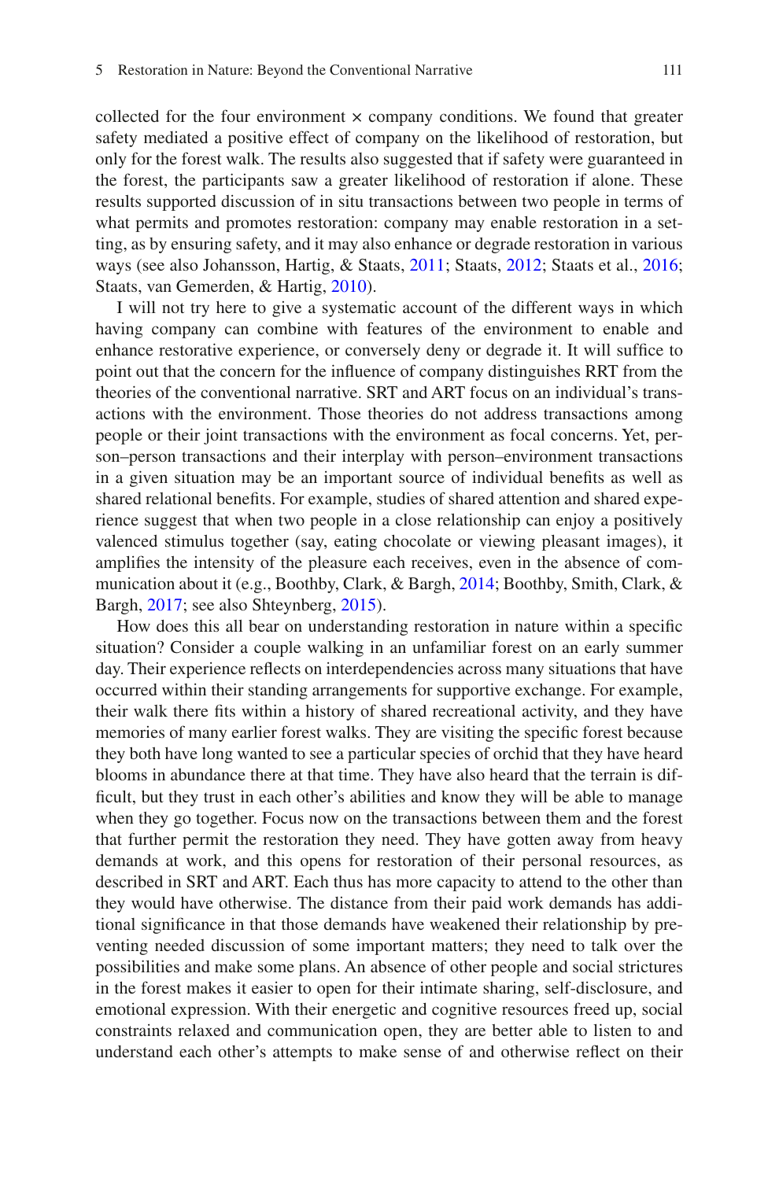collected for the four environment × company conditions. We found that greater safety mediated a positive effect of company on the likelihood of restoration, but only for the forest walk. The results also suggested that if safety were guaranteed in the forest, the participants saw a greater likelihood of restoration if alone. These results supported discussion of in situ transactions between two people in terms of what permits and promotes restoration: company may enable restoration in a setting, as by ensuring safety, and it may also enhance or degrade restoration in various ways (see also Johansson, Hartig, & Staats, 2011; Staats, 2012; Staats et al., 2016; Staats, van Gemerden, & Hartig, 2010).

I will not try here to give a systematic account of the different ways in which having company can combine with features of the environment to enable and enhance restorative experience, or conversely deny or degrade it. It will suffice to point out that the concern for the influence of company distinguishes RRT from the theories of the conventional narrative. SRT and ART focus on an individual's transactions with the environment. Those theories do not address transactions among people or their joint transactions with the environment as focal concerns. Yet, person–person transactions and their interplay with person–environment transactions in a given situation may be an important source of individual benefits as well as shared relational benefits. For example, studies of shared attention and shared experience suggest that when two people in a close relationship can enjoy a positively valenced stimulus together (say, eating chocolate or viewing pleasant images), it amplifies the intensity of the pleasure each receives, even in the absence of communication about it (e.g., Boothby, Clark, & Bargh, 2014; Boothby, Smith, Clark, & Bargh, 2017; see also Shteynberg, 2015).

How does this all bear on understanding restoration in nature within a specific situation? Consider a couple walking in an unfamiliar forest on an early summer day. Their experience reflects on interdependencies across many situations that have occurred within their standing arrangements for supportive exchange. For example, their walk there fits within a history of shared recreational activity, and they have memories of many earlier forest walks. They are visiting the specific forest because they both have long wanted to see a particular species of orchid that they have heard blooms in abundance there at that time. They have also heard that the terrain is difficult, but they trust in each other's abilities and know they will be able to manage when they go together. Focus now on the transactions between them and the forest that further permit the restoration they need. They have gotten away from heavy demands at work, and this opens for restoration of their personal resources, as described in SRT and ART. Each thus has more capacity to attend to the other than they would have otherwise. The distance from their paid work demands has additional significance in that those demands have weakened their relationship by preventing needed discussion of some important matters; they need to talk over the possibilities and make some plans. An absence of other people and social strictures in the forest makes it easier to open for their intimate sharing, self-disclosure, and emotional expression. With their energetic and cognitive resources freed up, social constraints relaxed and communication open, they are better able to listen to and understand each other's attempts to make sense of and otherwise reflect on their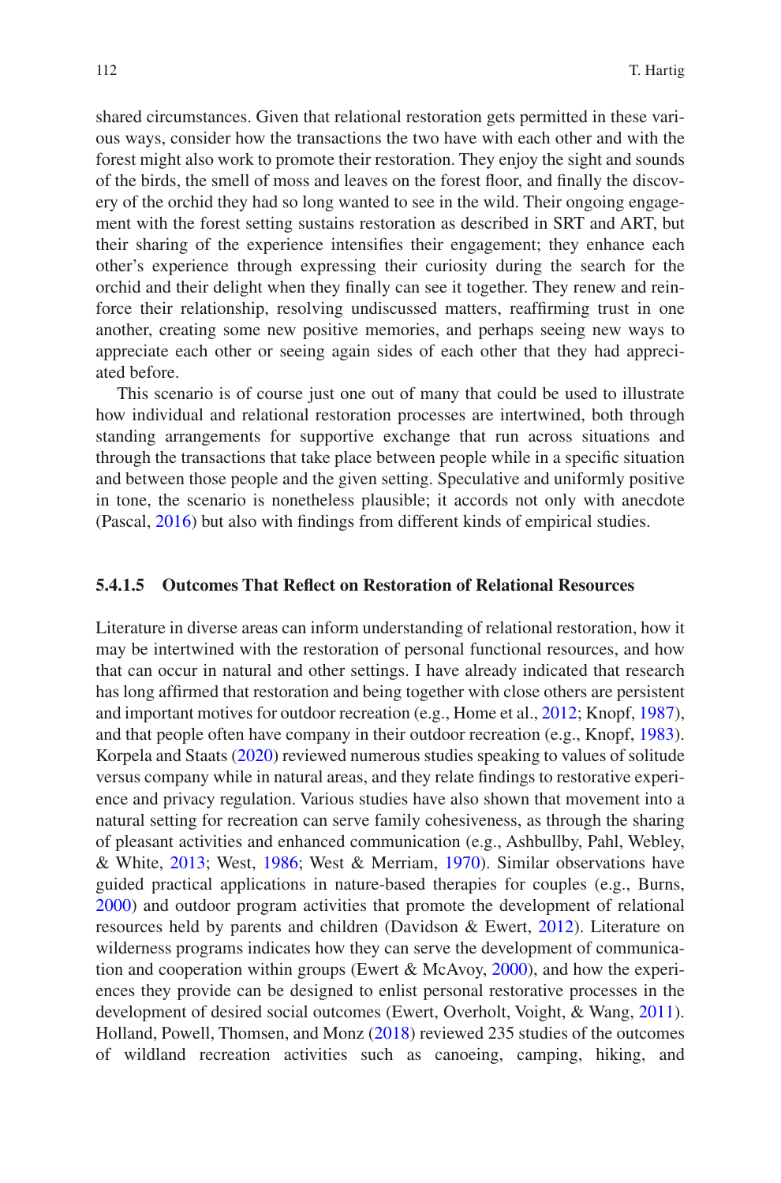shared circumstances. Given that relational restoration gets permitted in these various ways, consider how the transactions the two have with each other and with the forest might also work to promote their restoration. They enjoy the sight and sounds of the birds, the smell of moss and leaves on the forest floor, and finally the discovery of the orchid they had so long wanted to see in the wild. Their ongoing engagement with the forest setting sustains restoration as described in SRT and ART, but their sharing of the experience intensifies their engagement; they enhance each other's experience through expressing their curiosity during the search for the orchid and their delight when they finally can see it together. They renew and reinforce their relationship, resolving undiscussed matters, reaffirming trust in one another, creating some new positive memories, and perhaps seeing new ways to appreciate each other or seeing again sides of each other that they had appreciated before.

This scenario is of course just one out of many that could be used to illustrate how individual and relational restoration processes are intertwined, both through standing arrangements for supportive exchange that run across situations and through the transactions that take place between people while in a specific situation and between those people and the given setting. Speculative and uniformly positive in tone, the scenario is nonetheless plausible; it accords not only with anecdote (Pascal, 2016) but also with findings from different kinds of empirical studies.

#### 5.4.1.5 Outcomes That Reflect on Restoration of Relational Resources

Literature in diverse areas can inform understanding of relational restoration, how it may be intertwined with the restoration of personal functional resources, and how that can occur in natural and other settings. I have already indicated that research has long affirmed that restoration and being together with close others are persistent and important motives for outdoor recreation (e.g., Home et al., 2012; Knopf, 1987), and that people often have company in their outdoor recreation (e.g., Knopf, 1983). Korpela and Staats (2020) reviewed numerous studies speaking to values of solitude versus company while in natural areas, and they relate findings to restorative experience and privacy regulation. Various studies have also shown that movement into a natural setting for recreation can serve family cohesiveness, as through the sharing of pleasant activities and enhanced communication (e.g., Ashbullby, Pahl, Webley, & White, 2013; West, 1986; West & Merriam, 1970). Similar observations have guided practical applications in nature-based therapies for couples (e.g., Burns, 2000) and outdoor program activities that promote the development of relational resources held by parents and children (Davidson & Ewert, 2012). Literature on wilderness programs indicates how they can serve the development of communication and cooperation within groups (Ewert & McAvoy, 2000), and how the experiences they provide can be designed to enlist personal restorative processes in the development of desired social outcomes (Ewert, Overholt, Voight, & Wang, 2011). Holland, Powell, Thomsen, and Monz (2018) reviewed 235 studies of the outcomes of wildland recreation activities such as canoeing, camping, hiking, and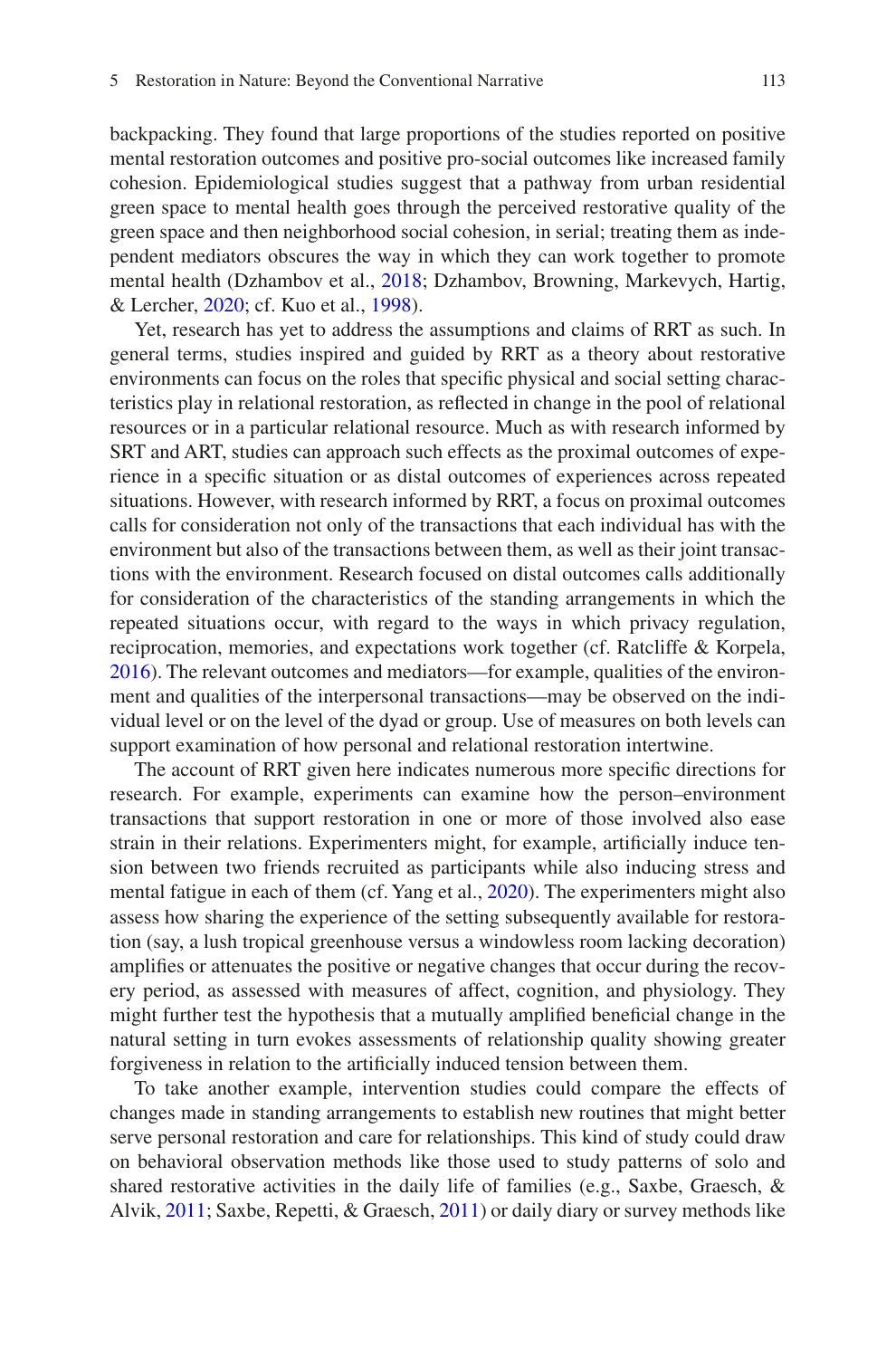backpacking. They found that large proportions of the studies reported on positive mental restoration outcomes and positive pro-social outcomes like increased family cohesion. Epidemiological studies suggest that a pathway from urban residential green space to mental health goes through the perceived restorative quality of the green space and then neighborhood social cohesion, in serial; treating them as independent mediators obscures the way in which they can work together to promote mental health (Dzhambov et al., 2018; Dzhambov, Browning, Markevych, Hartig, & Lercher, 2020; cf. Kuo et al., 1998).

Yet, research has yet to address the assumptions and claims of RRT as such. In general terms, studies inspired and guided by RRT as a theory about restorative environments can focus on the roles that specific physical and social setting characteristics play in relational restoration, as reflected in change in the pool of relational resources or in a particular relational resource. Much as with research informed by SRT and ART, studies can approach such effects as the proximal outcomes of experience in a specific situation or as distal outcomes of experiences across repeated situations. However, with research informed by RRT, a focus on proximal outcomes calls for consideration not only of the transactions that each individual has with the environment but also of the transactions between them, as well as their joint transactions with the environment. Research focused on distal outcomes calls additionally for consideration of the characteristics of the standing arrangements in which the repeated situations occur, with regard to the ways in which privacy regulation, reciprocation, memories, and expectations work together (cf. Ratcliffe & Korpela, 2016). The relevant outcomes and mediators—for example, qualities of the environment and qualities of the interpersonal transactions—may be observed on the individual level or on the level of the dyad or group. Use of measures on both levels can support examination of how personal and relational restoration intertwine.

The account of RRT given here indicates numerous more specific directions for research. For example, experiments can examine how the person–environment transactions that support restoration in one or more of those involved also ease strain in their relations. Experimenters might, for example, artificially induce tension between two friends recruited as participants while also inducing stress and mental fatigue in each of them (cf. Yang et al., 2020). The experimenters might also assess how sharing the experience of the setting subsequently available for restoration (say, a lush tropical greenhouse versus a windowless room lacking decoration) amplifies or attenuates the positive or negative changes that occur during the recovery period, as assessed with measures of affect, cognition, and physiology. They might further test the hypothesis that a mutually amplified beneficial change in the natural setting in turn evokes assessments of relationship quality showing greater forgiveness in relation to the artificially induced tension between them.

To take another example, intervention studies could compare the effects of changes made in standing arrangements to establish new routines that might better serve personal restoration and care for relationships. This kind of study could draw on behavioral observation methods like those used to study patterns of solo and shared restorative activities in the daily life of families (e.g., Saxbe, Graesch, & Alvik, 2011; Saxbe, Repetti, & Graesch, 2011) or daily diary or survey methods like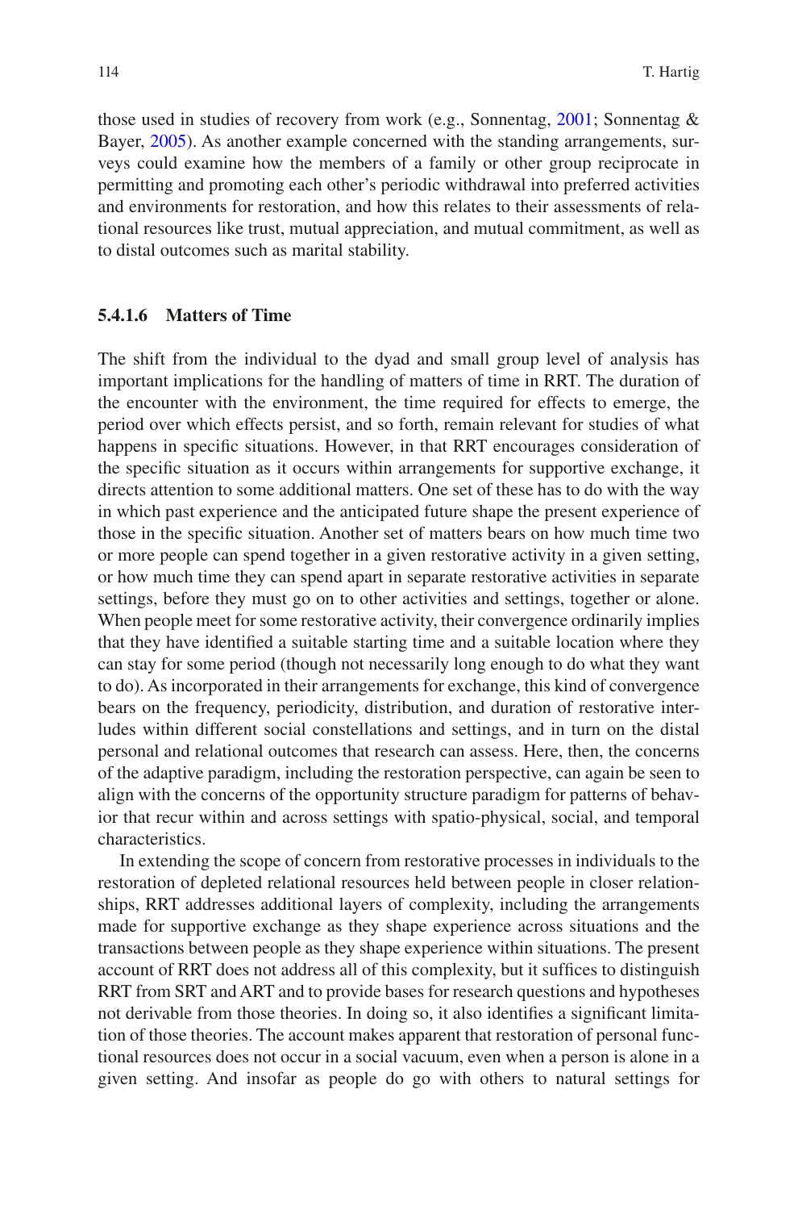those used in studies of recovery from work (e.g., Sonnentag, 2001; Sonnentag & Bayer, 2005). As another example concerned with the standing arrangements, surveys could examine how the members of a family or other group reciprocate in permitting and promoting each other's periodic withdrawal into preferred activities and environments for restoration, and how this relates to their assessments of relational resources like trust, mutual appreciation, and mutual commitment, as well as to distal outcomes such as marital stability.

#### 5.4.1.6 Matters of Time

The shift from the individual to the dyad and small group level of analysis has important implications for the handling of matters of time in RRT. The duration of the encounter with the environment, the time required for effects to emerge, the period over which effects persist, and so forth, remain relevant for studies of what happens in specific situations. However, in that RRT encourages consideration of the specific situation as it occurs within arrangements for supportive exchange, it directs attention to some additional matters. One set of these has to do with the way in which past experience and the anticipated future shape the present experience of those in the specific situation. Another set of matters bears on how much time two or more people can spend together in a given restorative activity in a given setting, or how much time they can spend apart in separate restorative activities in separate settings, before they must go on to other activities and settings, together or alone. When people meet for some restorative activity, their convergence ordinarily implies that they have identified a suitable starting time and a suitable location where they can stay for some period (though not necessarily long enough to do what they want to do). As incorporated in their arrangements for exchange, this kind of convergence bears on the frequency, periodicity, distribution, and duration of restorative interludes within different social constellations and settings, and in turn on the distal personal and relational outcomes that research can assess. Here, then, the concerns of the adaptive paradigm, including the restoration perspective, can again be seen to align with the concerns of the opportunity structure paradigm for patterns of behavior that recur within and across settings with spatio-physical, social, and temporal characteristics.

In extending the scope of concern from restorative processes in individuals to the restoration of depleted relational resources held between people in closer relationships, RRT addresses additional layers of complexity, including the arrangements made for supportive exchange as they shape experience across situations and the transactions between people as they shape experience within situations. The present account of RRT does not address all of this complexity, but it suffices to distinguish RRT from SRT and ART and to provide bases for research questions and hypotheses not derivable from those theories. In doing so, it also identifies a significant limitation of those theories. The account makes apparent that restoration of personal functional resources does not occur in a social vacuum, even when a person is alone in a given setting. And insofar as people do go with others to natural settings for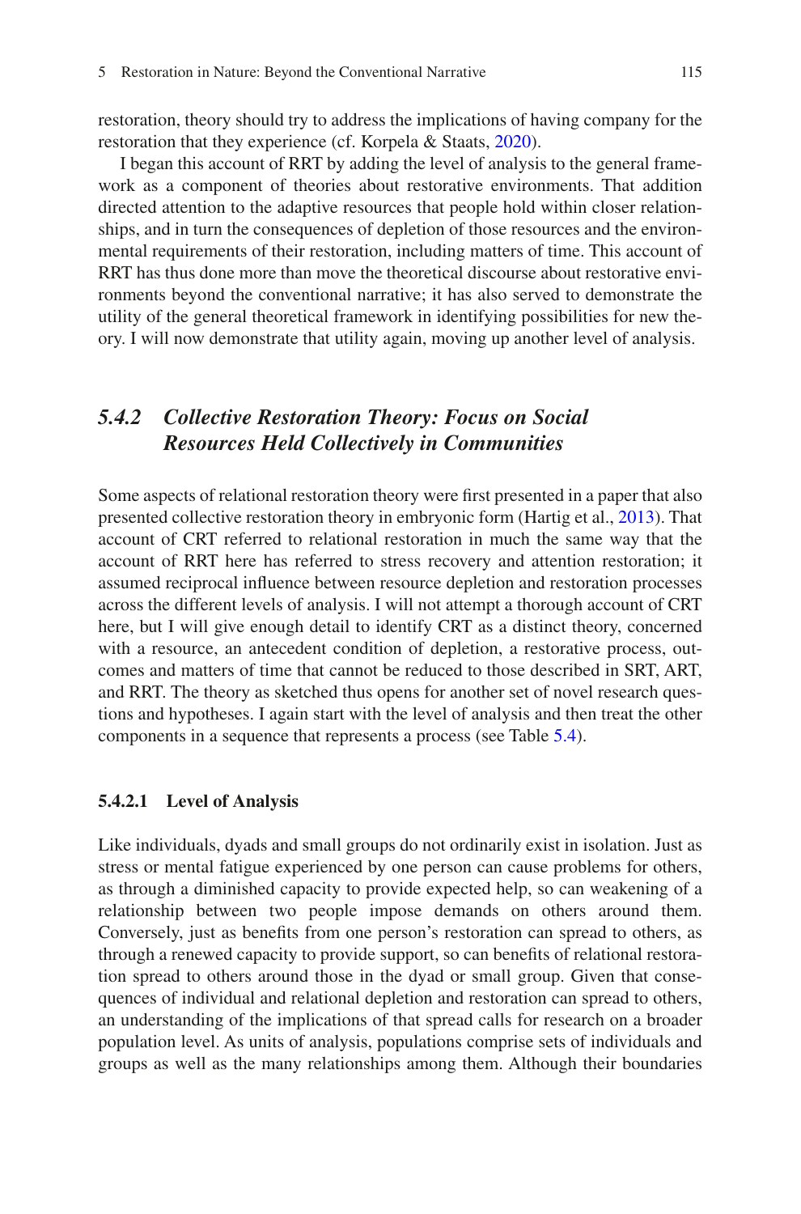restoration, theory should try to address the implications of having company for the restoration that they experience (cf. Korpela & Staats, 2020).

I began this account of RRT by adding the level of analysis to the general framework as a component of theories about restorative environments. That addition directed attention to the adaptive resources that people hold within closer relationships, and in turn the consequences of depletion of those resources and the environmental requirements of their restoration, including matters of time. This account of RRT has thus done more than move the theoretical discourse about restorative environments beyond the conventional narrative; it has also served to demonstrate the utility of the general theoretical framework in identifying possibilities for new theory. I will now demonstrate that utility again, moving up another level of analysis.

### *5.4.2 Collective Restoration Theory: Focus on Social Resources Held Collectively in Communities*

Some aspects of relational restoration theory were first presented in a paper that also presented collective restoration theory in embryonic form (Hartig et al., 2013). That account of CRT referred to relational restoration in much the same way that the account of RRT here has referred to stress recovery and attention restoration; it assumed reciprocal influence between resource depletion and restoration processes across the different levels of analysis. I will not attempt a thorough account of CRT here, but I will give enough detail to identify CRT as a distinct theory, concerned with a resource, an antecedent condition of depletion, a restorative process, outcomes and matters of time that cannot be reduced to those described in SRT, ART, and RRT. The theory as sketched thus opens for another set of novel research questions and hypotheses. I again start with the level of analysis and then treat the other components in a sequence that represents a process (see Table 5.4).

#### **5.4.2.1 Level of Analysis**

Like individuals, dyads and small groups do not ordinarily exist in isolation. Just as stress or mental fatigue experienced by one person can cause problems for others, as through a diminished capacity to provide expected help, so can weakening of a relationship between two people impose demands on others around them. Conversely, just as benefits from one person's restoration can spread to others, as through a renewed capacity to provide support, so can benefits of relational restoration spread to others around those in the dyad or small group. Given that consequences of individual and relational depletion and restoration can spread to others, an understanding of the implications of that spread calls for research on a broader population level. As units of analysis, populations comprise sets of individuals and groups as well as the many relationships among them. Although their boundaries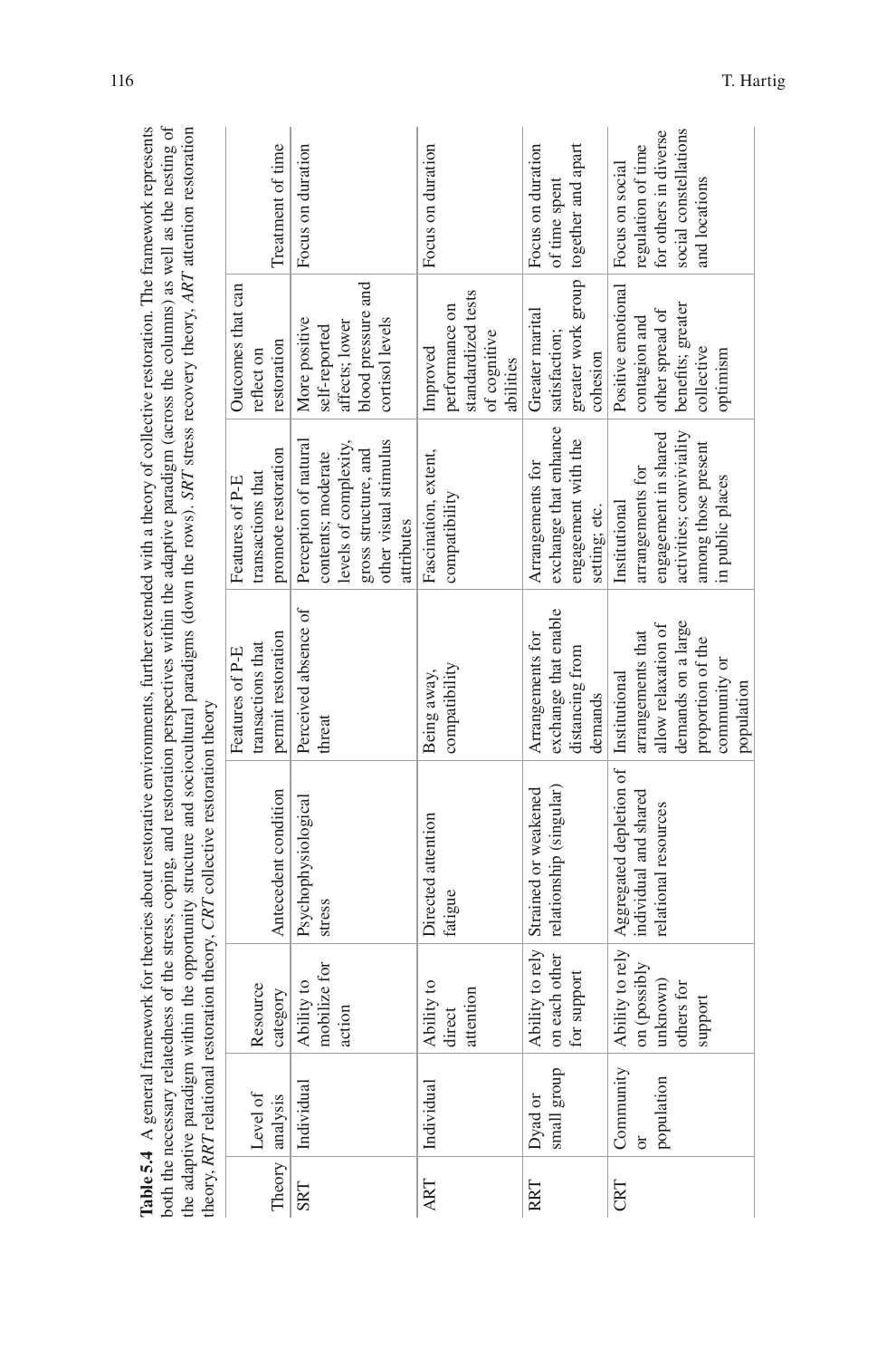**Table 5.4** A general framework for theories about restorative environments, further extended with a theory of collective restoration. The framework represents both the necessary relatedness of the stress, coping, and restoration perspectives within the adaptive paradigm (across the columns) as well as the nesting of the adaptive paradigm within the opportunity structure and sociocultural paradigms (down the rows). *SRT* stress recovery theory, *ART* attention restoration theory, *RRT* relational restoration theory, *CRT* collective restoration theory

| Theory | Level of analysis | Resource category | Antecedent condition | Features of P-E transactions that permit restoration | Features of P-E transactions that promote restoration | Outcomes that can reflect on restoration | Treatment of time |
|---|---|---|---|---|---|---|---|
| SRT | Individual | Ability to mobilize for action | Psychophysiological stress | Perceived absence of threat | Perception of natural contents; moderate levels of complexity, gross structure, and other visual stimulus attributes | More positive self-reported affects; lower blood pressure and cortisol levels | Focus on duration |
| ART | Individual | Ability to direct attention | Directed attention fatigue | Being away, compatibility | Fascination, extent, compatibility | Improved performance on standardized tests of cognitive abilities | Focus on duration |
| RRT | Dyad or small group | Ability to rely on each other for support | Strained or weakened relationship (singular) | Arrangements for exchange that enable distancing from demands | Arrangements for exchange that enhance engagement with the setting; etc. | Greater marital satisfaction; greater work group cohesion | Focus on duration of time spent together and apart |
| CRT | Community or population | Ability to rely on (possibly unknown) others for support | Aggregated depletion of individual and shared relational resources | Institutional arrangements that allow relaxation of demands on a large proportion of the community or population | Institutional arrangements for engagement in shared activities; conviviality among those present in public places | Positive emotional contagion and other spread of benefits; greater collective optimism | Focus on social regulation of time for others in diverse social constellations and locations |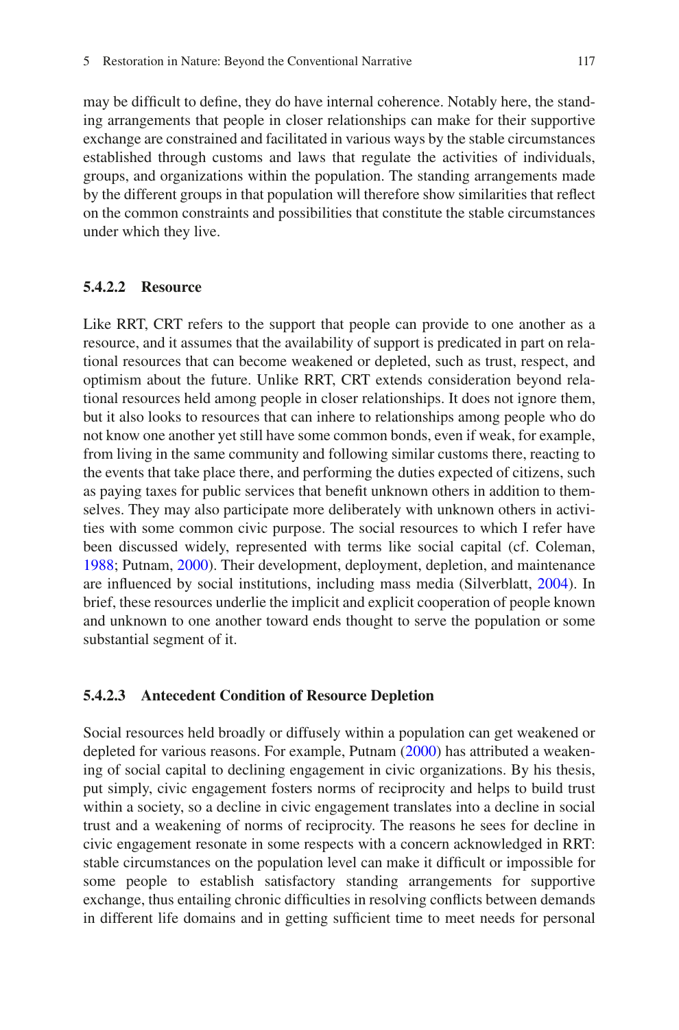may be difficult to define, they do have internal coherence. Notably here, the standing arrangements that people in closer relationships can make for their supportive exchange are constrained and facilitated in various ways by the stable circumstances established through customs and laws that regulate the activities of individuals, groups, and organizations within the population. The standing arrangements made by the different groups in that population will therefore show similarities that reflect on the common constraints and possibilities that constitute the stable circumstances under which they live.

#### 5.4.2.2 Resource

Like RRT, CRT refers to the support that people can provide to one another as a resource, and it assumes that the availability of support is predicated in part on relational resources that can become weakened or depleted, such as trust, respect, and optimism about the future. Unlike RRT, CRT extends consideration beyond relational resources held among people in closer relationships. It does not ignore them, but it also looks to resources that can inhere to relationships among people who do not know one another yet still have some common bonds, even if weak, for example, from living in the same community and following similar customs there, reacting to the events that take place there, and performing the duties expected of citizens, such as paying taxes for public services that benefit unknown others in addition to themselves. They may also participate more deliberately with unknown others in activities with some common civic purpose. The social resources to which I refer have been discussed widely, represented with terms like social capital (cf. Coleman, 1988; Putnam, 2000). Their development, deployment, depletion, and maintenance are influenced by social institutions, including mass media (Silverblatt, 2004). In brief, these resources underlie the implicit and explicit cooperation of people known and unknown to one another toward ends thought to serve the population or some substantial segment of it.

#### 5.4.2.3 Antecedent Condition of Resource Depletion

Social resources held broadly or diffusely within a population can get weakened or depleted for various reasons. For example, Putnam (2000) has attributed a weakening of social capital to declining engagement in civic organizations. By his thesis, put simply, civic engagement fosters norms of reciprocity and helps to build trust within a society, so a decline in civic engagement translates into a decline in social trust and a weakening of norms of reciprocity. The reasons he sees for decline in civic engagement resonate in some respects with a concern acknowledged in RRT: stable circumstances on the population level can make it difficult or impossible for some people to establish satisfactory standing arrangements for supportive exchange, thus entailing chronic difficulties in resolving conflicts between demands in different life domains and in getting sufficient time to meet needs for personal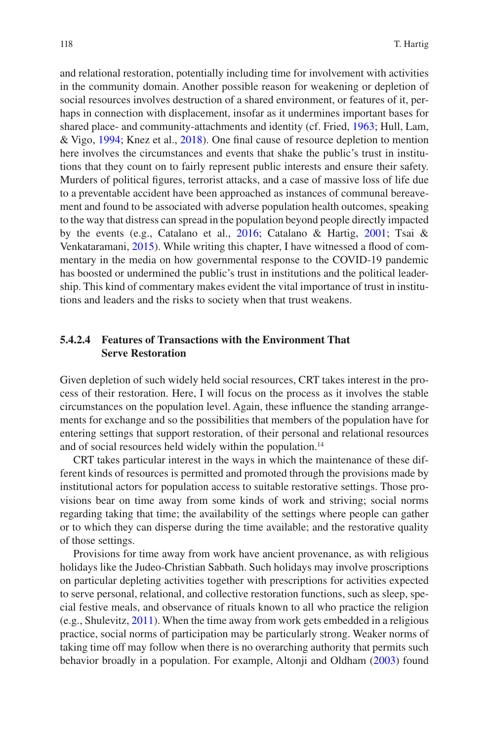and relational restoration, potentially including time for involvement with activities in the community domain. Another possible reason for weakening or depletion of social resources involves destruction of a shared environment, or features of it, perhaps in connection with displacement, insofar as it undermines important bases for shared place- and community-attachments and identity (cf. Fried, 1963; Hull, Lam, & Vigo, 1994; Knez et al., 2018). One final cause of resource depletion to mention here involves the circumstances and events that shake the public's trust in institutions that they count on to fairly represent public interests and ensure their safety. Murders of political figures, terrorist attacks, and a case of massive loss of life due to a preventable accident have been approached as instances of communal bereavement and found to be associated with adverse population health outcomes, speaking to the way that distress can spread in the population beyond people directly impacted by the events (e.g., Catalano et al., 2016; Catalano & Hartig, 2001; Tsai & Venkataramani, 2015). While writing this chapter, I have witnessed a flood of commentary in the media on how governmental response to the COVID-19 pandemic has boosted or undermined the public's trust in institutions and the political leadership. This kind of commentary makes evident the vital importance of trust in institutions and leaders and the risks to society when that trust weakens.

#### 5.4.2.4 Features of Transactions with the Environment That Serve Restoration

Given depletion of such widely held social resources, CRT takes interest in the process of their restoration. Here, I will focus on the process as it involves the stable circumstances on the population level. Again, these influence the standing arrangements for exchange and so the possibilities that members of the population have for entering settings that support restoration, of their personal and relational resources and of social resources held widely within the population.[14]

CRT takes particular interest in the ways in which the maintenance of these different kinds of resources is permitted and promoted through the provisions made by institutional actors for population access to suitable restorative settings. Those provisions bear on time away from some kinds of work and striving; social norms regarding taking that time; the availability of the settings where people can gather or to which they can disperse during the time available; and the restorative quality of those settings.

Provisions for time away from work have ancient provenance, as with religious holidays like the Judeo-Christian Sabbath. Such holidays may involve proscriptions on particular depleting activities together with prescriptions for activities expected to serve personal, relational, and collective restoration functions, such as sleep, special festive meals, and observance of rituals known to all who practice the religion (e.g., Shulevitz, 2011). When the time away from work gets embedded in a religious practice, social norms of participation may be particularly strong. Weaker norms of taking time off may follow when there is no overarching authority that permits such behavior broadly in a population. For example, Altonji and Oldham (2003) found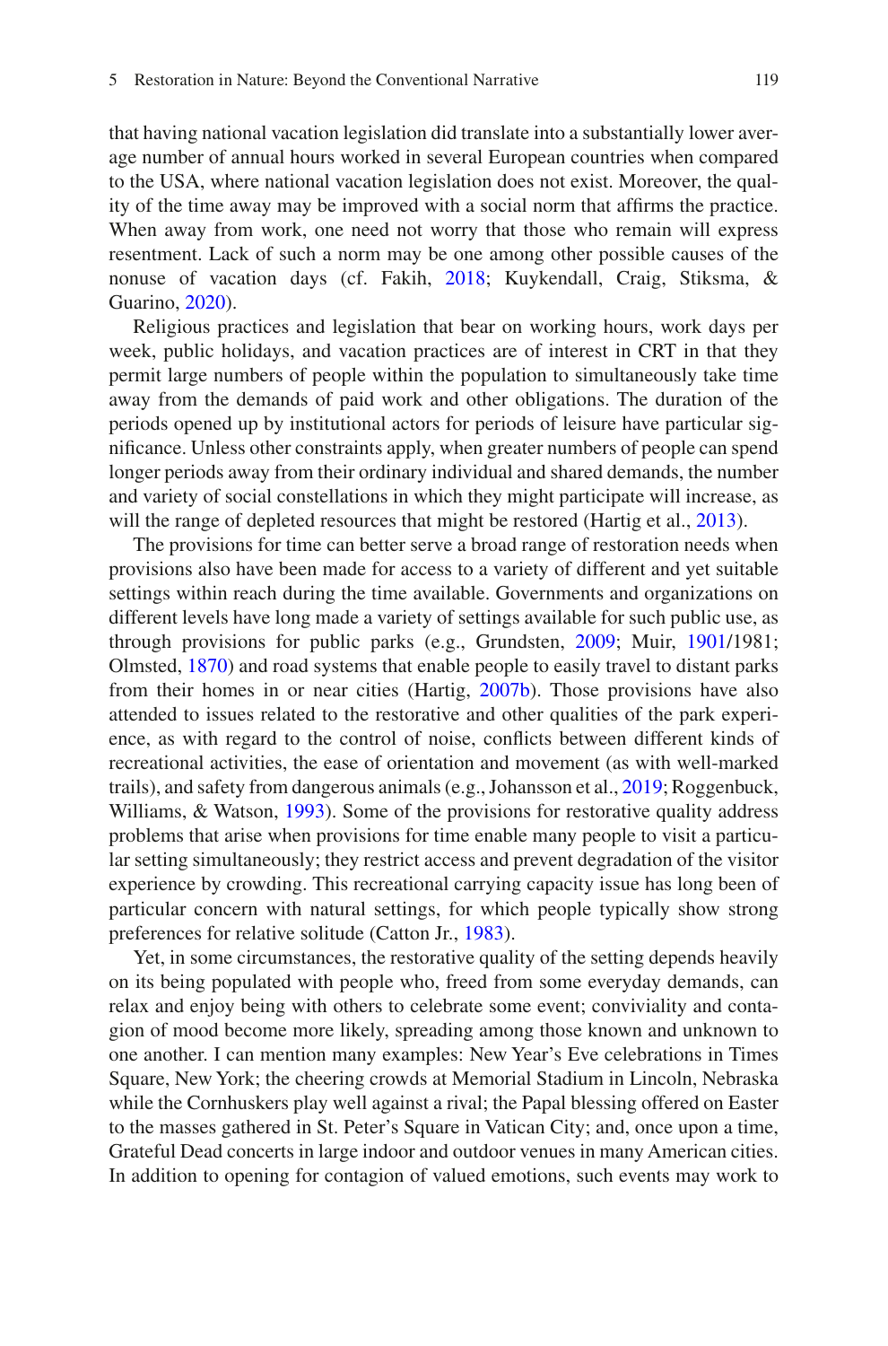that having national vacation legislation did translate into a substantially lower average number of annual hours worked in several European countries when compared to the USA, where national vacation legislation does not exist. Moreover, the quality of the time away may be improved with a social norm that affirms the practice. When away from work, one need not worry that those who remain will express resentment. Lack of such a norm may be one among other possible causes of the nonuse of vacation days (cf. Fakih, 2018; Kuykendall, Craig, Stiksma, & Guarino, 2020).

Religious practices and legislation that bear on working hours, work days per week, public holidays, and vacation practices are of interest in CRT in that they permit large numbers of people within the population to simultaneously take time away from the demands of paid work and other obligations. The duration of the periods opened up by institutional actors for periods of leisure have particular significance. Unless other constraints apply, when greater numbers of people can spend longer periods away from their ordinary individual and shared demands, the number and variety of social constellations in which they might participate will increase, as will the range of depleted resources that might be restored (Hartig et al., 2013).

The provisions for time can better serve a broad range of restoration needs when provisions also have been made for access to a variety of different and yet suitable settings within reach during the time available. Governments and organizations on different levels have long made a variety of settings available for such public use, as through provisions for public parks (e.g., Grundsten, 2009; Muir, 1901/1981; Olmsted, 1870) and road systems that enable people to easily travel to distant parks from their homes in or near cities (Hartig, 2007b). Those provisions have also attended to issues related to the restorative and other qualities of the park experience, as with regard to the control of noise, conflicts between different kinds of recreational activities, the ease of orientation and movement (as with well-marked trails), and safety from dangerous animals (e.g., Johansson et al., 2019; Roggenbuck, Williams, & Watson, 1993). Some of the provisions for restorative quality address problems that arise when provisions for time enable many people to visit a particular setting simultaneously; they restrict access and prevent degradation of the visitor experience by crowding. This recreational carrying capacity issue has long been of particular concern with natural settings, for which people typically show strong preferences for relative solitude (Catton Jr., 1983).

Yet, in some circumstances, the restorative quality of the setting depends heavily on its being populated with people who, freed from some everyday demands, can relax and enjoy being with others to celebrate some event; conviviality and contagion of mood become more likely, spreading among those known and unknown to one another. I can mention many examples: New Year's Eve celebrations in Times Square, New York; the cheering crowds at Memorial Stadium in Lincoln, Nebraska while the Cornhuskers play well against a rival; the Papal blessing offered on Easter to the masses gathered in St. Peter's Square in Vatican City; and, once upon a time, Grateful Dead concerts in large indoor and outdoor venues in many American cities. In addition to opening for contagion of valued emotions, such events may work to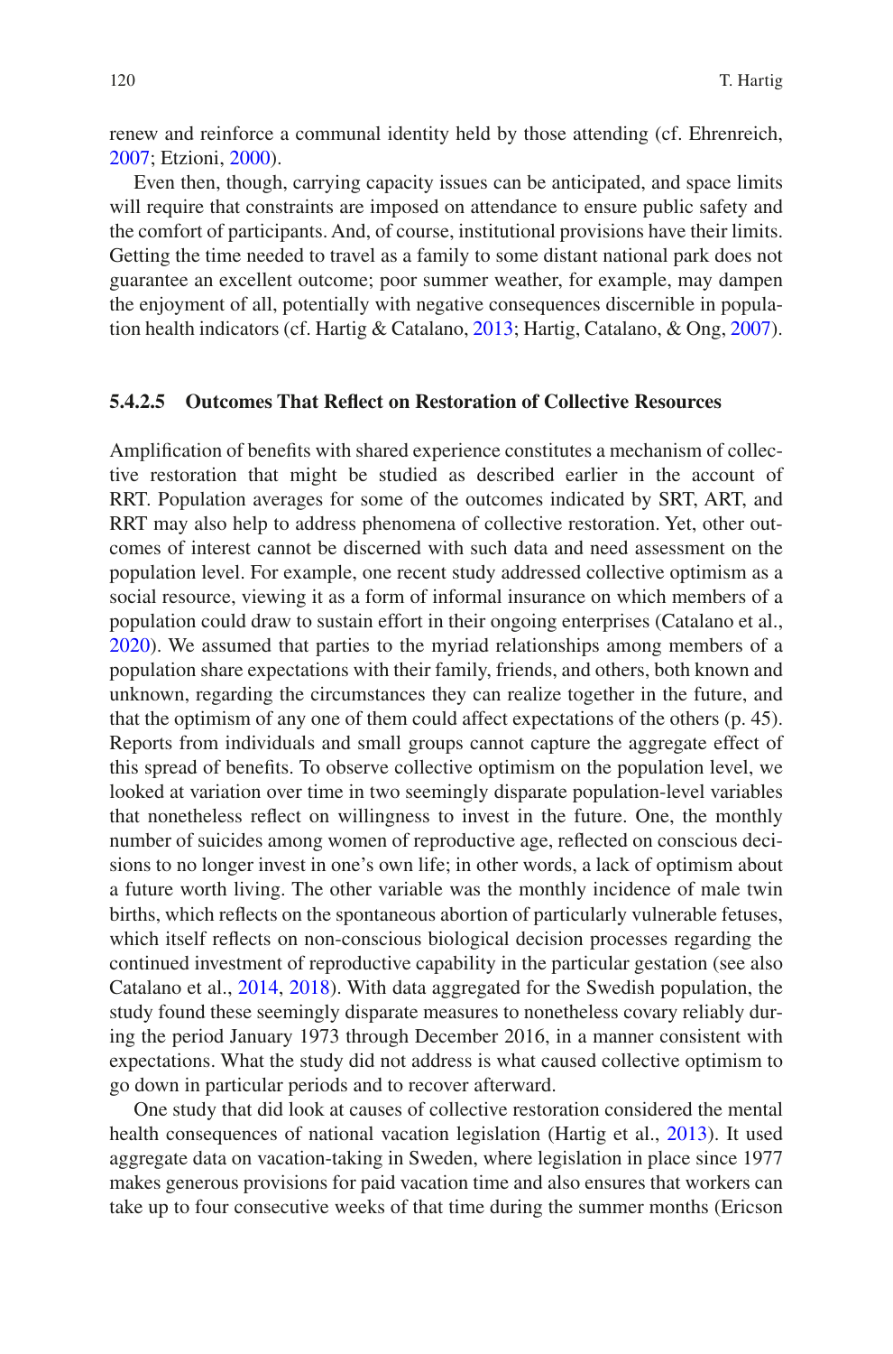renew and reinforce a communal identity held by those attending (cf. Ehrenreich, 2007; Etzioni, 2000).

Even then, though, carrying capacity issues can be anticipated, and space limits will require that constraints are imposed on attendance to ensure public safety and the comfort of participants. And, of course, institutional provisions have their limits. Getting the time needed to travel as a family to some distant national park does not guarantee an excellent outcome; poor summer weather, for example, may dampen the enjoyment of all, potentially with negative consequences discernible in population health indicators (cf. Hartig & Catalano, 2013; Hartig, Catalano, & Ong, 2007).

#### 5.4.2.5 Outcomes That Reflect on Restoration of Collective Resources

Amplification of benefits with shared experience constitutes a mechanism of collective restoration that might be studied as described earlier in the account of RRT. Population averages for some of the outcomes indicated by SRT, ART, and RRT may also help to address phenomena of collective restoration. Yet, other outcomes of interest cannot be discerned with such data and need assessment on the population level. For example, one recent study addressed collective optimism as a social resource, viewing it as a form of informal insurance on which members of a population could draw to sustain effort in their ongoing enterprises (Catalano et al., 2020). We assumed that parties to the myriad relationships among members of a population share expectations with their family, friends, and others, both known and unknown, regarding the circumstances they can realize together in the future, and that the optimism of any one of them could affect expectations of the others (p. 45). Reports from individuals and small groups cannot capture the aggregate effect of this spread of benefits. To observe collective optimism on the population level, we looked at variation over time in two seemingly disparate population-level variables that nonetheless reflect on willingness to invest in the future. One, the monthly number of suicides among women of reproductive age, reflected on conscious decisions to no longer invest in one's own life; in other words, a lack of optimism about a future worth living. The other variable was the monthly incidence of male twin births, which reflects on the spontaneous abortion of particularly vulnerable fetuses, which itself reflects on non-conscious biological decision processes regarding the continued investment of reproductive capability in the particular gestation (see also Catalano et al., 2014, 2018). With data aggregated for the Swedish population, the study found these seemingly disparate measures to nonetheless covary reliably during the period January 1973 through December 2016, in a manner consistent with expectations. What the study did not address is what caused collective optimism to go down in particular periods and to recover afterward.

One study that did look at causes of collective restoration considered the mental health consequences of national vacation legislation (Hartig et al., 2013). It used aggregate data on vacation-taking in Sweden, where legislation in place since 1977 makes generous provisions for paid vacation time and also ensures that workers can take up to four consecutive weeks of that time during the summer months (Ericson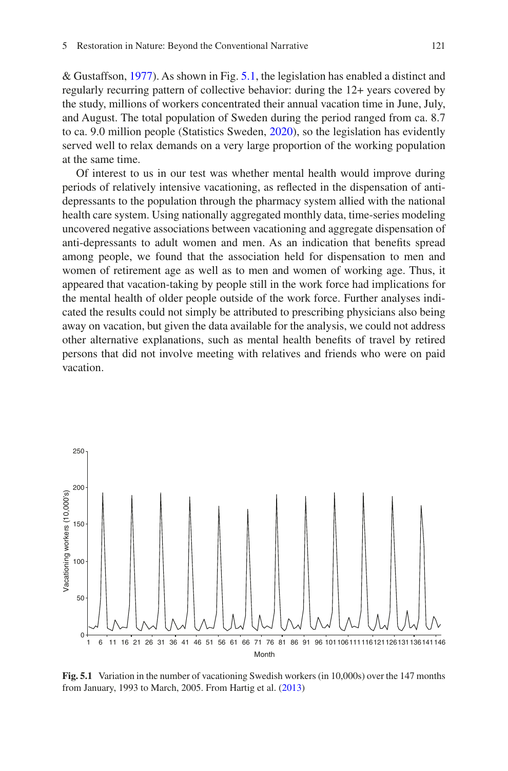& Gustaffson, 1977). As shown in Fig. 5.1, the legislation has enabled a distinct and regularly recurring pattern of collective behavior: during the 12+ years covered by the study, millions of workers concentrated their annual vacation time in June, July, and August. The total population of Sweden during the period ranged from ca. 8.7 to ca. 9.0 million people (Statistics Sweden, 2020), so the legislation has evidently served well to relax demands on a very large proportion of the working population at the same time.

Of interest to us in our test was whether mental health would improve during periods of relatively intensive vacationing, as reflected in the dispensation of anti-depressants to the population through the pharmacy system allied with the national health care system. Using nationally aggregated monthly data, time-series modeling uncovered negative associations between vacationing and aggregate dispensation of anti-depressants to adult women and men. As an indication that benefits spread among people, we found that the association held for dispensation to men and women of retirement age as well as to men and women of working age. Thus, it appeared that vacation-taking by people still in the work force had implications for the mental health of older people outside of the work force. Further analyses indicated the results could not simply be attributed to prescribing physicians also being away on vacation, but given the data available for the analysis, we could not address other alternative explanations, such as mental health benefits of travel by retired persons that did not involve meeting with relatives and friends who were on paid vacation.

**Fig. 5.1** Variation in the number of vacationing Swedish workers (in 10,000s) over the 147 months from January, 1993 to March, 2005. From Hartig et al. (2013)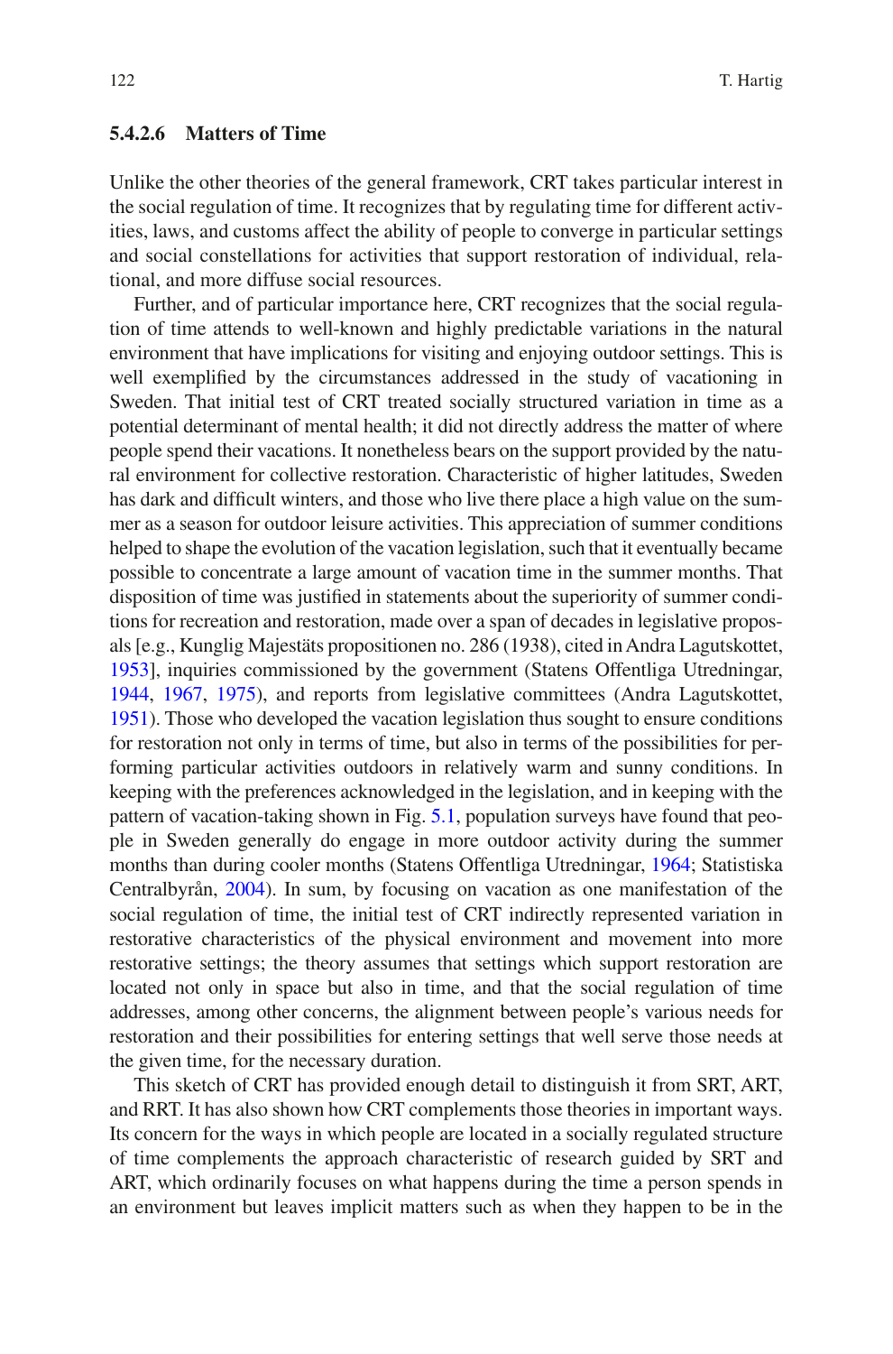#### 5.4.2.6 Matters of Time

Unlike the other theories of the general framework, CRT takes particular interest in the social regulation of time. It recognizes that by regulating time for different activities, laws, and customs affect the ability of people to converge in particular settings and social constellations for activities that support restoration of individual, relational, and more diffuse social resources.

Further, and of particular importance here, CRT recognizes that the social regulation of time attends to well-known and highly predictable variations in the natural environment that have implications for visiting and enjoying outdoor settings. This is well exemplified by the circumstances addressed in the study of vacationing in Sweden. That initial test of CRT treated socially structured variation in time as a potential determinant of mental health; it did not directly address the matter of where people spend their vacations. It nonetheless bears on the support provided by the natural environment for collective restoration. Characteristic of higher latitudes, Sweden has dark and difficult winters, and those who live there place a high value on the summer as a season for outdoor leisure activities. This appreciation of summer conditions helped to shape the evolution of the vacation legislation, such that it eventually became possible to concentrate a large amount of vacation time in the summer months. That disposition of time was justified in statements about the superiority of summer conditions for recreation and restoration, made over a span of decades in legislative proposals [e.g., Kunglig Majestäts propositionen no. 286 (1938), cited in Andra Lagutskottet, 1953], inquiries commissioned by the government (Statens Offentliga Utredningar, 1944, 1967, 1975), and reports from legislative committees (Andra Lagutskottet, 1951). Those who developed the vacation legislation thus sought to ensure conditions for restoration not only in terms of time, but also in terms of the possibilities for performing particular activities outdoors in relatively warm and sunny conditions. In keeping with the preferences acknowledged in the legislation, and in keeping with the pattern of vacation-taking shown in Fig. 5.1, population surveys have found that people in Sweden generally do engage in more outdoor activity during the summer months than during cooler months (Statens Offentliga Utredningar, 1964; Statistiska Centralbyrån, 2004). In sum, by focusing on vacation as one manifestation of the social regulation of time, the initial test of CRT indirectly represented variation in restorative characteristics of the physical environment and movement into more restorative settings; the theory assumes that settings which support restoration are located not only in space but also in time, and that the social regulation of time addresses, among other concerns, the alignment between people's various needs for restoration and their possibilities for entering settings that well serve those needs at the given time, for the necessary duration.

This sketch of CRT has provided enough detail to distinguish it from SRT, ART, and RRT. It has also shown how CRT complements those theories in important ways. Its concern for the ways in which people are located in a socially regulated structure of time complements the approach characteristic of research guided by SRT and ART, which ordinarily focuses on what happens during the time a person spends in an environment but leaves implicit matters such as when they happen to be in the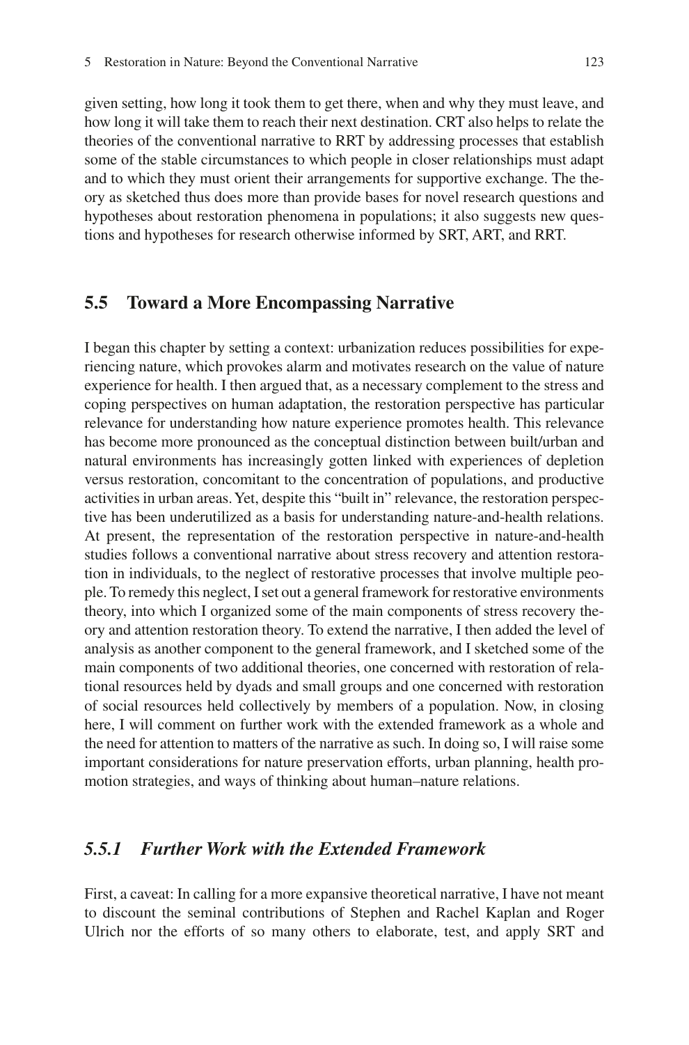given setting, how long it took them to get there, when and why they must leave, and how long it will take them to reach their next destination. CRT also helps to relate the theories of the conventional narrative to RRT by addressing processes that establish some of the stable circumstances to which people in closer relationships must adapt and to which they must orient their arrangements for supportive exchange. The theory as sketched thus does more than provide bases for novel research questions and hypotheses about restoration phenomena in populations; it also suggests new questions and hypotheses for research otherwise informed by SRT, ART, and RRT.

## 5.5 Toward a More Encompassing Narrative

I began this chapter by setting a context: urbanization reduces possibilities for experiencing nature, which provokes alarm and motivates research on the value of nature experience for health. I then argued that, as a necessary complement to the stress and coping perspectives on human adaptation, the restoration perspective has particular relevance for understanding how nature experience promotes health. This relevance has become more pronounced as the conceptual distinction between built/urban and natural environments has increasingly gotten linked with experiences of depletion versus restoration, concomitant to the concentration of populations, and productive activities in urban areas. Yet, despite this "built in" relevance, the restoration perspective has been underutilized as a basis for understanding nature-and-health relations. At present, the representation of the restoration perspective in nature-and-health studies follows a conventional narrative about stress recovery and attention restoration in individuals, to the neglect of restorative processes that involve multiple people. To remedy this neglect, I set out a general framework for restorative environments theory, into which I organized some of the main components of stress recovery theory and attention restoration theory. To extend the narrative, I then added the level of analysis as another component to the general framework, and I sketched some of the main components of two additional theories, one concerned with restoration of relational resources held by dyads and small groups and one concerned with restoration of social resources held collectively by members of a population. Now, in closing here, I will comment on further work with the extended framework as a whole and the need for attention to matters of the narrative as such. In doing so, I will raise some important considerations for nature preservation efforts, urban planning, health promotion strategies, and ways of thinking about human–nature relations.

### *5.5.1 Further Work with the Extended Framework*

First, a caveat: In calling for a more expansive theoretical narrative, I have not meant to discount the seminal contributions of Stephen and Rachel Kaplan and Roger Ulrich nor the efforts of so many others to elaborate, test, and apply SRT and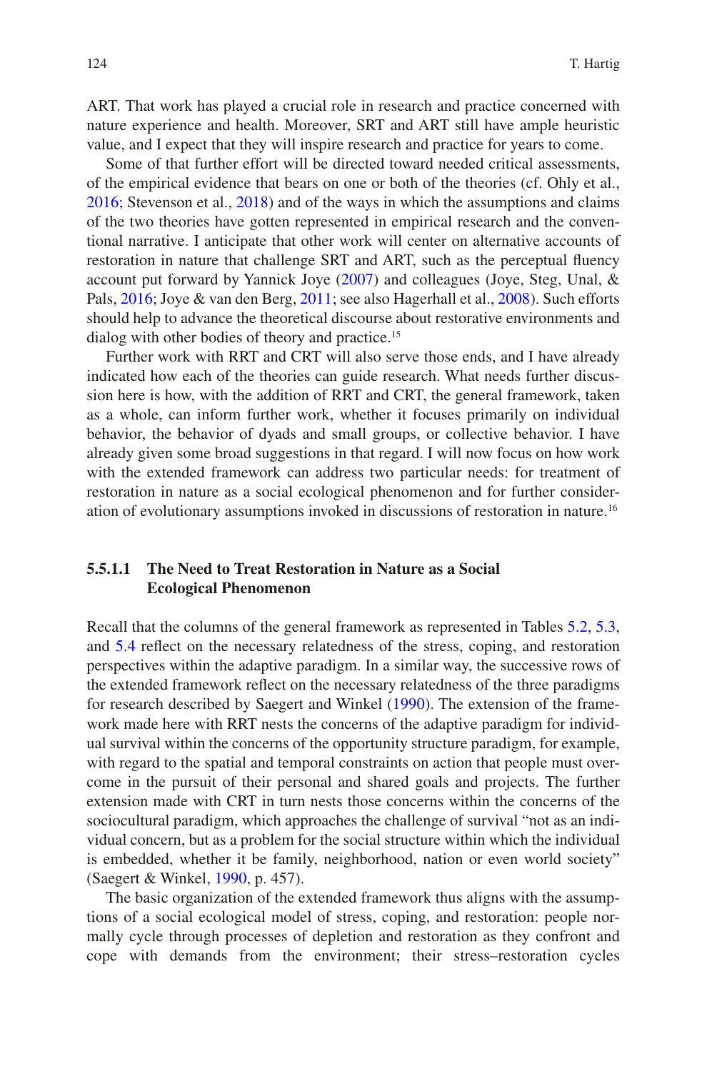ART. That work has played a crucial role in research and practice concerned with nature experience and health. Moreover, SRT and ART still have ample heuristic value, and I expect that they will inspire research and practice for years to come.

Some of that further effort will be directed toward needed critical assessments, of the empirical evidence that bears on one or both of the theories (cf. Ohly et al., 2016; Stevenson et al., 2018) and of the ways in which the assumptions and claims of the two theories have gotten represented in empirical research and the conventional narrative. I anticipate that other work will center on alternative accounts of restoration in nature that challenge SRT and ART, such as the perceptual fluency account put forward by Yannick Joye (2007) and colleagues (Joye, Steg, Unal, & Pals, 2016; Joye & van den Berg, 2011; see also Hagerhall et al., 2008). Such efforts should help to advance the theoretical discourse about restorative environments and dialog with other bodies of theory and practice.[15]

Further work with RRT and CRT will also serve those ends, and I have already indicated how each of the theories can guide research. What needs further discussion here is how, with the addition of RRT and CRT, the general framework, taken as a whole, can inform further work, whether it focuses primarily on individual behavior, the behavior of dyads and small groups, or collective behavior. I have already given some broad suggestions in that regard. I will now focus on how work with the extended framework can address two particular needs: for treatment of restoration in nature as a social ecological phenomenon and for further consideration of evolutionary assumptions invoked in discussions of restoration in nature.[16]

#### 5.5.1.1 The Need to Treat Restoration in Nature as a Social Ecological Phenomenon

Recall that the columns of the general framework as represented in Tables 5.2, 5.3, and 5.4 reflect on the necessary relatedness of the stress, coping, and restoration perspectives within the adaptive paradigm. In a similar way, the successive rows of the extended framework reflect on the necessary relatedness of the three paradigms for research described by Saegert and Winkel (1990). The extension of the framework made here with RRT nests the concerns of the adaptive paradigm for individual survival within the concerns of the opportunity structure paradigm, for example, with regard to the spatial and temporal constraints on action that people must overcome in the pursuit of their personal and shared goals and projects. The further extension made with CRT in turn nests those concerns within the concerns of the sociocultural paradigm, which approaches the challenge of survival "not as an individual concern, but as a problem for the social structure within which the individual is embedded, whether it be family, neighborhood, nation or even world society" (Saegert & Winkel, 1990, p. 457).

The basic organization of the extended framework thus aligns with the assumptions of a social ecological model of stress, coping, and restoration: people normally cycle through processes of depletion and restoration as they confront and cope with demands from the environment; their stress–restoration cycles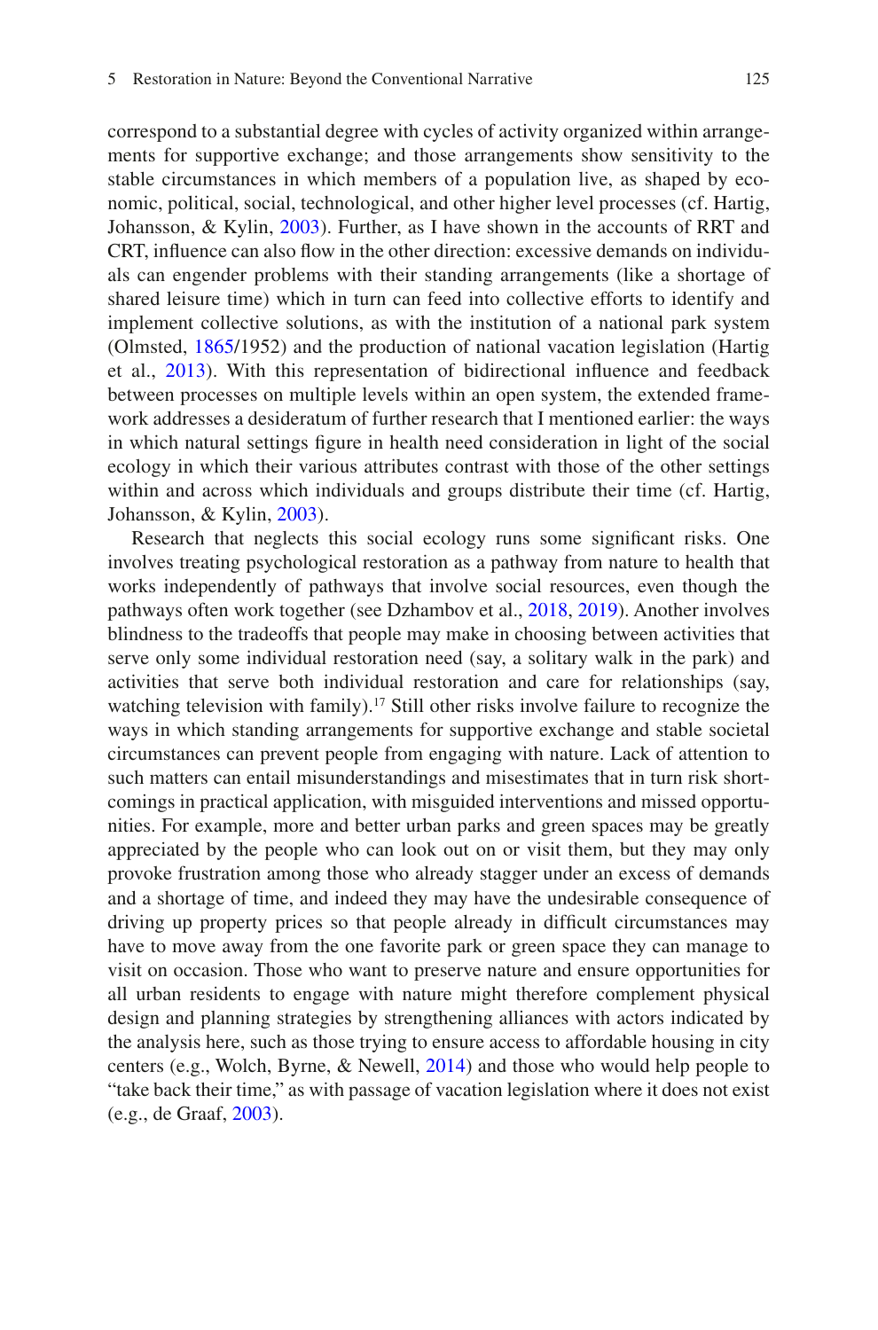correspond to a substantial degree with cycles of activity organized within arrangements for supportive exchange; and those arrangements show sensitivity to the stable circumstances in which members of a population live, as shaped by economic, political, social, technological, and other higher level processes (cf. Hartig, Johansson, & Kylin, 2003). Further, as I have shown in the accounts of RRT and CRT, influence can also flow in the other direction: excessive demands on individuals can engender problems with their standing arrangements (like a shortage of shared leisure time) which in turn can feed into collective efforts to identify and implement collective solutions, as with the institution of a national park system (Olmsted, 1865/1952) and the production of national vacation legislation (Hartig et al., 2013). With this representation of bidirectional influence and feedback between processes on multiple levels within an open system, the extended framework addresses a desideratum of further research that I mentioned earlier: the ways in which natural settings figure in health need consideration in light of the social ecology in which their various attributes contrast with those of the other settings within and across which individuals and groups distribute their time (cf. Hartig, Johansson, & Kylin, 2003).

Research that neglects this social ecology runs some significant risks. One involves treating psychological restoration as a pathway from nature to health that works independently of pathways that involve social resources, even though the pathways often work together (see Dzhambov et al., 2018, 2019). Another involves blindness to the tradeoffs that people may make in choosing between activities that serve only some individual restoration need (say, a solitary walk in the park) and activities that serve both individual restoration and care for relationships (say, watching television with family).[17] Still other risks involve failure to recognize the ways in which standing arrangements for supportive exchange and stable societal circumstances can prevent people from engaging with nature. Lack of attention to such matters can entail misunderstandings and misestimates that in turn risk shortcomings in practical application, with misguided interventions and missed opportunities. For example, more and better urban parks and green spaces may be greatly appreciated by the people who can look out on or visit them, but they may only provoke frustration among those who already stagger under an excess of demands and a shortage of time, and indeed they may have the undesirable consequence of driving up property prices so that people already in difficult circumstances may have to move away from the one favorite park or green space they can manage to visit on occasion. Those who want to preserve nature and ensure opportunities for all urban residents to engage with nature might therefore complement physical design and planning strategies by strengthening alliances with actors indicated by the analysis here, such as those trying to ensure access to affordable housing in city centers (e.g., Wolch, Byrne, & Newell, 2014) and those who would help people to "take back their time," as with passage of vacation legislation where it does not exist (e.g., de Graaf, 2003).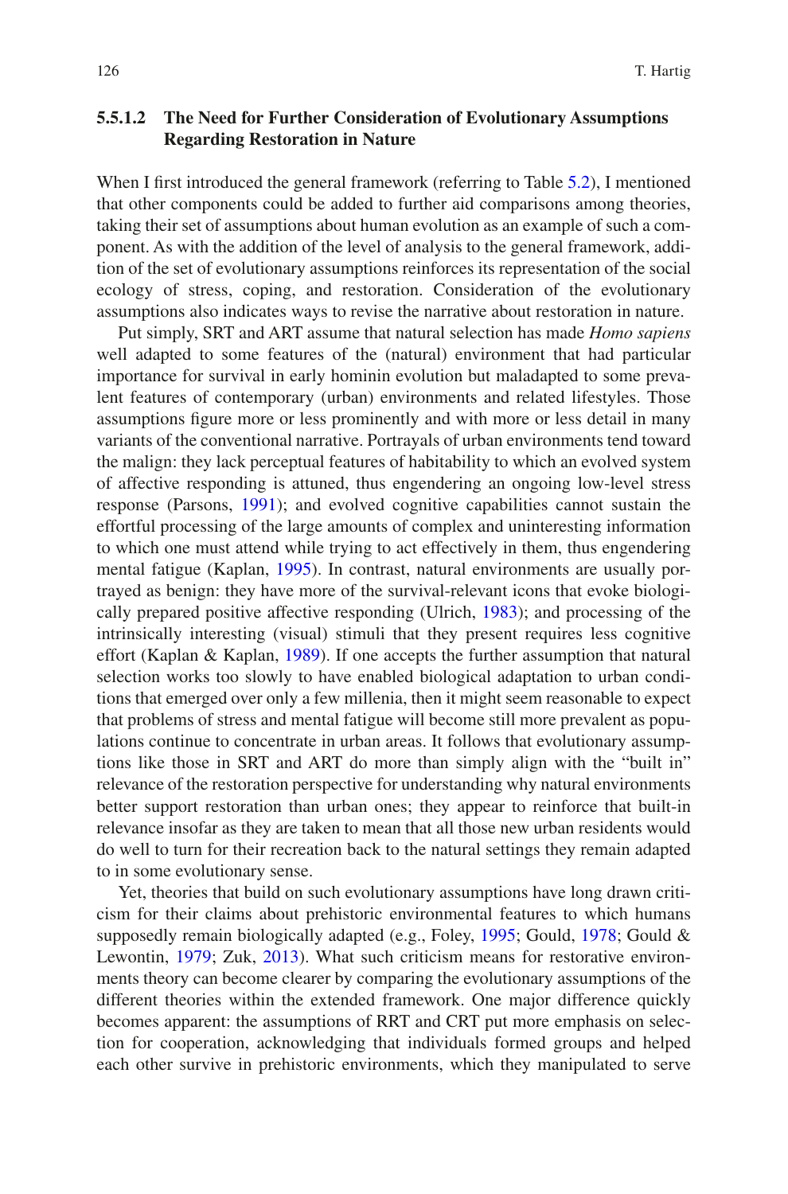#### 5.5.1.2 The Need for Further Consideration of Evolutionary Assumptions Regarding Restoration in Nature

When I first introduced the general framework (referring to Table 5.2), I mentioned that other components could be added to further aid comparisons among theories, taking their set of assumptions about human evolution as an example of such a component. As with the addition of the level of analysis to the general framework, addition of the set of evolutionary assumptions reinforces its representation of the social ecology of stress, coping, and restoration. Consideration of the evolutionary assumptions also indicates ways to revise the narrative about restoration in nature.

Put simply, SRT and ART assume that natural selection has made *Homo sapiens* well adapted to some features of the (natural) environment that had particular importance for survival in early hominin evolution but maladapted to some prevalent features of contemporary (urban) environments and related lifestyles. Those assumptions figure more or less prominently and with more or less detail in many variants of the conventional narrative. Portrayals of urban environments tend toward the malign: they lack perceptual features of habitability to which an evolved system of affective responding is attuned, thus engendering an ongoing low-level stress response (Parsons, 1991); and evolved cognitive capabilities cannot sustain the effortful processing of the large amounts of complex and uninteresting information to which one must attend while trying to act effectively in them, thus engendering mental fatigue (Kaplan, 1995). In contrast, natural environments are usually portrayed as benign: they have more of the survival-relevant icons that evoke biologically prepared positive affective responding (Ulrich, 1983); and processing of the intrinsically interesting (visual) stimuli that they present requires less cognitive effort (Kaplan & Kaplan, 1989). If one accepts the further assumption that natural selection works too slowly to have enabled biological adaptation to urban conditions that emerged over only a few millenia, then it might seem reasonable to expect that problems of stress and mental fatigue will become still more prevalent as populations continue to concentrate in urban areas. It follows that evolutionary assumptions like those in SRT and ART do more than simply align with the "built in" relevance of the restoration perspective for understanding why natural environments better support restoration than urban ones; they appear to reinforce that built-in relevance insofar as they are taken to mean that all those new urban residents would do well to turn for their recreation back to the natural settings they remain adapted to in some evolutionary sense.

Yet, theories that build on such evolutionary assumptions have long drawn criticism for their claims about prehistoric environmental features to which humans supposedly remain biologically adapted (e.g., Foley, 1995; Gould, 1978; Gould & Lewontin, 1979; Zuk, 2013). What such criticism means for restorative environments theory can become clearer by comparing the evolutionary assumptions of the different theories within the extended framework. One major difference quickly becomes apparent: the assumptions of RRT and CRT put more emphasis on selection for cooperation, acknowledging that individuals formed groups and helped each other survive in prehistoric environments, which they manipulated to serve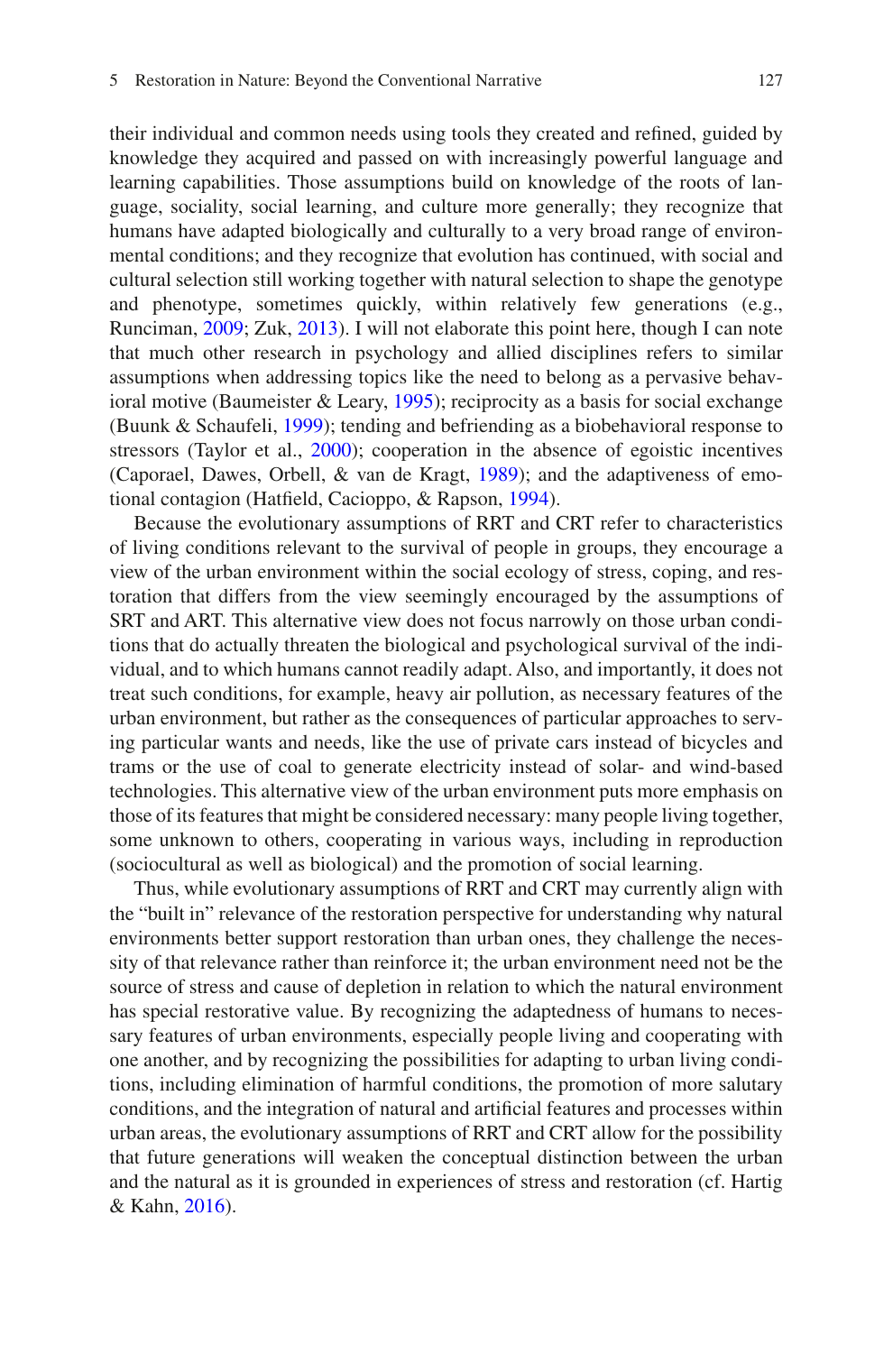their individual and common needs using tools they created and refined, guided by knowledge they acquired and passed on with increasingly powerful language and learning capabilities. Those assumptions build on knowledge of the roots of language, sociality, social learning, and culture more generally; they recognize that humans have adapted biologically and culturally to a very broad range of environmental conditions; and they recognize that evolution has continued, with social and cultural selection still working together with natural selection to shape the genotype and phenotype, sometimes quickly, within relatively few generations (e.g., Runciman, 2009; Zuk, 2013). I will not elaborate this point here, though I can note that much other research in psychology and allied disciplines refers to similar assumptions when addressing topics like the need to belong as a pervasive behavioral motive (Baumeister & Leary, 1995); reciprocity as a basis for social exchange (Buunk & Schaufeli, 1999); tending and befriending as a biobehavioral response to stressors (Taylor et al., 2000); cooperation in the absence of egoistic incentives (Caporael, Dawes, Orbell, & van de Kragt, 1989); and the adaptiveness of emotional contagion (Hatfield, Cacioppo, & Rapson, 1994).

Because the evolutionary assumptions of RRT and CRT refer to characteristics of living conditions relevant to the survival of people in groups, they encourage a view of the urban environment within the social ecology of stress, coping, and restoration that differs from the view seemingly encouraged by the assumptions of SRT and ART. This alternative view does not focus narrowly on those urban conditions that do actually threaten the biological and psychological survival of the individual, and to which humans cannot readily adapt. Also, and importantly, it does not treat such conditions, for example, heavy air pollution, as necessary features of the urban environment, but rather as the consequences of particular approaches to serving particular wants and needs, like the use of private cars instead of bicycles and trams or the use of coal to generate electricity instead of solar- and wind-based technologies. This alternative view of the urban environment puts more emphasis on those of its features that might be considered necessary: many people living together, some unknown to others, cooperating in various ways, including in reproduction (sociocultural as well as biological) and the promotion of social learning.

Thus, while evolutionary assumptions of RRT and CRT may currently align with the "built in" relevance of the restoration perspective for understanding why natural environments better support restoration than urban ones, they challenge the necessity of that relevance rather than reinforce it; the urban environment need not be the source of stress and cause of depletion in relation to which the natural environment has special restorative value. By recognizing the adaptedness of humans to necessary features of urban environments, especially people living and cooperating with one another, and by recognizing the possibilities for adapting to urban living conditions, including elimination of harmful conditions, the promotion of more salutary conditions, and the integration of natural and artificial features and processes within urban areas, the evolutionary assumptions of RRT and CRT allow for the possibility that future generations will weaken the conceptual distinction between the urban and the natural as it is grounded in experiences of stress and restoration (cf. Hartig & Kahn, 2016).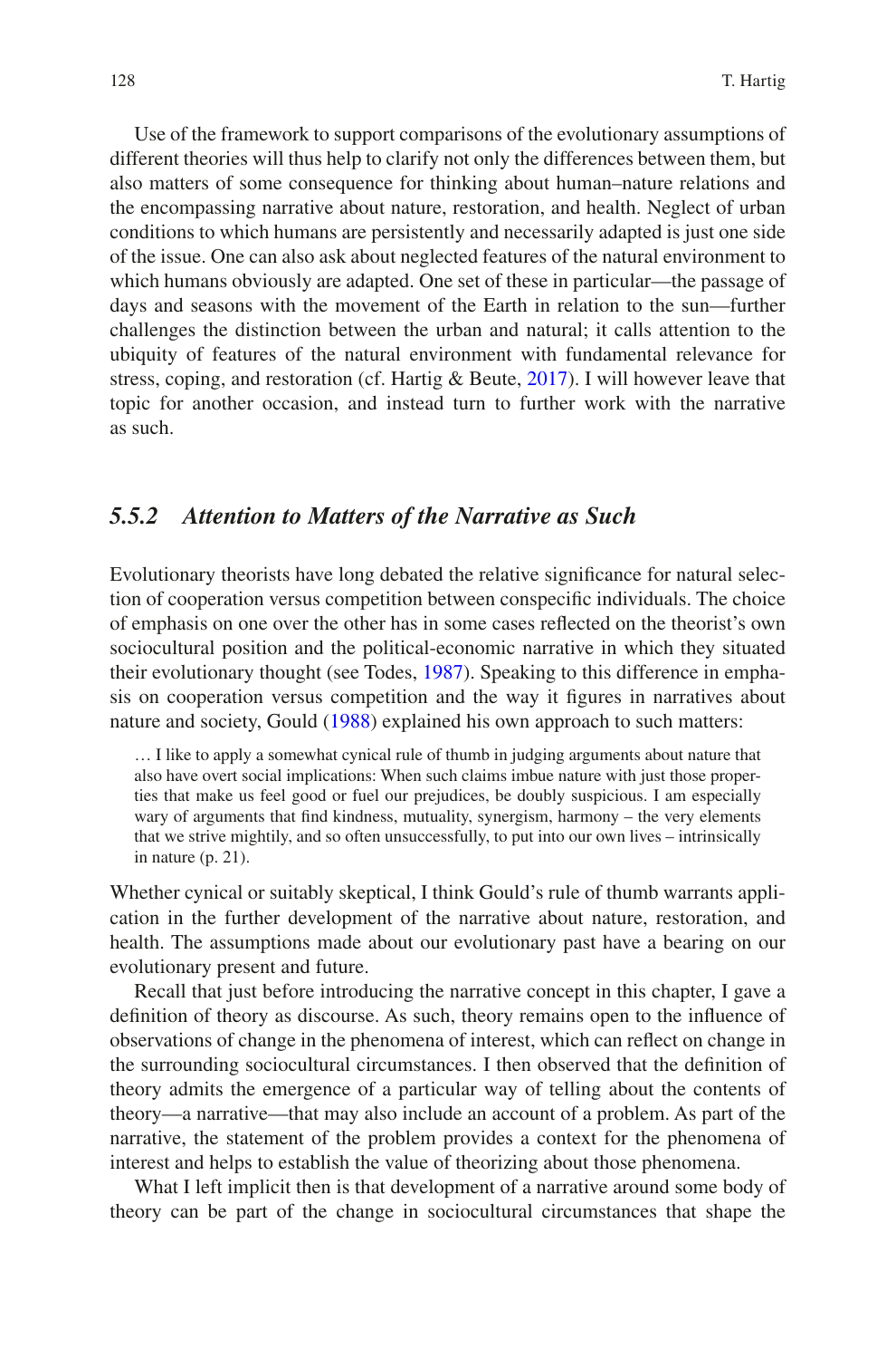Use of the framework to support comparisons of the evolutionary assumptions of different theories will thus help to clarify not only the differences between them, but also matters of some consequence for thinking about human–nature relations and the encompassing narrative about nature, restoration, and health. Neglect of urban conditions to which humans are persistently and necessarily adapted is just one side of the issue. One can also ask about neglected features of the natural environment to which humans obviously are adapted. One set of these in particular—the passage of days and seasons with the movement of the Earth in relation to the sun—further challenges the distinction between the urban and natural; it calls attention to the ubiquity of features of the natural environment with fundamental relevance for stress, coping, and restoration (cf. Hartig & Beute, 2017). I will however leave that topic for another occasion, and instead turn to further work with the narrative as such.

### *5.5.2 Attention to Matters of the Narrative as Such*

Evolutionary theorists have long debated the relative significance for natural selection of cooperation versus competition between conspecific individuals. The choice of emphasis on one over the other has in some cases reflected on the theorist's own sociocultural position and the political-economic narrative in which they situated their evolutionary thought (see Todes, 1987). Speaking to this difference in emphasis on cooperation versus competition and the way it figures in narratives about nature and society, Gould (1988) explained his own approach to such matters:

> … I like to apply a somewhat cynical rule of thumb in judging arguments about nature that also have overt social implications: When such claims imbue nature with just those properties that make us feel good or fuel our prejudices, be doubly suspicious. I am especially wary of arguments that find kindness, mutuality, synergism, harmony – the very elements that we strive mightily, and so often unsuccessfully, to put into our own lives – intrinsically in nature (p. 21).

Whether cynical or suitably skeptical, I think Gould's rule of thumb warrants application in the further development of the narrative about nature, restoration, and health. The assumptions made about our evolutionary past have a bearing on our evolutionary present and future.

Recall that just before introducing the narrative concept in this chapter, I gave a definition of theory as discourse. As such, theory remains open to the influence of observations of change in the phenomena of interest, which can reflect on change in the surrounding sociocultural circumstances. I then observed that the definition of theory admits the emergence of a particular way of telling about the contents of theory—a narrative—that may also include an account of a problem. As part of the narrative, the statement of the problem provides a context for the phenomena of interest and helps to establish the value of theorizing about those phenomena.

What I left implicit then is that development of a narrative around some body of theory can be part of the change in sociocultural circumstances that shape the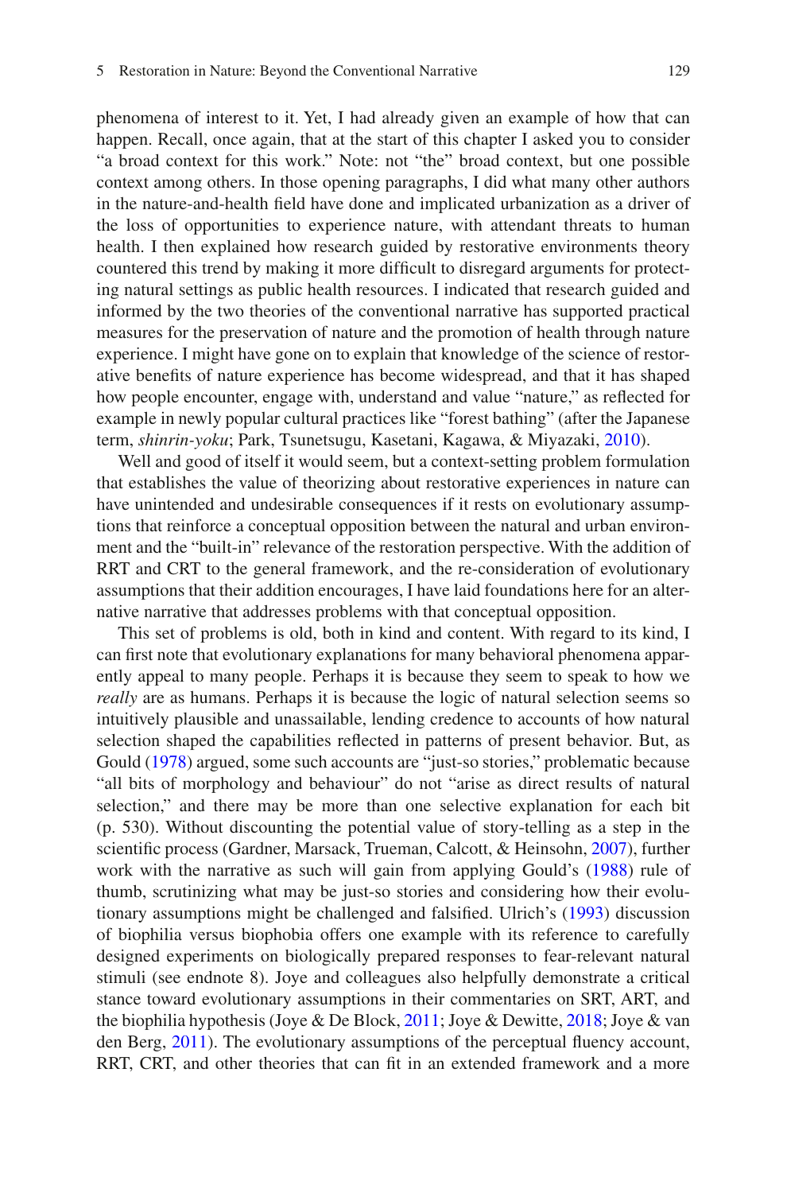phenomena of interest to it. Yet, I had already given an example of how that can happen. Recall, once again, that at the start of this chapter I asked you to consider "a broad context for this work." Note: not "the" broad context, but one possible context among others. In those opening paragraphs, I did what many other authors in the nature-and-health field have done and implicated urbanization as a driver of the loss of opportunities to experience nature, with attendant threats to human health. I then explained how research guided by restorative environments theory countered this trend by making it more difficult to disregard arguments for protecting natural settings as public health resources. I indicated that research guided and informed by the two theories of the conventional narrative has supported practical measures for the preservation of nature and the promotion of health through nature experience. I might have gone on to explain that knowledge of the science of restorative benefits of nature experience has become widespread, and that it has shaped how people encounter, engage with, understand and value "nature," as reflected for example in newly popular cultural practices like "forest bathing" (after the Japanese term, *shinrin-yoku*; Park, Tsunetsugu, Kasetani, Kagawa, & Miyazaki, 2010).

Well and good of itself it would seem, but a context-setting problem formulation that establishes the value of theorizing about restorative experiences in nature can have unintended and undesirable consequences if it rests on evolutionary assumptions that reinforce a conceptual opposition between the natural and urban environment and the "built-in" relevance of the restoration perspective. With the addition of RRT and CRT to the general framework, and the re-consideration of evolutionary assumptions that their addition encourages, I have laid foundations here for an alternative narrative that addresses problems with that conceptual opposition.

This set of problems is old, both in kind and content. With regard to its kind, I can first note that evolutionary explanations for many behavioral phenomena apparently appeal to many people. Perhaps it is because they seem to speak to how we *really* are as humans. Perhaps it is because the logic of natural selection seems so intuitively plausible and unassailable, lending credence to accounts of how natural selection shaped the capabilities reflected in patterns of present behavior. But, as Gould (1978) argued, some such accounts are "just-so stories," problematic because "all bits of morphology and behaviour" do not "arise as direct results of natural selection," and there may be more than one selective explanation for each bit (p. 530). Without discounting the potential value of story-telling as a step in the scientific process (Gardner, Marsack, Trueman, Calcott, & Heinsohn, 2007), further work with the narrative as such will gain from applying Gould's (1988) rule of thumb, scrutinizing what may be just-so stories and considering how their evolutionary assumptions might be challenged and falsified. Ulrich's (1993) discussion of biophilia versus biophobia offers one example with its reference to carefully designed experiments on biologically prepared responses to fear-relevant natural stimuli (see endnote 8). Joye and colleagues also helpfully demonstrate a critical stance toward evolutionary assumptions in their commentaries on SRT, ART, and the biophilia hypothesis (Joye & De Block, 2011; Joye & Dewitte, 2018; Joye & van den Berg, 2011). The evolutionary assumptions of the perceptual fluency account, RRT, CRT, and other theories that can fit in an extended framework and a more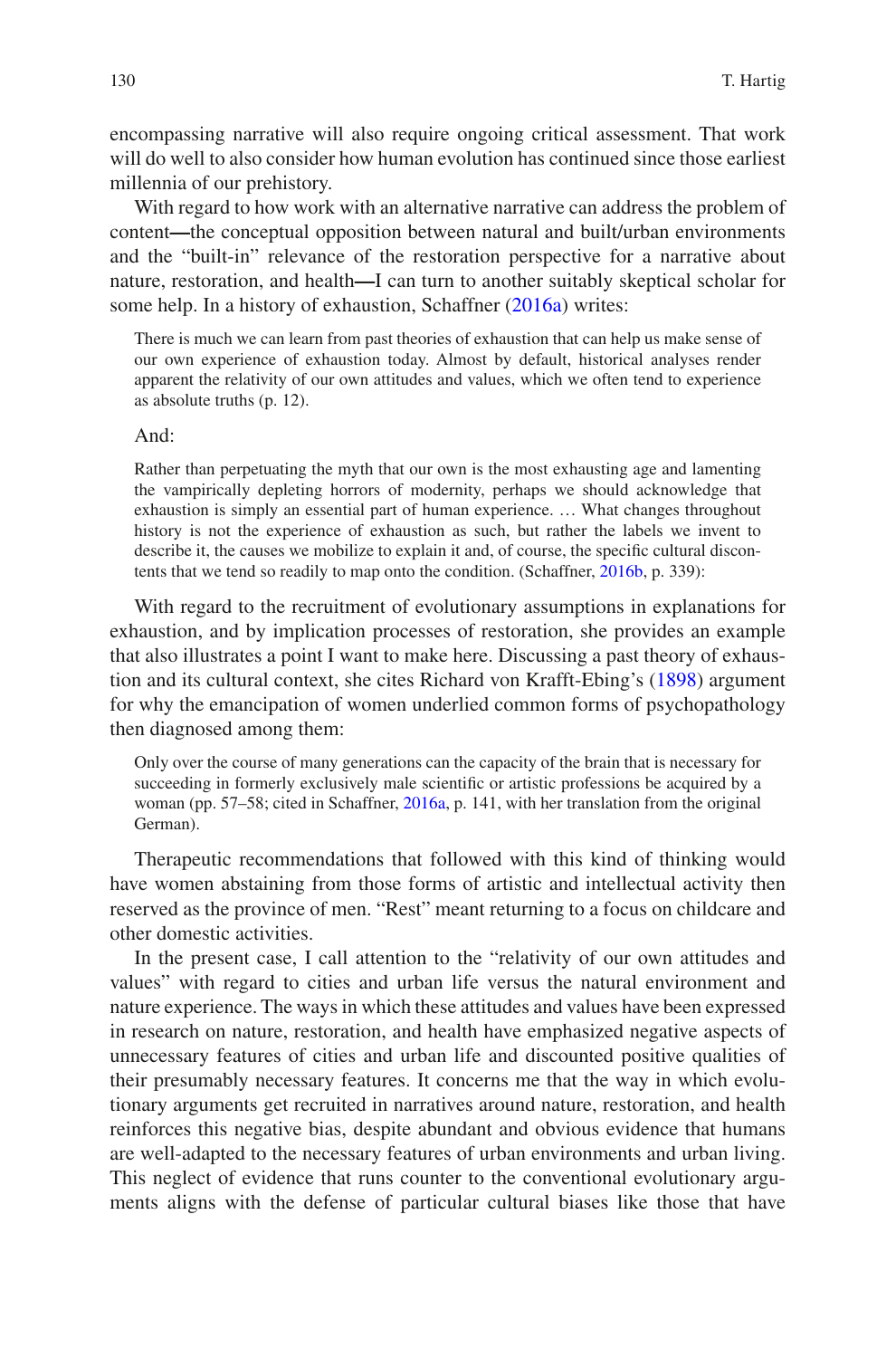encompassing narrative will also require ongoing critical assessment. That work will do well to also consider how human evolution has continued since those earliest millennia of our prehistory.

With regard to how work with an alternative narrative can address the problem of content—the conceptual opposition between natural and built/urban environments and the "built-in" relevance of the restoration perspective for a narrative about nature, restoration, and health—I can turn to another suitably skeptical scholar for some help. In a history of exhaustion, Schaffner (2016a) writes:

> There is much we can learn from past theories of exhaustion that can help us make sense of our own experience of exhaustion today. Almost by default, historical analyses render apparent the relativity of our own attitudes and values, which we often tend to experience as absolute truths (p. 12).

And:

> Rather than perpetuating the myth that our own is the most exhausting age and lamenting the vampirically depleting horrors of modernity, perhaps we should acknowledge that exhaustion is simply an essential part of human experience. … What changes throughout history is not the experience of exhaustion as such, but rather the labels we invent to describe it, the causes we mobilize to explain it and, of course, the specific cultural discontents that we tend so readily to map onto the condition. (Schaffner, 2016b, p. 339):

With regard to the recruitment of evolutionary assumptions in explanations for exhaustion, and by implication processes of restoration, she provides an example that also illustrates a point I want to make here. Discussing a past theory of exhaustion and its cultural context, she cites Richard von Krafft-Ebing's (1898) argument for why the emancipation of women underlied common forms of psychopathology then diagnosed among them:

> Only over the course of many generations can the capacity of the brain that is necessary for succeeding in formerly exclusively male scientific or artistic professions be acquired by a woman (pp. 57–58; cited in Schaffner, 2016a, p. 141, with her translation from the original German).

Therapeutic recommendations that followed with this kind of thinking would have women abstaining from those forms of artistic and intellectual activity then reserved as the province of men. "Rest" meant returning to a focus on childcare and other domestic activities.

In the present case, I call attention to the "relativity of our own attitudes and values" with regard to cities and urban life versus the natural environment and nature experience. The ways in which these attitudes and values have been expressed in research on nature, restoration, and health have emphasized negative aspects of unnecessary features of cities and urban life and discounted positive qualities of their presumably necessary features. It concerns me that the way in which evolutionary arguments get recruited in narratives around nature, restoration, and health reinforces this negative bias, despite abundant and obvious evidence that humans are well-adapted to the necessary features of urban environments and urban living. This neglect of evidence that runs counter to the conventional evolutionary arguments aligns with the defense of particular cultural biases like those that have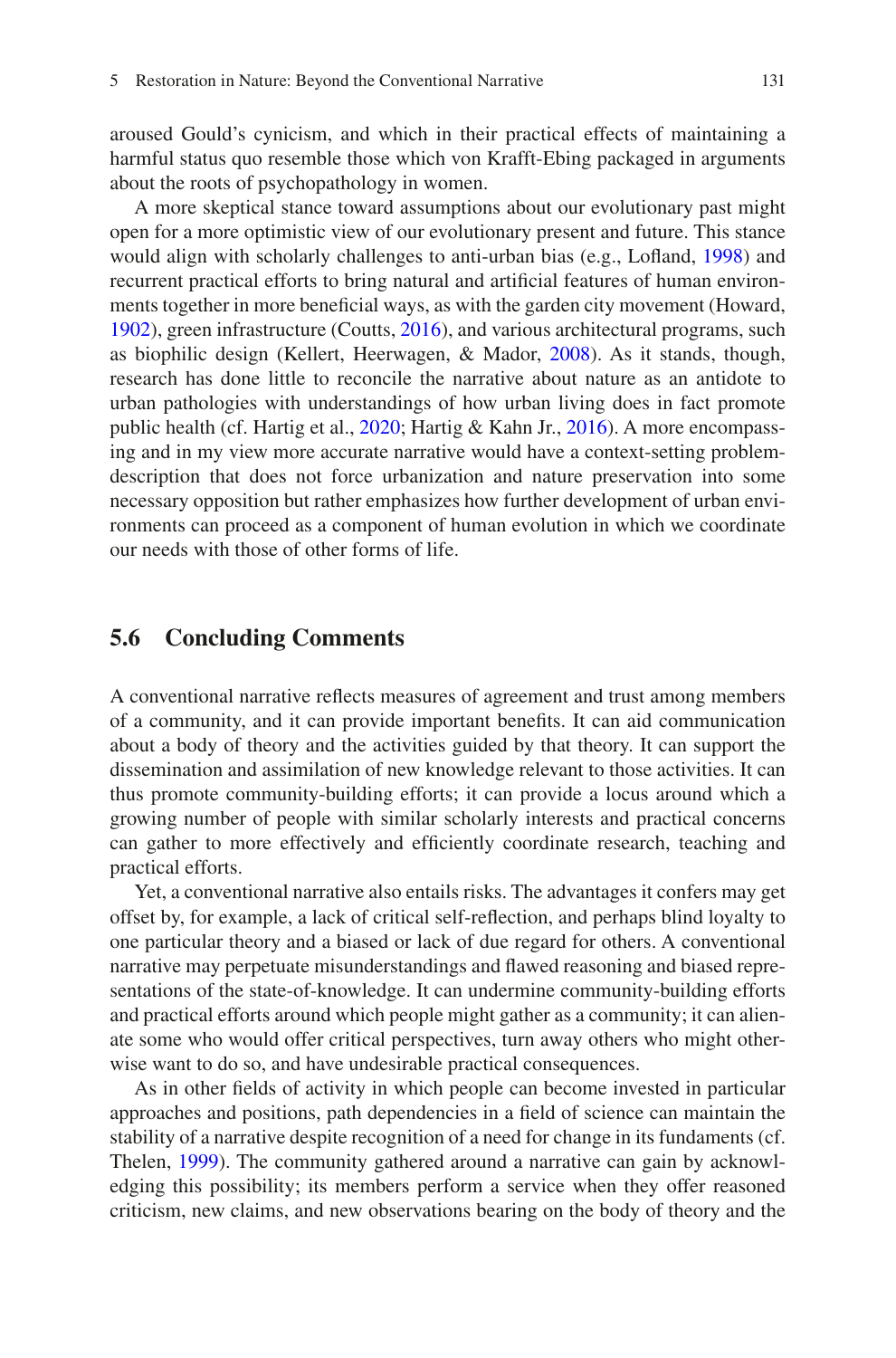aroused Gould's cynicism, and which in their practical effects of maintaining a harmful status quo resemble those which von Krafft-Ebing packaged in arguments about the roots of psychopathology in women.

A more skeptical stance toward assumptions about our evolutionary past might open for a more optimistic view of our evolutionary present and future. This stance would align with scholarly challenges to anti-urban bias (e.g., Lofland, 1998) and recurrent practical efforts to bring natural and artificial features of human environments together in more beneficial ways, as with the garden city movement (Howard, 1902), green infrastructure (Coutts, 2016), and various architectural programs, such as biophilic design (Kellert, Heerwagen, & Mador, 2008). As it stands, though, research has done little to reconcile the narrative about nature as an antidote to urban pathologies with understandings of how urban living does in fact promote public health (cf. Hartig et al., 2020; Hartig & Kahn Jr., 2016). A more encompassing and in my view more accurate narrative would have a context-setting problem-description that does not force urbanization and nature preservation into some necessary opposition but rather emphasizes how further development of urban environments can proceed as a component of human evolution in which we coordinate our needs with those of other forms of life.

## 5.6 Concluding Comments

A conventional narrative reflects measures of agreement and trust among members of a community, and it can provide important benefits. It can aid communication about a body of theory and the activities guided by that theory. It can support the dissemination and assimilation of new knowledge relevant to those activities. It can thus promote community-building efforts; it can provide a locus around which a growing number of people with similar scholarly interests and practical concerns can gather to more effectively and efficiently coordinate research, teaching and practical efforts.

Yet, a conventional narrative also entails risks. The advantages it confers may get offset by, for example, a lack of critical self-reflection, and perhaps blind loyalty to one particular theory and a biased or lack of due regard for others. A conventional narrative may perpetuate misunderstandings and flawed reasoning and biased representations of the state-of-knowledge. It can undermine community-building efforts and practical efforts around which people might gather as a community; it can alienate some who would offer critical perspectives, turn away others who might otherwise want to do so, and have undesirable practical consequences.

As in other fields of activity in which people can become invested in particular approaches and positions, path dependencies in a field of science can maintain the stability of a narrative despite recognition of a need for change in its fundaments (cf. Thelen, 1999). The community gathered around a narrative can gain by acknowledging this possibility; its members perform a service when they offer reasoned criticism, new claims, and new observations bearing on the body of theory and the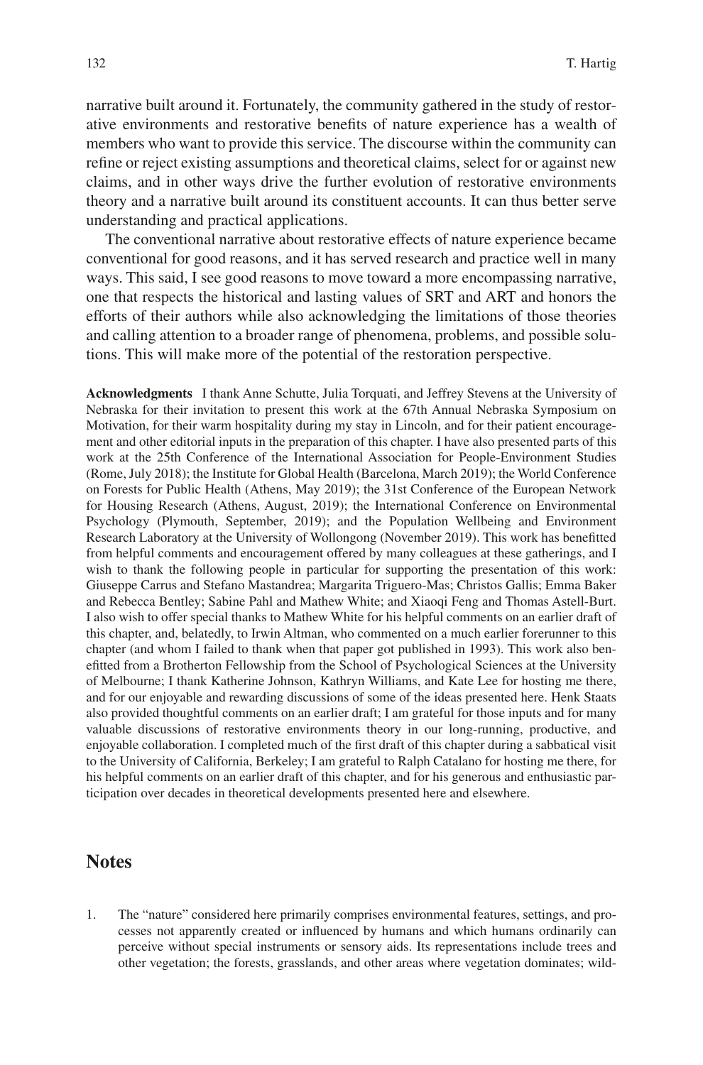narrative built around it. Fortunately, the community gathered in the study of restorative environments and restorative benefits of nature experience has a wealth of members who want to provide this service. The discourse within the community can refine or reject existing assumptions and theoretical claims, select for or against new claims, and in other ways drive the further evolution of restorative environments theory and a narrative built around its constituent accounts. It can thus better serve understanding and practical applications.

The conventional narrative about restorative effects of nature experience became conventional for good reasons, and it has served research and practice well in many ways. This said, I see good reasons to move toward a more encompassing narrative, one that respects the historical and lasting values of SRT and ART and honors the efforts of their authors while also acknowledging the limitations of those theories and calling attention to a broader range of phenomena, problems, and possible solutions. This will make more of the potential of the restoration perspective.

**Acknowledgments** I thank Anne Schutte, Julia Torquati, and Jeffrey Stevens at the University of Nebraska for their invitation to present this work at the 67th Annual Nebraska Symposium on Motivation, for their warm hospitality during my stay in Lincoln, and for their patient encouragement and other editorial inputs in the preparation of this chapter. I have also presented parts of this work at the 25th Conference of the International Association for People-Environment Studies (Rome, July 2018); the Institute for Global Health (Barcelona, March 2019); the World Conference on Forests for Public Health (Athens, May 2019); the 31st Conference of the European Network for Housing Research (Athens, August, 2019); the International Conference on Environmental Psychology (Plymouth, September, 2019); and the Population Wellbeing and Environment Research Laboratory at the University of Wollongong (November 2019). This work has benefitted from helpful comments and encouragement offered by many colleagues at these gatherings, and I wish to thank the following people in particular for supporting the presentation of this work: Giuseppe Carrus and Stefano Mastandrea; Margarita Triguero-Mas; Christos Gallis; Emma Baker and Rebecca Bentley; Sabine Pahl and Mathew White; and Xiaoqi Feng and Thomas Astell-Burt. I also wish to offer special thanks to Mathew White for his helpful comments on an earlier draft of this chapter, and, belatedly, to Irwin Altman, who commented on a much earlier forerunner to this chapter (and whom I failed to thank when that paper got published in 1993). This work also benefitted from a Brotherton Fellowship from the School of Psychological Sciences at the University of Melbourne; I thank Katherine Johnson, Kathryn Williams, and Kate Lee for hosting me there, and for our enjoyable and rewarding discussions of some of the ideas presented here. Henk Staats also provided thoughtful comments on an earlier draft; I am grateful for those inputs and for many valuable discussions of restorative environments theory in our long-running, productive, and enjoyable collaboration. I completed much of the first draft of this chapter during a sabbatical visit to the University of California, Berkeley; I am grateful to Ralph Catalano for hosting me there, for his helpful comments on an earlier draft of this chapter, and for his generous and enthusiastic participation over decades in theoretical developments presented here and elsewhere.

## Notes

1. The "nature" considered here primarily comprises environmental features, settings, and processes not apparently created or influenced by humans and which humans ordinarily can perceive without special instruments or sensory aids. Its representations include trees and other vegetation; the forests, grasslands, and other areas where vegetation dominates; wild-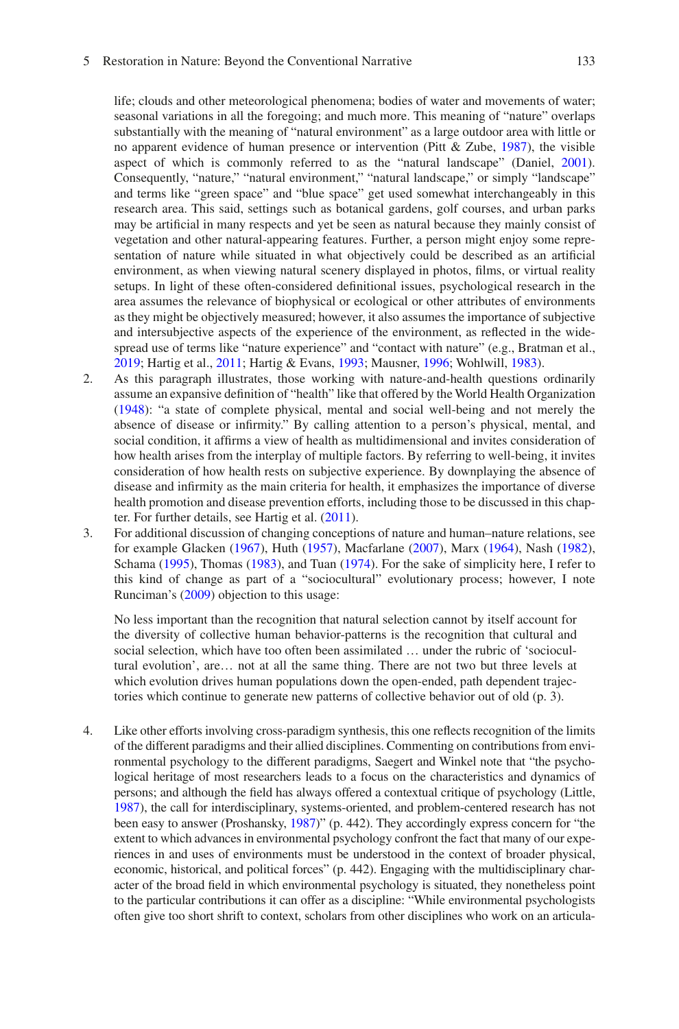life; clouds and other meteorological phenomena; bodies of water and movements of water; seasonal variations in all the foregoing; and much more. This meaning of "nature" overlaps substantially with the meaning of "natural environment" as a large outdoor area with little or no apparent evidence of human presence or intervention (Pitt & Zube, 1987), the visible aspect of which is commonly referred to as the "natural landscape" (Daniel, 2001). Consequently, "nature," "natural environment," "natural landscape," or simply "landscape" and terms like "green space" and "blue space" get used somewhat interchangeably in this research area. This said, settings such as botanical gardens, golf courses, and urban parks may be artificial in many respects and yet be seen as natural because they mainly consist of vegetation and other natural-appearing features. Further, a person might enjoy some representation of nature while situated in what objectively could be described as an artificial environment, as when viewing natural scenery displayed in photos, films, or virtual reality setups. In light of these often-considered definitional issues, psychological research in the area assumes the relevance of biophysical or ecological or other attributes of environments as they might be objectively measured; however, it also assumes the importance of subjective and intersubjective aspects of the experience of the environment, as reflected in the widespread use of terms like "nature experience" and "contact with nature" (e.g., Bratman et al., 2019; Hartig et al., 2011; Hartig & Evans, 1993; Mausner, 1996; Wohlwill, 1983).

2. As this paragraph illustrates, those working with nature-and-health questions ordinarily assume an expansive definition of "health" like that offered by the World Health Organization (1948): "a state of complete physical, mental and social well-being and not merely the absence of disease or infirmity." By calling attention to a person's physical, mental, and social condition, it affirms a view of health as multidimensional and invites consideration of how health arises from the interplay of multiple factors. By referring to well-being, it invites consideration of how health rests on subjective experience. By downplaying the absence of disease and infirmity as the main criteria for health, it emphasizes the importance of diverse health promotion and disease prevention efforts, including those to be discussed in this chapter. For further details, see Hartig et al. (2011).

3. For additional discussion of changing conceptions of nature and human–nature relations, see for example Glacken (1967), Huth (1957), Macfarlane (2007), Marx (1964), Nash (1982), Schama (1995), Thomas (1983), and Tuan (1974). For the sake of simplicity here, I refer to this kind of change as part of a "sociocultural" evolutionary process; however, I note Runciman's (2009) objection to this usage:

   No less important than the recognition that natural selection cannot by itself account for the diversity of collective human behavior-patterns is the recognition that cultural and social selection, which have too often been assimilated … under the rubric of 'sociocultural evolution', are… not at all the same thing. There are not two but three levels at which evolution drives human populations down the open-ended, path dependent trajectories which continue to generate new patterns of collective behavior out of old (p. 3).

4. Like other efforts involving cross-paradigm synthesis, this one reflects recognition of the limits of the different paradigms and their allied disciplines. Commenting on contributions from environmental psychology to the different paradigms, Saegert and Winkel note that "the psychological heritage of most researchers leads to a focus on the characteristics and dynamics of persons; and although the field has always offered a contextual critique of psychology (Little, 1987), the call for interdisciplinary, systems-oriented, and problem-centered research has not been easy to answer (Proshansky, 1987)" (p. 442). They accordingly express concern for "the extent to which advances in environmental psychology confront the fact that many of our experiences in and uses of environments must be understood in the context of broader physical, economic, historical, and political forces" (p. 442). Engaging with the multidisciplinary character of the broad field in which environmental psychology is situated, they nonetheless point to the particular contributions it can offer as a discipline: "While environmental psychologists often give too short shrift to context, scholars from other disciplines who work on an articula-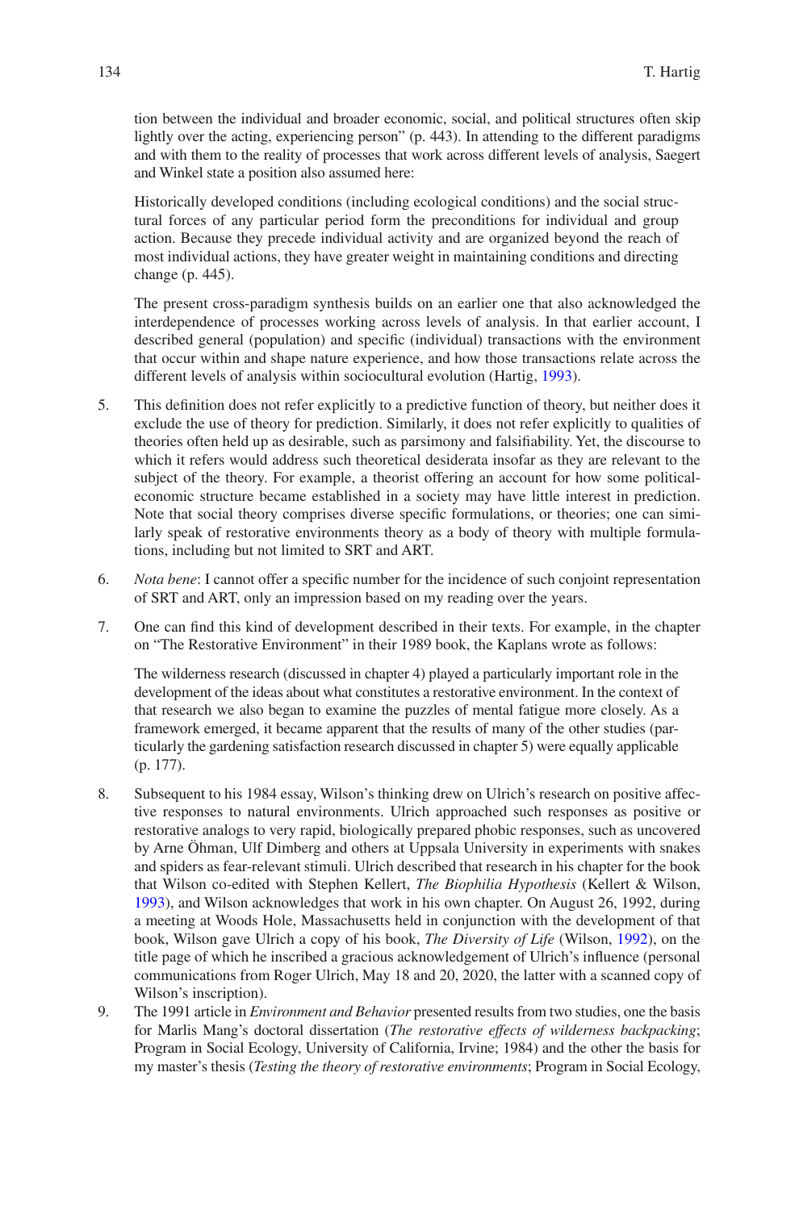tion between the individual and broader economic, social, and political structures often skip lightly over the acting, experiencing person" (p. 443). In attending to the different paradigms and with them to the reality of processes that work across different levels of analysis, Saegert and Winkel state a position also assumed here:

> Historically developed conditions (including ecological conditions) and the social structural forces of any particular period form the preconditions for individual and group action. Because they precede individual activity and are organized beyond the reach of most individual actions, they have greater weight in maintaining conditions and directing change (p. 445).

The present cross-paradigm synthesis builds on an earlier one that also acknowledged the interdependence of processes working across levels of analysis. In that earlier account, I described general (population) and specific (individual) transactions with the environment that occur within and shape nature experience, and how those transactions relate across the different levels of analysis within sociocultural evolution (Hartig, 1993).

5. This definition does not refer explicitly to a predictive function of theory, but neither does it exclude the use of theory for prediction. Similarly, it does not refer explicitly to qualities of theories often held up as desirable, such as parsimony and falsifiability. Yet, the discourse to which it refers would address such theoretical desiderata insofar as they are relevant to the subject of the theory. For example, a theorist offering an account for how some political-economic structure became established in a society may have little interest in prediction. Note that social theory comprises diverse specific formulations, or theories; one can similarly speak of restorative environments theory as a body of theory with multiple formulations, including but not limited to SRT and ART.

6. *Nota bene*: I cannot offer a specific number for the incidence of such conjoint representation of SRT and ART, only an impression based on my reading over the years.

7. One can find this kind of development described in their texts. For example, in the chapter on "The Restorative Environment" in their 1989 book, the Kaplans wrote as follows:

   > The wilderness research (discussed in chapter 4) played a particularly important role in the development of the ideas about what constitutes a restorative environment. In the context of that research we also began to examine the puzzles of mental fatigue more closely. As a framework emerged, it became apparent that the results of many of the other studies (particularly the gardening satisfaction research discussed in chapter 5) were equally applicable (p. 177).

8. Subsequent to his 1984 essay, Wilson's thinking drew on Ulrich's research on positive affective responses to natural environments. Ulrich approached such responses as positive or restorative analogs to very rapid, biologically prepared phobic responses, such as uncovered by Arne Öhman, Ulf Dimberg and others at Uppsala University in experiments with snakes and spiders as fear-relevant stimuli. Ulrich described that research in his chapter for the book that Wilson co-edited with Stephen Kellert, *The Biophilia Hypothesis* (Kellert & Wilson, 1993), and Wilson acknowledges that work in his own chapter. On August 26, 1992, during a meeting at Woods Hole, Massachusetts held in conjunction with the development of that book, Wilson gave Ulrich a copy of his book, *The Diversity of Life* (Wilson, 1992), on the title page of which he inscribed a gracious acknowledgement of Ulrich's influence (personal communications from Roger Ulrich, May 18 and 20, 2020, the latter with a scanned copy of Wilson's inscription).

9. The 1991 article in *Environment and Behavior* presented results from two studies, one the basis for Marlis Mang's doctoral dissertation (*The restorative effects of wilderness backpacking*; Program in Social Ecology, University of California, Irvine; 1984) and the other the basis for my master's thesis (*Testing the theory of restorative environments*; Program in Social Ecology,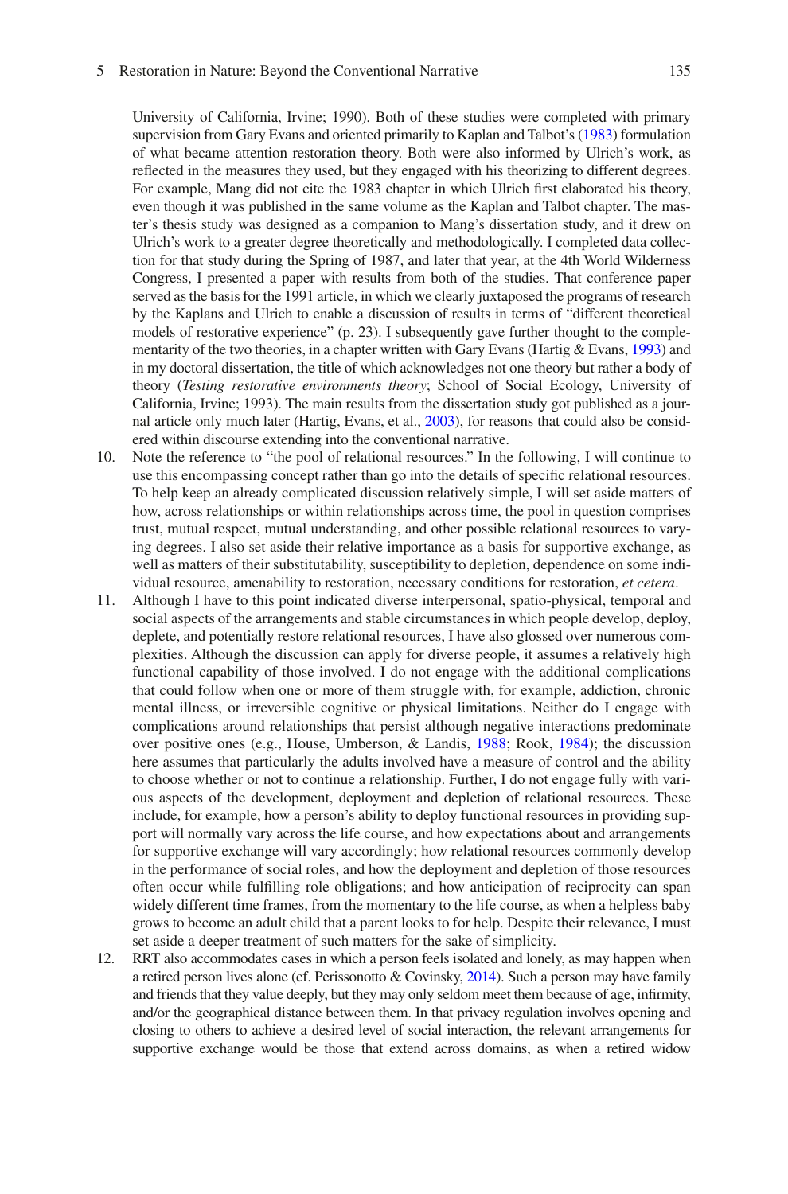University of California, Irvine; 1990). Both of these studies were completed with primary supervision from Gary Evans and oriented primarily to Kaplan and Talbot's (1983) formulation of what became attention restoration theory. Both were also informed by Ulrich's work, as reflected in the measures they used, but they engaged with his theorizing to different degrees. For example, Mang did not cite the 1983 chapter in which Ulrich first elaborated his theory, even though it was published in the same volume as the Kaplan and Talbot chapter. The master's thesis study was designed as a companion to Mang's dissertation study, and it drew on Ulrich's work to a greater degree theoretically and methodologically. I completed data collection for that study during the Spring of 1987, and later that year, at the 4th World Wilderness Congress, I presented a paper with results from both of the studies. That conference paper served as the basis for the 1991 article, in which we clearly juxtaposed the programs of research by the Kaplans and Ulrich to enable a discussion of results in terms of "different theoretical models of restorative experience" (p. 23). I subsequently gave further thought to the complementarity of the two theories, in a chapter written with Gary Evans (Hartig & Evans, 1993) and in my doctoral dissertation, the title of which acknowledges not one theory but rather a body of theory (*Testing restorative environments theory*; School of Social Ecology, University of California, Irvine; 1993). The main results from the dissertation study got published as a journal article only much later (Hartig, Evans, et al., 2003), for reasons that could also be considered within discourse extending into the conventional narrative.

10. Note the reference to "the pool of relational resources." In the following, I will continue to use this encompassing concept rather than go into the details of specific relational resources. To help keep an already complicated discussion relatively simple, I will set aside matters of how, across relationships or within relationships across time, the pool in question comprises trust, mutual respect, mutual understanding, and other possible relational resources to varying degrees. I also set aside their relative importance as a basis for supportive exchange, as well as matters of their substitutability, susceptibility to depletion, dependence on some individual resource, amenability to restoration, necessary conditions for restoration, *et cetera*.
11. Although I have to this point indicated diverse interpersonal, spatio-physical, temporal and social aspects of the arrangements and stable circumstances in which people develop, deploy, deplete, and potentially restore relational resources, I have also glossed over numerous complexities. Although the discussion can apply for diverse people, it assumes a relatively high functional capability of those involved. I do not engage with the additional complications that could follow when one or more of them struggle with, for example, addiction, chronic mental illness, or irreversible cognitive or physical limitations. Neither do I engage with complications around relationships that persist although negative interactions predominate over positive ones (e.g., House, Umberson, & Landis, 1988; Rook, 1984); the discussion here assumes that particularly the adults involved have a measure of control and the ability to choose whether or not to continue a relationship. Further, I do not engage fully with various aspects of the development, deployment and depletion of relational resources. These include, for example, how a person's ability to deploy functional resources in providing support will normally vary across the life course, and how expectations about and arrangements for supportive exchange will vary accordingly; how relational resources commonly develop in the performance of social roles, and how the deployment and depletion of those resources often occur while fulfilling role obligations; and how anticipation of reciprocity can span widely different time frames, from the momentary to the life course, as when a helpless baby grows to become an adult child that a parent looks to for help. Despite their relevance, I must set aside a deeper treatment of such matters for the sake of simplicity.
12. RRT also accommodates cases in which a person feels isolated and lonely, as may happen when a retired person lives alone (cf. Perissonotto & Covinsky, 2014). Such a person may have family and friends that they value deeply, but they may only seldom meet them because of age, infirmity, and/or the geographical distance between them. In that privacy regulation involves opening and closing to others to achieve a desired level of social interaction, the relevant arrangements for supportive exchange would be those that extend across domains, as when a retired widow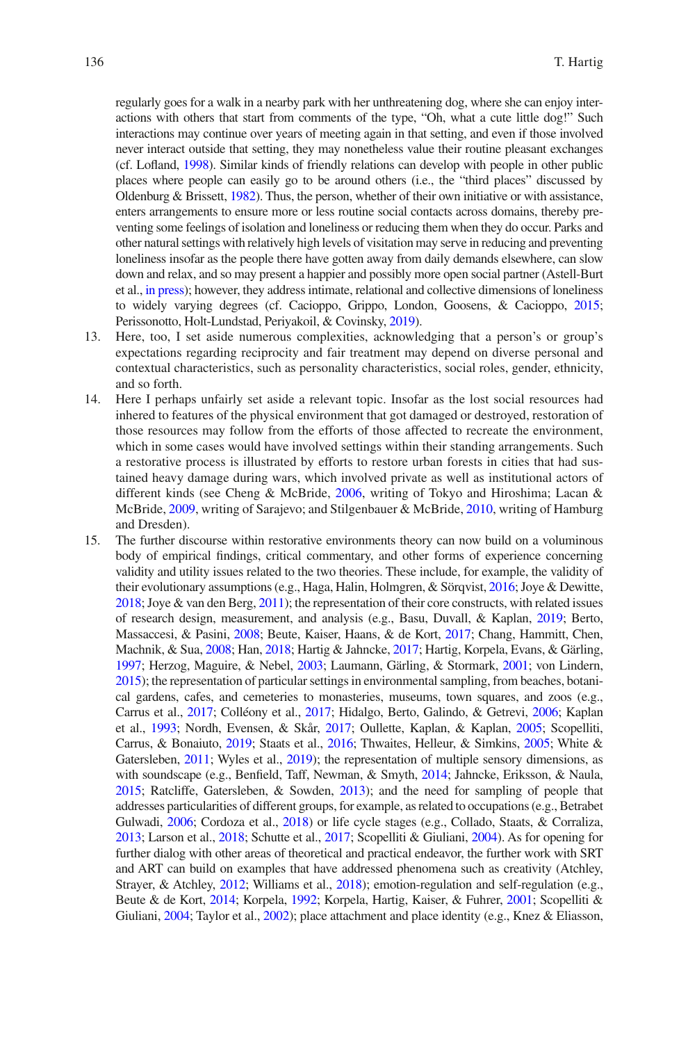regularly goes for a walk in a nearby park with her unthreatening dog, where she can enjoy interactions with others that start from comments of the type, "Oh, what a cute little dog!" Such interactions may continue over years of meeting again in that setting, and even if those involved never interact outside that setting, they may nonetheless value their routine pleasant exchanges (cf. Lofland, 1998). Similar kinds of friendly relations can develop with people in other public places where people can easily go to be around others (i.e., the "third places" discussed by Oldenburg & Brissett, 1982). Thus, the person, whether of their own initiative or with assistance, enters arrangements to ensure more or less routine social contacts across domains, thereby preventing some feelings of isolation and loneliness or reducing them when they do occur. Parks and other natural settings with relatively high levels of visitation may serve in reducing and preventing loneliness insofar as the people there have gotten away from daily demands elsewhere, can slow down and relax, and so may present a happier and possibly more open social partner (Astell-Burt et al., in press); however, they address intimate, relational and collective dimensions of loneliness to widely varying degrees (cf. Cacioppo, Grippo, London, Goosens, & Cacioppo, 2015; Perissonotto, Holt-Lundstad, Periyakoil, & Covinsky, 2019).

13. Here, too, I set aside numerous complexities, acknowledging that a person's or group's expectations regarding reciprocity and fair treatment may depend on diverse personal and contextual characteristics, such as personality characteristics, social roles, gender, ethnicity, and so forth.
14. Here I perhaps unfairly set aside a relevant topic. Insofar as the lost social resources had inhered to features of the physical environment that got damaged or destroyed, restoration of those resources may follow from the efforts of those affected to recreate the environment, which in some cases would have involved settings within their standing arrangements. Such a restorative process is illustrated by efforts to restore urban forests in cities that had sustained heavy damage during wars, which involved private as well as institutional actors of different kinds (see Cheng & McBride, 2006, writing of Tokyo and Hiroshima; Lacan & McBride, 2009, writing of Sarajevo; and Stilgenbauer & McBride, 2010, writing of Hamburg and Dresden).
15. The further discourse within restorative environments theory can now build on a voluminous body of empirical findings, critical commentary, and other forms of experience concerning validity and utility issues related to the two theories. These include, for example, the validity of their evolutionary assumptions (e.g., Haga, Halin, Holmgren, & Sörqvist, 2016; Joye & Dewitte, 2018; Joye & van den Berg, 2011); the representation of their core constructs, with related issues of research design, measurement, and analysis (e.g., Basu, Duvall, & Kaplan, 2019; Berto, Massaccesi, & Pasini, 2008; Beute, Kaiser, Haans, & de Kort, 2017; Chang, Hammitt, Chen, Machnik, & Sua, 2008; Han, 2018; Hartig & Jahncke, 2017; Hartig, Korpela, Evans, & Gärling, 1997; Herzog, Maguire, & Nebel, 2003; Laumann, Gärling, & Stormark, 2001; von Lindern, 2015); the representation of particular settings in environmental sampling, from beaches, botanical gardens, cafes, and cemeteries to monasteries, museums, town squares, and zoos (e.g., Carrus et al., 2017; Colléony et al., 2017; Hidalgo, Berto, Galindo, & Getrevi, 2006; Kaplan et al., 1993; Nordh, Evensen, & Skår, 2017; Oullette, Kaplan, & Kaplan, 2005; Scopelliti, Carrus, & Bonaiuto, 2019; Staats et al., 2016; Thwaites, Helleur, & Simkins, 2005; White & Gatersleben, 2011; Wyles et al., 2019); the representation of multiple sensory dimensions, as with soundscape (e.g., Benfield, Taff, Newman, & Smyth, 2014; Jahncke, Eriksson, & Naula, 2015; Ratcliffe, Gatersleben, & Sowden, 2013); and the need for sampling of people that addresses particularities of different groups, for example, as related to occupations (e.g., Betrabet Gulwadi, 2006; Cordoza et al., 2018) or life cycle stages (e.g., Collado, Staats, & Corraliza, 2013; Larson et al., 2018; Schutte et al., 2017; Scopelliti & Giuliani, 2004). As for opening for further dialog with other areas of theoretical and practical endeavor, the further work with SRT and ART can build on examples that have addressed phenomena such as creativity (Atchley, Strayer, & Atchley, 2012; Williams et al., 2018); emotion-regulation and self-regulation (e.g., Beute & de Kort, 2014; Korpela, 1992; Korpela, Hartig, Kaiser, & Fuhrer, 2001; Scopelliti & Giuliani, 2004; Taylor et al., 2002); place attachment and place identity (e.g., Knez & Eliasson,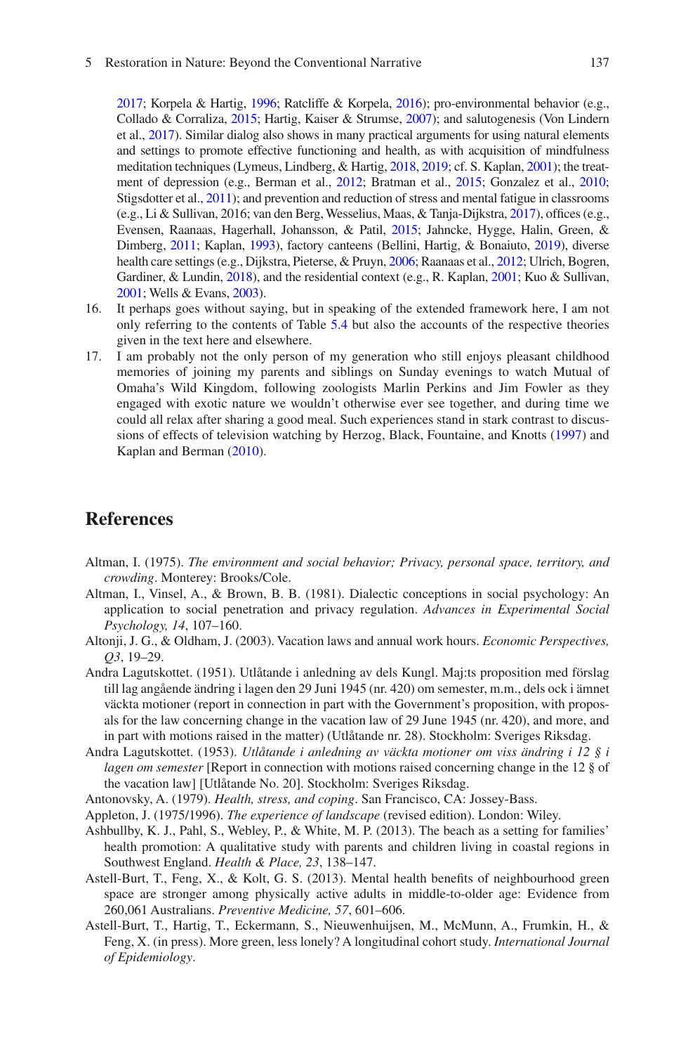2017; Korpela & Hartig, 1996; Ratcliffe & Korpela, 2016); pro-environmental behavior (e.g., Collado & Corraliza, 2015; Hartig, Kaiser & Strumse, 2007); and salutogenesis (Von Lindern et al., 2017). Similar dialog also shows in many practical arguments for using natural elements and settings to promote effective functioning and health, as with acquisition of mindfulness meditation techniques (Lymeus, Lindberg, & Hartig, 2018, 2019; cf. S. Kaplan, 2001); the treatment of depression (e.g., Berman et al., 2012; Bratman et al., 2015; Gonzalez et al., 2010; Stigsdotter et al., 2011); and prevention and reduction of stress and mental fatigue in classrooms (e.g., Li & Sullivan, 2016; van den Berg, Wesselius, Maas, & Tanja-Dijkstra, 2017), offices (e.g., Evensen, Raanaas, Hagerhall, Johansson, & Patil, 2015; Jahncke, Hygge, Halin, Green, & Dimberg, 2011; Kaplan, 1993), factory canteens (Bellini, Hartig, & Bonaiuto, 2019), diverse health care settings (e.g., Dijkstra, Pieterse, & Pruyn, 2006; Raanaas et al., 2012; Ulrich, Bogren, Gardiner, & Lundin, 2018), and the residential context (e.g., R. Kaplan, 2001; Kuo & Sullivan, 2001; Wells & Evans, 2003).

16. It perhaps goes without saying, but in speaking of the extended framework here, I am not only referring to the contents of Table 5.4 but also the accounts of the respective theories given in the text here and elsewhere.
17. I am probably not the only person of my generation who still enjoys pleasant childhood memories of joining my parents and siblings on Sunday evenings to watch Mutual of Omaha's Wild Kingdom, following zoologists Marlin Perkins and Jim Fowler as they engaged with exotic nature we wouldn't otherwise ever see together, and during time we could all relax after sharing a good meal. Such experiences stand in stark contrast to discussions of effects of television watching by Herzog, Black, Fountaine, and Knotts (1997) and Kaplan and Berman (2010).

## References

Altman, I. (1975). *The environment and social behavior; Privacy, personal space, territory, and crowding*. Monterey: Brooks/Cole.

Altman, I., Vinsel, A., & Brown, B. B. (1981). Dialectic conceptions in social psychology: An application to social penetration and privacy regulation. *Advances in Experimental Social Psychology, 14*, 107–160.

Altonji, J. G., & Oldham, J. (2003). Vacation laws and annual work hours. *Economic Perspectives, Q3*, 19–29.

Andra Lagutskottet. (1951). Utlåtande i anledning av dels Kungl. Maj:ts proposition med förslag till lag angående ändring i lagen den 29 Juni 1945 (nr. 420) om semester, m.m., dels ock i ämnet väckta motioner (report in connection in part with the Government's proposition, with proposals for the law concerning change in the vacation law of 29 June 1945 (nr. 420), and more, and in part with motions raised in the matter) (Utlåtande nr. 28). Stockholm: Sveriges Riksdag.

Andra Lagutskottet. (1953). *Utlåtande i anledning av väckta motioner om viss ändring i 12 § i lagen om semester* [Report in connection with motions raised concerning change in the 12 § of the vacation law] [Utlåtande No. 20]. Stockholm: Sveriges Riksdag.

Antonovsky, A. (1979). *Health, stress, and coping*. San Francisco, CA: Jossey-Bass.

Appleton, J. (1975/1996). *The experience of landscape* (revised edition). London: Wiley.

Ashbullby, K. J., Pahl, S., Webley, P., & White, M. P. (2013). The beach as a setting for families' health promotion: A qualitative study with parents and children living in coastal regions in Southwest England. *Health & Place, 23*, 138–147.

Astell-Burt, T., Feng, X., & Kolt, G. S. (2013). Mental health benefits of neighbourhood green space are stronger among physically active adults in middle-to-older age: Evidence from 260,061 Australians. *Preventive Medicine, 57*, 601–606.

Astell-Burt, T., Hartig, T., Eckermann, S., Nieuwenhuijsen, M., McMunn, A., Frumkin, H., & Feng, X. (in press). More green, less lonely? A longitudinal cohort study. *International Journal of Epidemiology*.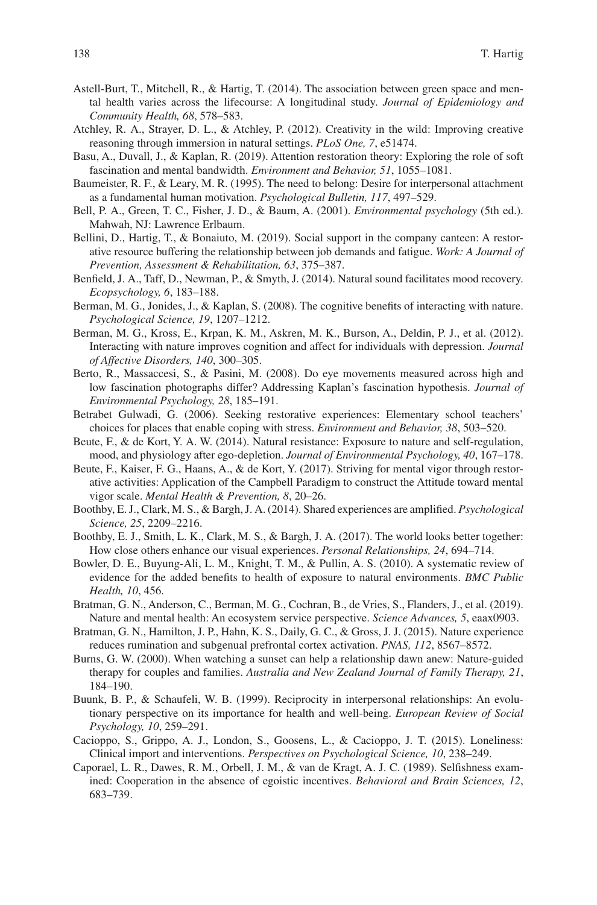Astell-Burt, T., Mitchell, R., & Hartig, T. (2014). The association between green space and mental health varies across the lifecourse: A longitudinal study. *Journal of Epidemiology and Community Health, 68*, 578–583.

Atchley, R. A., Strayer, D. L., & Atchley, P. (2012). Creativity in the wild: Improving creative reasoning through immersion in natural settings. *PLoS One, 7*, e51474.

Basu, A., Duvall, J., & Kaplan, R. (2019). Attention restoration theory: Exploring the role of soft fascination and mental bandwidth. *Environment and Behavior, 51*, 1055–1081.

Baumeister, R. F., & Leary, M. R. (1995). The need to belong: Desire for interpersonal attachment as a fundamental human motivation. *Psychological Bulletin, 117*, 497–529.

Bell, P. A., Green, T. C., Fisher, J. D., & Baum, A. (2001). *Environmental psychology* (5th ed.). Mahwah, NJ: Lawrence Erlbaum.

Bellini, D., Hartig, T., & Bonaiuto, M. (2019). Social support in the company canteen: A restorative resource buffering the relationship between job demands and fatigue. *Work: A Journal of Prevention, Assessment & Rehabilitation, 63*, 375–387.

Benfield, J. A., Taff, D., Newman, P., & Smyth, J. (2014). Natural sound facilitates mood recovery. *Ecopsychology, 6*, 183–188.

Berman, M. G., Jonides, J., & Kaplan, S. (2008). The cognitive benefits of interacting with nature. *Psychological Science, 19*, 1207–1212.

Berman, M. G., Kross, E., Krpan, K. M., Askren, M. K., Burson, A., Deldin, P. J., et al. (2012). Interacting with nature improves cognition and affect for individuals with depression. *Journal of Affective Disorders, 140*, 300–305.

Berto, R., Massaccesi, S., & Pasini, M. (2008). Do eye movements measured across high and low fascination photographs differ? Addressing Kaplan's fascination hypothesis. *Journal of Environmental Psychology, 28*, 185–191.

Betrabet Gulwadi, G. (2006). Seeking restorative experiences: Elementary school teachers' choices for places that enable coping with stress. *Environment and Behavior, 38*, 503–520.

Beute, F., & de Kort, Y. A. W. (2014). Natural resistance: Exposure to nature and self-regulation, mood, and physiology after ego-depletion. *Journal of Environmental Psychology, 40*, 167–178.

Beute, F., Kaiser, F. G., Haans, A., & de Kort, Y. (2017). Striving for mental vigor through restorative activities: Application of the Campbell Paradigm to construct the Attitude toward mental vigor scale. *Mental Health & Prevention, 8*, 20–26.

Boothby, E. J., Clark, M. S., & Bargh, J. A. (2014). Shared experiences are amplified. *Psychological Science, 25*, 2209–2216.

Boothby, E. J., Smith, L. K., Clark, M. S., & Bargh, J. A. (2017). The world looks better together: How close others enhance our visual experiences. *Personal Relationships, 24*, 694–714.

Bowler, D. E., Buyung-Ali, L. M., Knight, T. M., & Pullin, A. S. (2010). A systematic review of evidence for the added benefits to health of exposure to natural environments. *BMC Public Health, 10*, 456.

Bratman, G. N., Anderson, C., Berman, M. G., Cochran, B., de Vries, S., Flanders, J., et al. (2019). Nature and mental health: An ecosystem service perspective. *Science Advances, 5*, eaax0903.

Bratman, G. N., Hamilton, J. P., Hahn, K. S., Daily, G. C., & Gross, J. J. (2015). Nature experience reduces rumination and subgenual prefrontal cortex activation. *PNAS, 112*, 8567–8572.

Burns, G. W. (2000). When watching a sunset can help a relationship dawn anew: Nature-guided therapy for couples and families. *Australia and New Zealand Journal of Family Therapy, 21*, 184–190.

Buunk, B. P., & Schaufeli, W. B. (1999). Reciprocity in interpersonal relationships: An evolutionary perspective on its importance for health and well-being. *European Review of Social Psychology, 10*, 259–291.

Cacioppo, S., Grippo, A. J., London, S., Goosens, L., & Cacioppo, J. T. (2015). Loneliness: Clinical import and interventions. *Perspectives on Psychological Science, 10*, 238–249.

Caporael, L. R., Dawes, R. M., Orbell, J. M., & van de Kragt, A. J. C. (1989). Selfishness examined: Cooperation in the absence of egoistic incentives. *Behavioral and Brain Sciences, 12*, 683–739.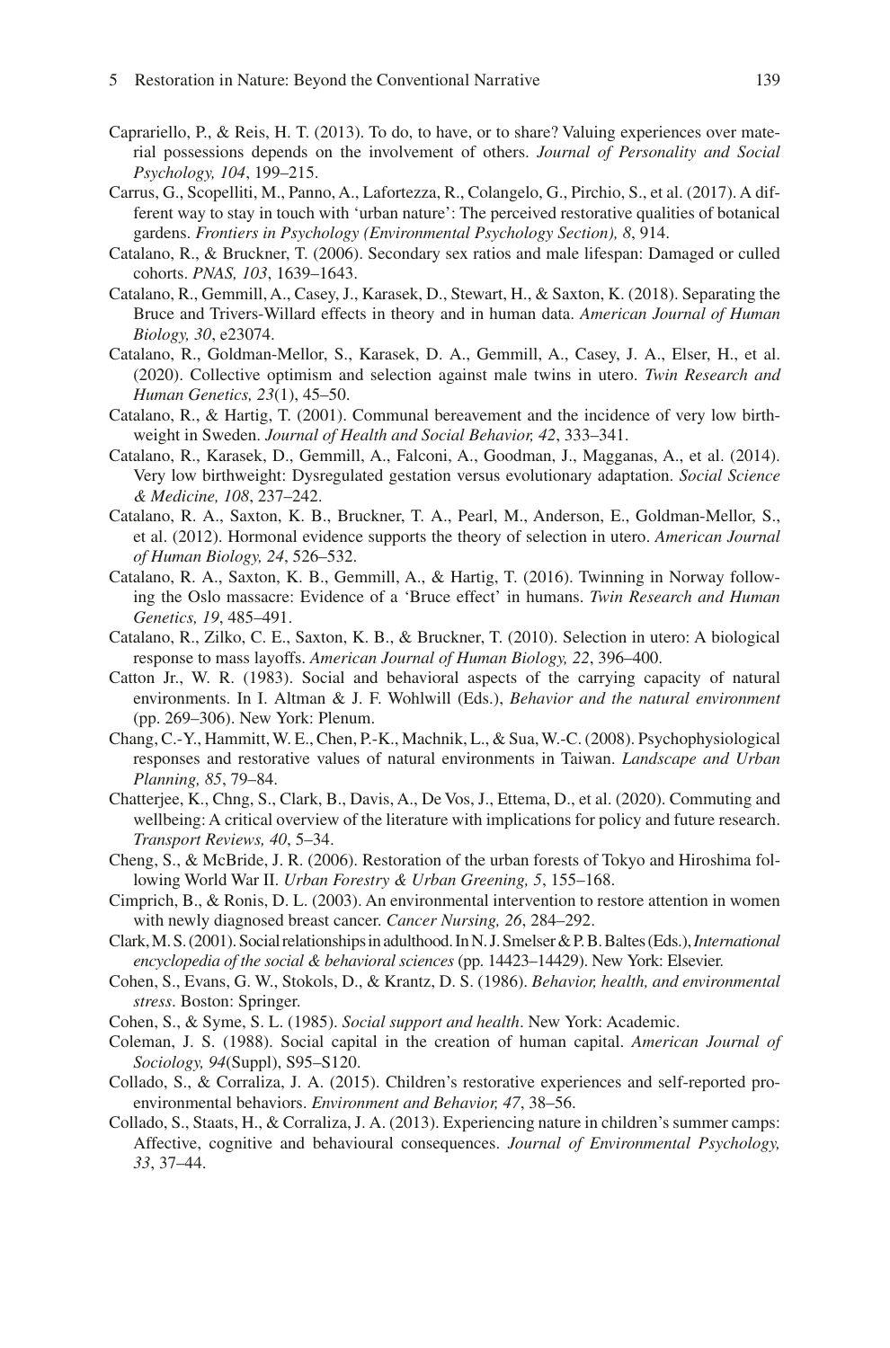Caprariello, P., & Reis, H. T. (2013). To do, to have, or to share? Valuing experiences over material possessions depends on the involvement of others. *Journal of Personality and Social Psychology, 104*, 199–215.

Carrus, G., Scopelliti, M., Panno, A., Lafortezza, R., Colangelo, G., Pirchio, S., et al. (2017). A different way to stay in touch with 'urban nature': The perceived restorative qualities of botanical gardens. *Frontiers in Psychology (Environmental Psychology Section), 8*, 914.

Catalano, R., & Bruckner, T. (2006). Secondary sex ratios and male lifespan: Damaged or culled cohorts. *PNAS, 103*, 1639–1643.

Catalano, R., Gemmill, A., Casey, J., Karasek, D., Stewart, H., & Saxton, K. (2018). Separating the Bruce and Trivers-Willard effects in theory and in human data. *American Journal of Human Biology, 30*, e23074.

Catalano, R., Goldman-Mellor, S., Karasek, D. A., Gemmill, A., Casey, J. A., Elser, H., et al. (2020). Collective optimism and selection against male twins in utero. *Twin Research and Human Genetics, 23*(1), 45–50.

Catalano, R., & Hartig, T. (2001). Communal bereavement and the incidence of very low birthweight in Sweden. *Journal of Health and Social Behavior, 42*, 333–341.

Catalano, R., Karasek, D., Gemmill, A., Falconi, A., Goodman, J., Magganas, A., et al. (2014). Very low birthweight: Dysregulated gestation versus evolutionary adaptation. *Social Science & Medicine, 108*, 237–242.

Catalano, R. A., Saxton, K. B., Bruckner, T. A., Pearl, M., Anderson, E., Goldman-Mellor, S., et al. (2012). Hormonal evidence supports the theory of selection in utero. *American Journal of Human Biology, 24*, 526–532.

Catalano, R. A., Saxton, K. B., Gemmill, A., & Hartig, T. (2016). Twinning in Norway following the Oslo massacre: Evidence of a 'Bruce effect' in humans. *Twin Research and Human Genetics, 19*, 485–491.

Catalano, R., Zilko, C. E., Saxton, K. B., & Bruckner, T. (2010). Selection in utero: A biological response to mass layoffs. *American Journal of Human Biology, 22*, 396–400.

Catton Jr., W. R. (1983). Social and behavioral aspects of the carrying capacity of natural environments. In I. Altman & J. F. Wohlwill (Eds.), *Behavior and the natural environment* (pp. 269–306). New York: Plenum.

Chang, C.-Y., Hammitt, W. E., Chen, P.-K., Machnik, L., & Sua, W.-C. (2008). Psychophysiological responses and restorative values of natural environments in Taiwan. *Landscape and Urban Planning, 85*, 79–84.

Chatterjee, K., Chng, S., Clark, B., Davis, A., De Vos, J., Ettema, D., et al. (2020). Commuting and wellbeing: A critical overview of the literature with implications for policy and future research. *Transport Reviews, 40*, 5–34.

Cheng, S., & McBride, J. R. (2006). Restoration of the urban forests of Tokyo and Hiroshima following World War II. *Urban Forestry & Urban Greening, 5*, 155–168.

Cimprich, B., & Ronis, D. L. (2003). An environmental intervention to restore attention in women with newly diagnosed breast cancer. *Cancer Nursing, 26*, 284–292.

Clark, M. S. (2001). Social relationships in adulthood. In N. J. Smelser & P. B. Baltes (Eds.), *International encyclopedia of the social & behavioral sciences* (pp. 14423–14429). New York: Elsevier.

Cohen, S., Evans, G. W., Stokols, D., & Krantz, D. S. (1986). *Behavior, health, and environmental stress*. Boston: Springer.

Cohen, S., & Syme, S. L. (1985). *Social support and health*. New York: Academic.

Coleman, J. S. (1988). Social capital in the creation of human capital. *American Journal of Sociology, 94*(Suppl), S95–S120.

Collado, S., & Corraliza, J. A. (2015). Children's restorative experiences and self-reported pro-environmental behaviors. *Environment and Behavior, 47*, 38–56.

Collado, S., Staats, H., & Corraliza, J. A. (2013). Experiencing nature in children's summer camps: Affective, cognitive and behavioural consequences. *Journal of Environmental Psychology, 33*, 37–44.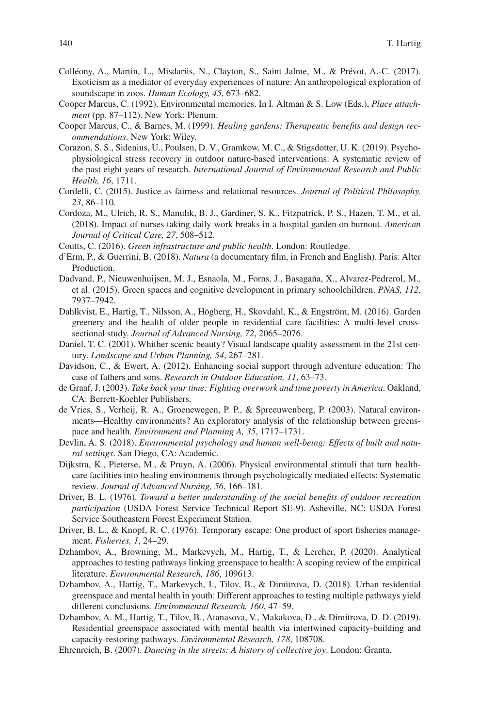Colléony, A., Martin, L., Misdariis, N., Clayton, S., Saint Jalme, M., & Prévot, A.-C. (2017). Exoticism as a mediator of everyday experiences of nature: An anthropological exploration of soundscape in zoos. *Human Ecology, 45*, 673–682.

Cooper Marcus, C. (1992). Environmental memories. In I. Altman & S. Low (Eds.), *Place attachment* (pp. 87–112). New York: Plenum.

Cooper Marcus, C., & Barnes, M. (1999). *Healing gardens: Therapeutic benefits and design recommendations*. New York: Wiley.

Corazon, S. S., Sidenius, U., Poulsen, D. V., Gramkow, M. C., & Stigsdotter, U. K. (2019). Psycho-physiological stress recovery in outdoor nature-based interventions: A systematic review of the past eight years of research. *International Journal of Environmental Research and Public Health, 16*, 1711.

Cordelli, C. (2015). Justice as fairness and relational resources. *Journal of Political Philosophy, 23*, 86–110.

Cordoza, M., Ulrich, R. S., Manulik, B. J., Gardiner, S. K., Fitzpatrick, P. S., Hazen, T. M., et al. (2018). Impact of nurses taking daily work breaks in a hospital garden on burnout. *American Journal of Critical Care, 27*, 508–512.

Coutts, C. (2016). *Green infrastructure and public health*. London: Routledge.

d'Erm, P., & Guerrini, B. (2018). *Natura* (a documentary film, in French and English). Paris: Alter Production.

Dadvand, P., Nieuwenhuijsen, M. J., Esnaola, M., Forns, J., Basagaña, X., Alvarez-Pedrerol, M., et al. (2015). Green spaces and cognitive development in primary schoolchildren. *PNAS, 112*, 7937–7942.

Dahlkvist, E., Hartig, T., Nilsson, A., Högberg, H., Skovdahl, K., & Engström, M. (2016). Garden greenery and the health of older people in residential care facilities: A multi-level cross-sectional study. *Journal of Advanced Nursing, 72*, 2065–2076.

Daniel, T. C. (2001). Whither scenic beauty? Visual landscape quality assessment in the 21st century. *Landscape and Urban Planning, 54*, 267–281.

Davidson, C., & Ewert, A. (2012). Enhancing social support through adventure education: The case of fathers and sons. *Research in Outdoor Education, 11*, 63–73.

de Graaf, J. (2003). *Take back your time: Fighting overwork and time poverty in America*. Oakland, CA: Berrett-Koehler Publishers.

de Vries, S., Verheij, R. A., Groenewegen, P. P., & Spreeuwenberg, P. (2003). Natural environments—Healthy environments? An exploratory analysis of the relationship between greenspace and health. *Environment and Planning A, 35*, 1717–1731.

Devlin, A. S. (2018). *Environmental psychology and human well-being: Effects of built and natural settings*. San Diego, CA: Academic.

Dijkstra, K., Pieterse, M., & Pruyn, A. (2006). Physical environmental stimuli that turn healthcare facilities into healing environments through psychologically mediated effects: Systematic review. *Journal of Advanced Nursing, 56*, 166–181.

Driver, B. L. (1976). *Toward a better understanding of the social benefits of outdoor recreation participation* (USDA Forest Service Technical Report SE-9). Asheville, NC: USDA Forest Service Southeastern Forest Experiment Station.

Driver, B. L., & Knopf, R. C. (1976). Temporary escape: One product of sport fisheries management. *Fisheries, 1*, 24–29.

Dzhambov, A., Browning, M., Markevych, M., Hartig, T., & Lercher, P. (2020). Analytical approaches to testing pathways linking greenspace to health: A scoping review of the empirical literature. *Environmental Research, 186*, 109613.

Dzhambov, A., Hartig, T., Markevych, I., Tilov, B., & Dimitrova, D. (2018). Urban residential greenspace and mental health in youth: Different approaches to testing multiple pathways yield different conclusions. *Environmental Research, 160*, 47–59.

Dzhambov, A. M., Hartig, T., Tilov, B., Atanasova, V., Makakova, D., & Dimitrova, D. D. (2019). Residential greenspace associated with mental health via intertwined capacity-building and capacity-restoring pathways. *Environmental Research, 178*, 108708.

Ehrenreich, B. (2007). *Dancing in the streets: A history of collective joy*. London: Granta.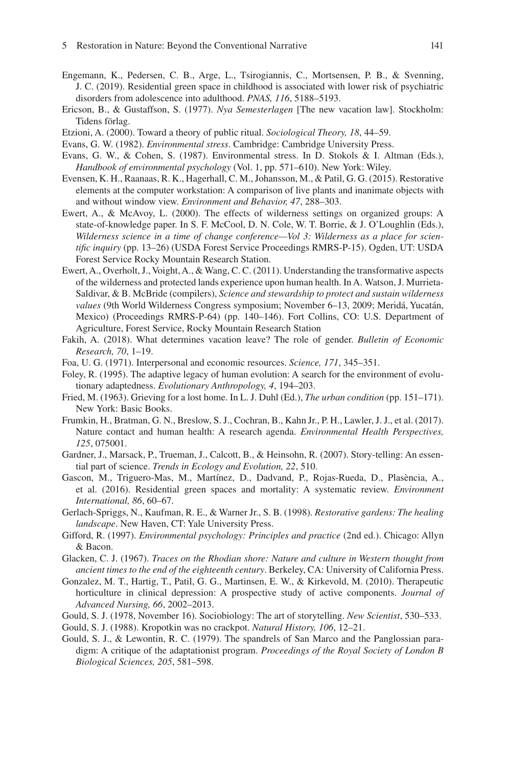Engemann, K., Pedersen, C. B., Arge, L., Tsirogiannis, C., Mortsensen, P. B., & Svenning, J. C. (2019). Residential green space in childhood is associated with lower risk of psychiatric disorders from adolescence into adulthood. *PNAS, 116*, 5188–5193.

Ericson, B., & Gustaffson, S. (1977). *Nya Semesterlagen* [The new vacation law]. Stockholm: Tidens förlag.

Etzioni, A. (2000). Toward a theory of public ritual. *Sociological Theory, 18*, 44–59.

Evans, G. W. (1982). *Environmental stress*. Cambridge: Cambridge University Press.

Evans, G. W., & Cohen, S. (1987). Environmental stress. In D. Stokols & I. Altman (Eds.), *Handbook of environmental psychology* (Vol. 1, pp. 571–610). New York: Wiley.

Evensen, K. H., Raanaas, R. K., Hagerhall, C. M., Johansson, M., & Patil, G. G. (2015). Restorative elements at the computer workstation: A comparison of live plants and inanimate objects with and without window view. *Environment and Behavior, 47*, 288–303.

Ewert, A., & McAvoy, L. (2000). The effects of wilderness settings on organized groups: A state-of-knowledge paper. In S. F. McCool, D. N. Cole, W. T. Borrie, & J. O'Loughlin (Eds.), *Wilderness science in a time of change conference—Vol 3: Wilderness as a place for scientific inquiry* (pp. 13–26) (USDA Forest Service Proceedings RMRS-P-15). Ogden, UT: USDA Forest Service Rocky Mountain Research Station.

Ewert, A., Overholt, J., Voight, A., & Wang, C. C. (2011). Understanding the transformative aspects of the wilderness and protected lands experience upon human health. In A. Watson, J. Murrieta-Saldivar, & B. McBride (compilers), *Science and stewardship to protect and sustain wilderness values* (9th World Wilderness Congress symposium; November 6–13, 2009; Meridá, Yucatán, Mexico) (Proceedings RMRS-P-64) (pp. 140–146). Fort Collins, CO: U.S. Department of Agriculture, Forest Service, Rocky Mountain Research Station

Fakih, A. (2018). What determines vacation leave? The role of gender. *Bulletin of Economic Research, 70*, 1–19.

Foa, U. G. (1971). Interpersonal and economic resources. *Science, 171*, 345–351.

Foley, R. (1995). The adaptive legacy of human evolution: A search for the environment of evolutionary adaptedness. *Evolutionary Anthropology, 4*, 194–203.

Fried, M. (1963). Grieving for a lost home. In L. J. Duhl (Ed.), *The urban condition* (pp. 151–171). New York: Basic Books.

Frumkin, H., Bratman, G. N., Breslow, S. J., Cochran, B., Kahn Jr., P. H., Lawler, J. J., et al. (2017). Nature contact and human health: A research agenda. *Environmental Health Perspectives, 125*, 075001.

Gardner, J., Marsack, P., Trueman, J., Calcott, B., & Heinsohn, R. (2007). Story-telling: An essential part of science. *Trends in Ecology and Evolution, 22*, 510.

Gascon, M., Triguero-Mas, M., Martínez, D., Dadvand, P., Rojas-Rueda, D., Plasència, A., et al. (2016). Residential green spaces and mortality: A systematic review. *Environment International, 86*, 60–67.

Gerlach-Spriggs, N., Kaufman, R. E., & Warner Jr., S. B. (1998). *Restorative gardens: The healing landscape*. New Haven, CT: Yale University Press.

Gifford, R. (1997). *Environmental psychology: Principles and practice* (2nd ed.). Chicago: Allyn & Bacon.

Glacken, C. J. (1967). *Traces on the Rhodian shore: Nature and culture in Western thought from ancient times to the end of the eighteenth century*. Berkeley, CA: University of California Press.

Gonzalez, M. T., Hartig, T., Patil, G. G., Martinsen, E. W., & Kirkevold, M. (2010). Therapeutic horticulture in clinical depression: A prospective study of active components. *Journal of Advanced Nursing, 66*, 2002–2013.

Gould, S. J. (1978, November 16). Sociobiology: The art of storytelling. *New Scientist*, 530–533.

Gould, S. J. (1988). Kropotkin was no crackpot. *Natural History, 106*, 12–21.

Gould, S. J., & Lewontin, R. C. (1979). The spandrels of San Marco and the Panglossian paradigm: A critique of the adaptationist program. *Proceedings of the Royal Society of London B Biological Sciences, 205*, 581–598.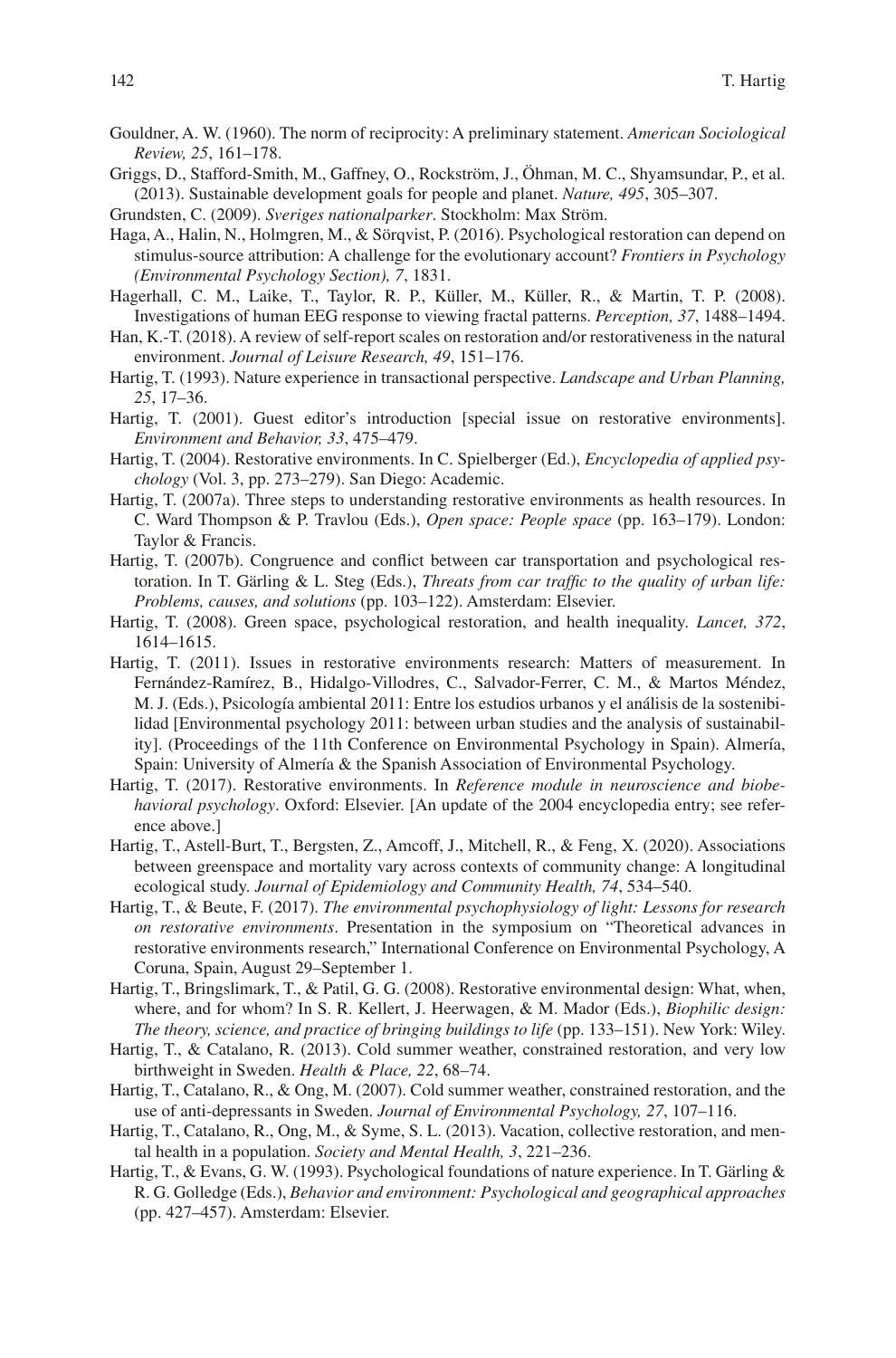Gouldner, A. W. (1960). The norm of reciprocity: A preliminary statement. *American Sociological Review, 25*, 161–178.

Griggs, D., Stafford-Smith, M., Gaffney, O., Rockström, J., Öhman, M. C., Shyamsundar, P., et al. (2013). Sustainable development goals for people and planet. *Nature, 495*, 305–307.

Grundsten, C. (2009). *Sveriges nationalparker*. Stockholm: Max Ström.

Haga, A., Halin, N., Holmgren, M., & Sörqvist, P. (2016). Psychological restoration can depend on stimulus-source attribution: A challenge for the evolutionary account? *Frontiers in Psychology (Environmental Psychology Section), 7*, 1831.

Hagerhall, C. M., Laike, T., Taylor, R. P., Küller, M., Küller, R., & Martin, T. P. (2008). Investigations of human EEG response to viewing fractal patterns. *Perception, 37*, 1488–1494.

Han, K.-T. (2018). A review of self-report scales on restoration and/or restorativeness in the natural environment. *Journal of Leisure Research, 49*, 151–176.

Hartig, T. (1993). Nature experience in transactional perspective. *Landscape and Urban Planning, 25*, 17–36.

Hartig, T. (2001). Guest editor's introduction [special issue on restorative environments]. *Environment and Behavior, 33*, 475–479.

Hartig, T. (2004). Restorative environments. In C. Spielberger (Ed.), *Encyclopedia of applied psychology* (Vol. 3, pp. 273–279). San Diego: Academic.

Hartig, T. (2007a). Three steps to understanding restorative environments as health resources. In C. Ward Thompson & P. Travlou (Eds.), *Open space: People space* (pp. 163–179). London: Taylor & Francis.

Hartig, T. (2007b). Congruence and conflict between car transportation and psychological restoration. In T. Gärling & L. Steg (Eds.), *Threats from car traffic to the quality of urban life: Problems, causes, and solutions* (pp. 103–122). Amsterdam: Elsevier.

Hartig, T. (2008). Green space, psychological restoration, and health inequality. *Lancet, 372*, 1614–1615.

Hartig, T. (2011). Issues in restorative environments research: Matters of measurement. In Fernández-Ramírez, B., Hidalgo-Villodres, C., Salvador-Ferrer, C. M., & Martos Méndez, M. J. (Eds.), Psicología ambiental 2011: Entre los estudios urbanos y el análisis de la sostenibilidad [Environmental psychology 2011: between urban studies and the analysis of sustainability]. (Proceedings of the 11th Conference on Environmental Psychology in Spain). Almería, Spain: University of Almería & the Spanish Association of Environmental Psychology.

Hartig, T. (2017). Restorative environments. In *Reference module in neuroscience and biobehavioral psychology*. Oxford: Elsevier. [An update of the 2004 encyclopedia entry; see reference above.]

Hartig, T., Astell-Burt, T., Bergsten, Z., Amcoff, J., Mitchell, R., & Feng, X. (2020). Associations between greenspace and mortality vary across contexts of community change: A longitudinal ecological study. *Journal of Epidemiology and Community Health, 74*, 534–540.

Hartig, T., & Beute, F. (2017). *The environmental psychophysiology of light: Lessons for research on restorative environments*. Presentation in the symposium on "Theoretical advances in restorative environments research," International Conference on Environmental Psychology, A Coruna, Spain, August 29–September 1.

Hartig, T., Bringslimark, T., & Patil, G. G. (2008). Restorative environmental design: What, when, where, and for whom? In S. R. Kellert, J. Heerwagen, & M. Mador (Eds.), *Biophilic design: The theory, science, and practice of bringing buildings to life* (pp. 133–151). New York: Wiley.

Hartig, T., & Catalano, R. (2013). Cold summer weather, constrained restoration, and very low birthweight in Sweden. *Health & Place, 22*, 68–74.

Hartig, T., Catalano, R., & Ong, M. (2007). Cold summer weather, constrained restoration, and the use of anti-depressants in Sweden. *Journal of Environmental Psychology, 27*, 107–116.

Hartig, T., Catalano, R., Ong, M., & Syme, S. L. (2013). Vacation, collective restoration, and mental health in a population. *Society and Mental Health, 3*, 221–236.

Hartig, T., & Evans, G. W. (1993). Psychological foundations of nature experience. In T. Gärling & R. G. Golledge (Eds.), *Behavior and environment: Psychological and geographical approaches* (pp. 427–457). Amsterdam: Elsevier.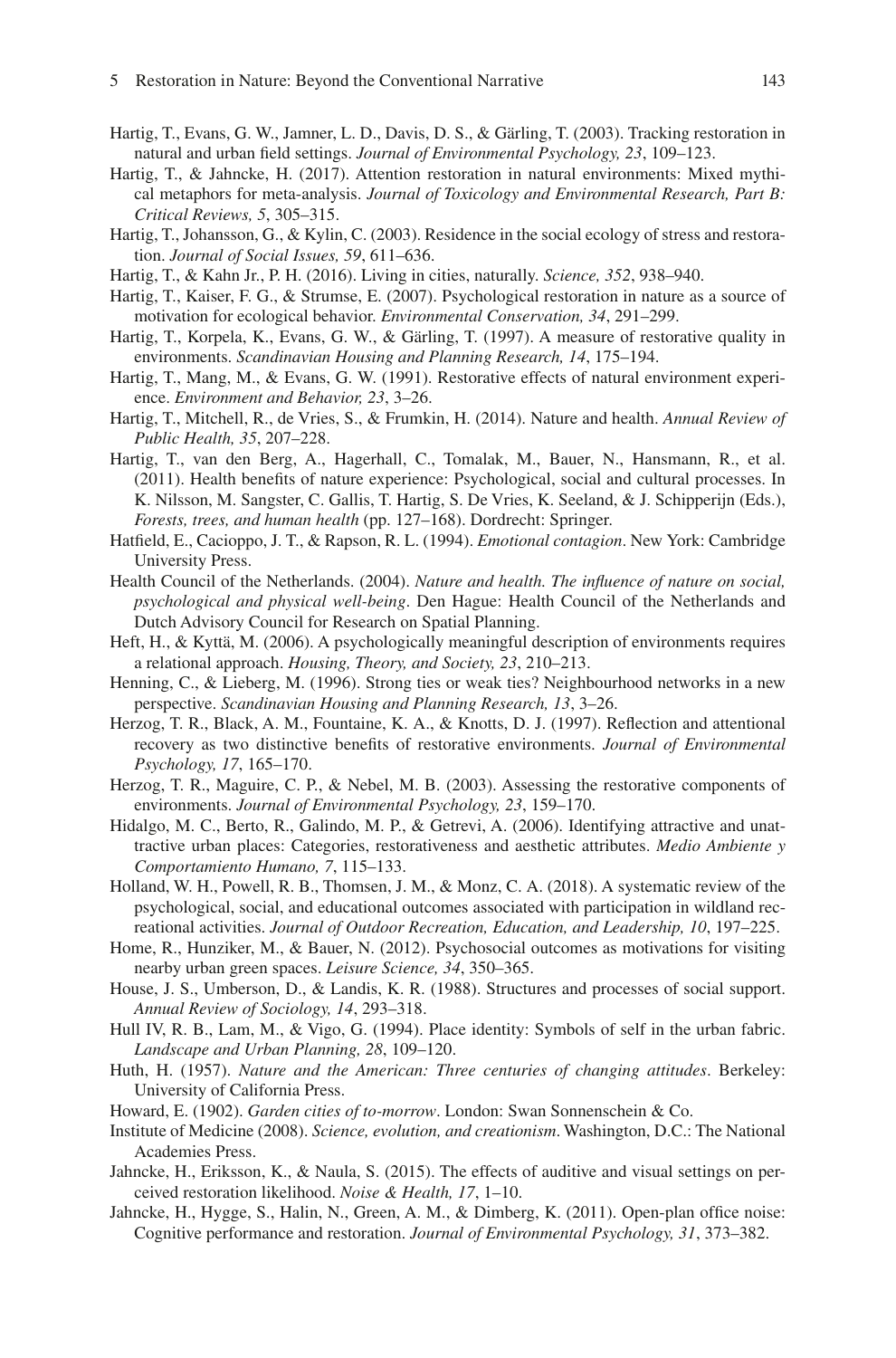Hartig, T., Evans, G. W., Jamner, L. D., Davis, D. S., & Gärling, T. (2003). Tracking restoration in natural and urban field settings. *Journal of Environmental Psychology, 23*, 109–123.

Hartig, T., & Jahncke, H. (2017). Attention restoration in natural environments: Mixed mythical metaphors for meta-analysis. *Journal of Toxicology and Environmental Research, Part B: Critical Reviews, 5*, 305–315.

Hartig, T., Johansson, G., & Kylin, C. (2003). Residence in the social ecology of stress and restoration. *Journal of Social Issues, 59*, 611–636.

Hartig, T., & Kahn Jr., P. H. (2016). Living in cities, naturally. *Science, 352*, 938–940.

Hartig, T., Kaiser, F. G., & Strumse, E. (2007). Psychological restoration in nature as a source of motivation for ecological behavior. *Environmental Conservation, 34*, 291–299.

Hartig, T., Korpela, K., Evans, G. W., & Gärling, T. (1997). A measure of restorative quality in environments. *Scandinavian Housing and Planning Research, 14*, 175–194.

Hartig, T., Mang, M., & Evans, G. W. (1991). Restorative effects of natural environment experience. *Environment and Behavior, 23*, 3–26.

Hartig, T., Mitchell, R., de Vries, S., & Frumkin, H. (2014). Nature and health. *Annual Review of Public Health, 35*, 207–228.

Hartig, T., van den Berg, A., Hagerhall, C., Tomalak, M., Bauer, N., Hansmann, R., et al. (2011). Health benefits of nature experience: Psychological, social and cultural processes. In K. Nilsson, M. Sangster, C. Gallis, T. Hartig, S. De Vries, K. Seeland, & J. Schipperijn (Eds.), *Forests, trees, and human health* (pp. 127–168). Dordrecht: Springer.

Hatfield, E., Cacioppo, J. T., & Rapson, R. L. (1994). *Emotional contagion*. New York: Cambridge University Press.

Health Council of the Netherlands. (2004). *Nature and health. The influence of nature on social, psychological and physical well-being*. Den Hague: Health Council of the Netherlands and Dutch Advisory Council for Research on Spatial Planning.

Heft, H., & Kyttä, M. (2006). A psychologically meaningful description of environments requires a relational approach. *Housing, Theory, and Society, 23*, 210–213.

Henning, C., & Lieberg, M. (1996). Strong ties or weak ties? Neighbourhood networks in a new perspective. *Scandinavian Housing and Planning Research, 13*, 3–26.

Herzog, T. R., Black, A. M., Fountaine, K. A., & Knotts, D. J. (1997). Reflection and attentional recovery as two distinctive benefits of restorative environments. *Journal of Environmental Psychology, 17*, 165–170.

Herzog, T. R., Maguire, C. P., & Nebel, M. B. (2003). Assessing the restorative components of environments. *Journal of Environmental Psychology, 23*, 159–170.

Hidalgo, M. C., Berto, R., Galindo, M. P., & Getrevi, A. (2006). Identifying attractive and unattractive urban places: Categories, restorativeness and aesthetic attributes. *Medio Ambiente y Comportamiento Humano, 7*, 115–133.

Holland, W. H., Powell, R. B., Thomsen, J. M., & Monz, C. A. (2018). A systematic review of the psychological, social, and educational outcomes associated with participation in wildland recreational activities. *Journal of Outdoor Recreation, Education, and Leadership, 10*, 197–225.

Home, R., Hunziker, M., & Bauer, N. (2012). Psychosocial outcomes as motivations for visiting nearby urban green spaces. *Leisure Science, 34*, 350–365.

House, J. S., Umberson, D., & Landis, K. R. (1988). Structures and processes of social support. *Annual Review of Sociology, 14*, 293–318.

Hull IV, R. B., Lam, M., & Vigo, G. (1994). Place identity: Symbols of self in the urban fabric. *Landscape and Urban Planning, 28*, 109–120.

Huth, H. (1957). *Nature and the American: Three centuries of changing attitudes*. Berkeley: University of California Press.

Howard, E. (1902). *Garden cities of to-morrow*. London: Swan Sonnenschein & Co.

Institute of Medicine (2008). *Science, evolution, and creationism*. Washington, D.C.: The National Academies Press.

Jahncke, H., Eriksson, K., & Naula, S. (2015). The effects of auditive and visual settings on perceived restoration likelihood. *Noise & Health, 17*, 1–10.

Jahncke, H., Hygge, S., Halin, N., Green, A. M., & Dimberg, K. (2011). Open-plan office noise: Cognitive performance and restoration. *Journal of Environmental Psychology, 31*, 373–382.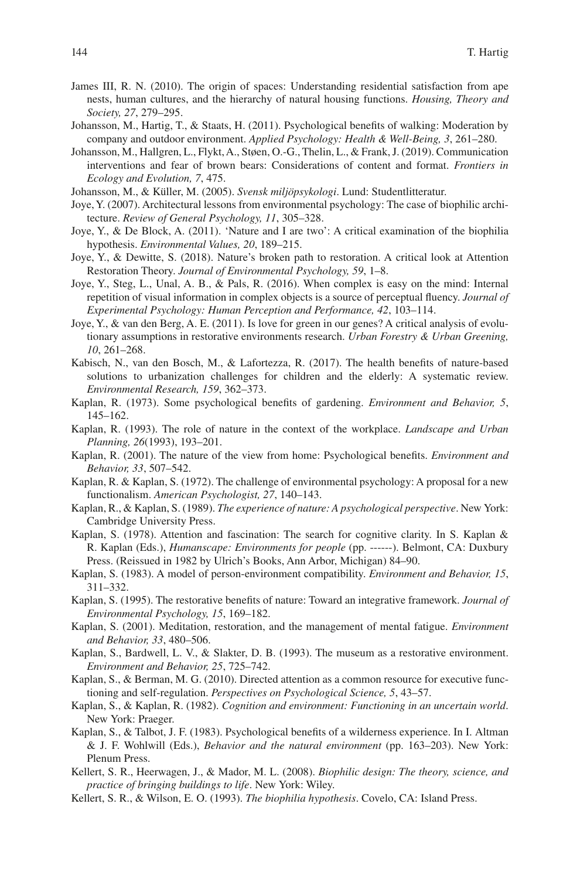James III, R. N. (2010). The origin of spaces: Understanding residential satisfaction from ape nests, human cultures, and the hierarchy of natural housing functions. *Housing, Theory and Society, 27*, 279–295.

Johansson, M., Hartig, T., & Staats, H. (2011). Psychological benefits of walking: Moderation by company and outdoor environment. *Applied Psychology: Health & Well-Being, 3*, 261–280.

Johansson, M., Hallgren, L., Flykt, A., Støen, O.-G., Thelin, L., & Frank, J. (2019). Communication interventions and fear of brown bears: Considerations of content and format. *Frontiers in Ecology and Evolution, 7*, 475.

Johansson, M., & Küller, M. (2005). *Svensk miljöpsykologi*. Lund: Studentlitteratur.

Joye, Y. (2007). Architectural lessons from environmental psychology: The case of biophilic architecture. *Review of General Psychology, 11*, 305–328.

Joye, Y., & De Block, A. (2011). 'Nature and I are two': A critical examination of the biophilia hypothesis. *Environmental Values, 20*, 189–215.

Joye, Y., & Dewitte, S. (2018). Nature's broken path to restoration. A critical look at Attention Restoration Theory. *Journal of Environmental Psychology, 59*, 1–8.

Joye, Y., Steg, L., Unal, A. B., & Pals, R. (2016). When complex is easy on the mind: Internal repetition of visual information in complex objects is a source of perceptual fluency. *Journal of Experimental Psychology: Human Perception and Performance, 42*, 103–114.

Joye, Y., & van den Berg, A. E. (2011). Is love for green in our genes? A critical analysis of evolutionary assumptions in restorative environments research. *Urban Forestry & Urban Greening, 10*, 261–268.

Kabisch, N., van den Bosch, M., & Lafortezza, R. (2017). The health benefits of nature-based solutions to urbanization challenges for children and the elderly: A systematic review. *Environmental Research, 159*, 362–373.

Kaplan, R. (1973). Some psychological benefits of gardening. *Environment and Behavior, 5*, 145–162.

Kaplan, R. (1993). The role of nature in the context of the workplace. *Landscape and Urban Planning, 26*(1993), 193–201.

Kaplan, R. (2001). The nature of the view from home: Psychological benefits. *Environment and Behavior, 33*, 507–542.

Kaplan, R. & Kaplan, S. (1972). The challenge of environmental psychology: A proposal for a new functionalism. *American Psychologist, 27*, 140–143.

Kaplan, R., & Kaplan, S. (1989). *The experience of nature: A psychological perspective*. New York: Cambridge University Press.

Kaplan, S. (1978). Attention and fascination: The search for cognitive clarity. In S. Kaplan & R. Kaplan (Eds.), *Humanscape: Environments for people* (pp. ------). Belmont, CA: Duxbury Press. (Reissued in 1982 by Ulrich's Books, Ann Arbor, Michigan) 84–90.

Kaplan, S. (1983). A model of person-environment compatibility. *Environment and Behavior, 15*, 311–332.

Kaplan, S. (1995). The restorative benefits of nature: Toward an integrative framework. *Journal of Environmental Psychology, 15*, 169–182.

Kaplan, S. (2001). Meditation, restoration, and the management of mental fatigue. *Environment and Behavior, 33*, 480–506.

Kaplan, S., Bardwell, L. V., & Slakter, D. B. (1993). The museum as a restorative environment. *Environment and Behavior, 25*, 725–742.

Kaplan, S., & Berman, M. G. (2010). Directed attention as a common resource for executive functioning and self-regulation. *Perspectives on Psychological Science, 5*, 43–57.

Kaplan, S., & Kaplan, R. (1982). *Cognition and environment: Functioning in an uncertain world*. New York: Praeger.

Kaplan, S., & Talbot, J. F. (1983). Psychological benefits of a wilderness experience. In I. Altman & J. F. Wohlwill (Eds.), *Behavior and the natural environment* (pp. 163–203). New York: Plenum Press.

Kellert, S. R., Heerwagen, J., & Mador, M. L. (2008). *Biophilic design: The theory, science, and practice of bringing buildings to life*. New York: Wiley.

Kellert, S. R., & Wilson, E. O. (1993). *The biophilia hypothesis*. Covelo, CA: Island Press.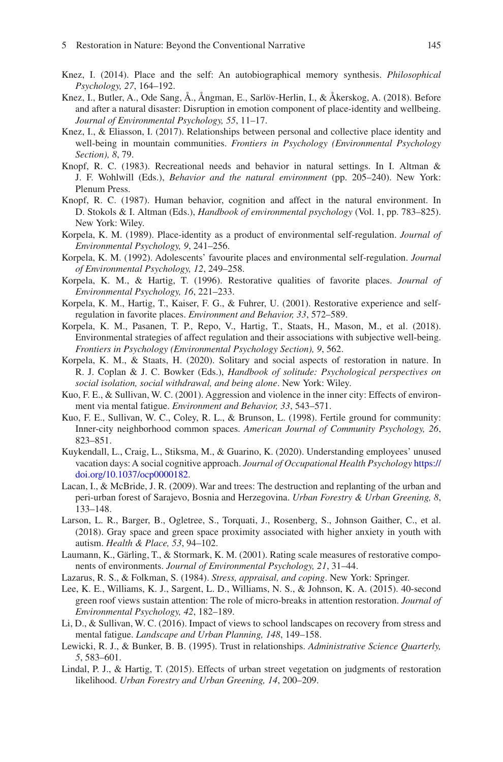Knez, I. (2014). Place and the self: An autobiographical memory synthesis. *Philosophical Psychology, 27*, 164–192.

Knez, I., Butler, A., Ode Sang, Å., Ångman, E., Sarlöv-Herlin, I., & Åkerskog, A. (2018). Before and after a natural disaster: Disruption in emotion component of place-identity and wellbeing. *Journal of Environmental Psychology, 55*, 11–17.

Knez, I., & Eliasson, I. (2017). Relationships between personal and collective place identity and well-being in mountain communities. *Frontiers in Psychology (Environmental Psychology Section), 8*, 79.

Knopf, R. C. (1983). Recreational needs and behavior in natural settings. In I. Altman & J. F. Wohlwill (Eds.), *Behavior and the natural environment* (pp. 205–240). New York: Plenum Press.

Knopf, R. C. (1987). Human behavior, cognition and affect in the natural environment. In D. Stokols & I. Altman (Eds.), *Handbook of environmental psychology* (Vol. 1, pp. 783–825). New York: Wiley.

Korpela, K. M. (1989). Place-identity as a product of environmental self-regulation. *Journal of Environmental Psychology, 9*, 241–256.

Korpela, K. M. (1992). Adolescents' favourite places and environmental self-regulation. *Journal of Environmental Psychology, 12*, 249–258.

Korpela, K. M., & Hartig, T. (1996). Restorative qualities of favorite places. *Journal of Environmental Psychology, 16*, 221–233.

Korpela, K. M., Hartig, T., Kaiser, F. G., & Fuhrer, U. (2001). Restorative experience and self-regulation in favorite places. *Environment and Behavior, 33*, 572–589.

Korpela, K. M., Pasanen, T. P., Repo, V., Hartig, T., Staats, H., Mason, M., et al. (2018). Environmental strategies of affect regulation and their associations with subjective well-being. *Frontiers in Psychology (Environmental Psychology Section), 9*, 562.

Korpela, K. M., & Staats, H. (2020). Solitary and social aspects of restoration in nature. In R. J. Coplan & J. C. Bowker (Eds.), *Handbook of solitude: Psychological perspectives on social isolation, social withdrawal, and being alone*. New York: Wiley.

Kuo, F. E., & Sullivan, W. C. (2001). Aggression and violence in the inner city: Effects of environment via mental fatigue. *Environment and Behavior, 33*, 543–571.

Kuo, F. E., Sullivan, W. C., Coley, R. L., & Brunson, L. (1998). Fertile ground for community: Inner-city neighborhood common spaces. *American Journal of Community Psychology, 26*, 823–851.

Kuykendall, L., Craig, L., Stiksma, M., & Guarino, K. (2020). Understanding employees' unused vacation days: A social cognitive approach. *Journal of Occupational Health Psychology* https://doi.org/10.1037/ocp0000182.

Lacan, I., & McBride, J. R. (2009). War and trees: The destruction and replanting of the urban and peri-urban forest of Sarajevo, Bosnia and Herzegovina. *Urban Forestry & Urban Greening, 8*, 133–148.

Larson, L. R., Barger, B., Ogletree, S., Torquati, J., Rosenberg, S., Johnson Gaither, C., et al. (2018). Gray space and green space proximity associated with higher anxiety in youth with autism. *Health & Place, 53*, 94–102.

Laumann, K., Gärling, T., & Stormark, K. M. (2001). Rating scale measures of restorative components of environments. *Journal of Environmental Psychology, 21*, 31–44.

Lazarus, R. S., & Folkman, S. (1984). *Stress, appraisal, and coping*. New York: Springer.

Lee, K. E., Williams, K. J., Sargent, L. D., Williams, N. S., & Johnson, K. A. (2015). 40-second green roof views sustain attention: The role of micro-breaks in attention restoration. *Journal of Environmental Psychology, 42*, 182–189.

Li, D., & Sullivan, W. C. (2016). Impact of views to school landscapes on recovery from stress and mental fatigue. *Landscape and Urban Planning, 148*, 149–158.

Lewicki, R. J., & Bunker, B. B. (1995). Trust in relationships. *Administrative Science Quarterly, 5*, 583–601.

Lindal, P. J., & Hartig, T. (2015). Effects of urban street vegetation on judgments of restoration likelihood. *Urban Forestry and Urban Greening, 14*, 200–209.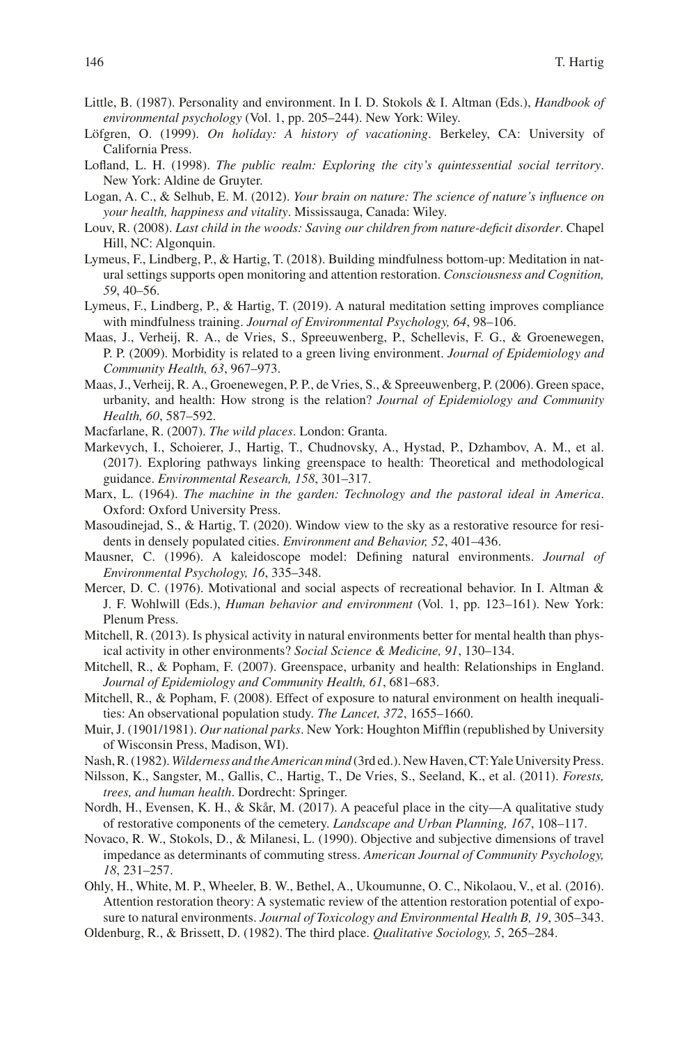Little, B. (1987). Personality and environment. In I. D. Stokols & I. Altman (Eds.), *Handbook of environmental psychology* (Vol. 1, pp. 205–244). New York: Wiley.

Löfgren, O. (1999). *On holiday: A history of vacationing*. Berkeley, CA: University of California Press.

Lofland, L. H. (1998). *The public realm: Exploring the city's quintessential social territory*. New York: Aldine de Gruyter.

Logan, A. C., & Selhub, E. M. (2012). *Your brain on nature: The science of nature's influence on your health, happiness and vitality*. Mississauga, Canada: Wiley.

Louv, R. (2008). *Last child in the woods: Saving our children from nature-deficit disorder*. Chapel Hill, NC: Algonquin.

Lymeus, F., Lindberg, P., & Hartig, T. (2018). Building mindfulness bottom-up: Meditation in natural settings supports open monitoring and attention restoration. *Consciousness and Cognition, 59*, 40–56.

Lymeus, F., Lindberg, P., & Hartig, T. (2019). A natural meditation setting improves compliance with mindfulness training. *Journal of Environmental Psychology, 64*, 98–106.

Maas, J., Verheij, R. A., de Vries, S., Spreeuwenberg, P., Schellevis, F. G., & Groenewegen, P. P. (2009). Morbidity is related to a green living environment. *Journal of Epidemiology and Community Health, 63*, 967–973.

Maas, J., Verheij, R. A., Groenewegen, P. P., de Vries, S., & Spreeuwenberg, P. (2006). Green space, urbanity, and health: How strong is the relation? *Journal of Epidemiology and Community Health, 60*, 587–592.

Macfarlane, R. (2007). *The wild places*. London: Granta.

Markevych, I., Schoierer, J., Hartig, T., Chudnovsky, A., Hystad, P., Dzhambov, A. M., et al. (2017). Exploring pathways linking greenspace to health: Theoretical and methodological guidance. *Environmental Research, 158*, 301–317.

Marx, L. (1964). *The machine in the garden: Technology and the pastoral ideal in America*. Oxford: Oxford University Press.

Masoudinejad, S., & Hartig, T. (2020). Window view to the sky as a restorative resource for residents in densely populated cities. *Environment and Behavior, 52*, 401–436.

Mausner, C. (1996). A kaleidoscope model: Defining natural environments. *Journal of Environmental Psychology, 16*, 335–348.

Mercer, D. C. (1976). Motivational and social aspects of recreational behavior. In I. Altman & J. F. Wohlwill (Eds.), *Human behavior and environment* (Vol. 1, pp. 123–161). New York: Plenum Press.

Mitchell, R. (2013). Is physical activity in natural environments better for mental health than physical activity in other environments? *Social Science & Medicine, 91*, 130–134.

Mitchell, R., & Popham, F. (2007). Greenspace, urbanity and health: Relationships in England. *Journal of Epidemiology and Community Health, 61*, 681–683.

Mitchell, R., & Popham, F. (2008). Effect of exposure to natural environment on health inequalities: An observational population study. *The Lancet, 372*, 1655–1660.

Muir, J. (1901/1981). *Our national parks*. New York: Houghton Mifflin (republished by University of Wisconsin Press, Madison, WI).

Nash, R. (1982). *Wilderness and the American mind* (3rd ed.). New Haven, CT: Yale University Press.

Nilsson, K., Sangster, M., Gallis, C., Hartig, T., De Vries, S., Seeland, K., et al. (2011). *Forests, trees, and human health*. Dordrecht: Springer.

Nordh, H., Evensen, K. H., & Skår, M. (2017). A peaceful place in the city—A qualitative study of restorative components of the cemetery. *Landscape and Urban Planning, 167*, 108–117.

Novaco, R. W., Stokols, D., & Milanesi, L. (1990). Objective and subjective dimensions of travel impedance as determinants of commuting stress. *American Journal of Community Psychology, 18*, 231–257.

Ohly, H., White, M. P., Wheeler, B. W., Bethel, A., Ukoumunne, O. C., Nikolaou, V., et al. (2016). Attention restoration theory: A systematic review of the attention restoration potential of exposure to natural environments. *Journal of Toxicology and Environmental Health B, 19*, 305–343.

Oldenburg, R., & Brissett, D. (1982). The third place. *Qualitative Sociology, 5*, 265–284.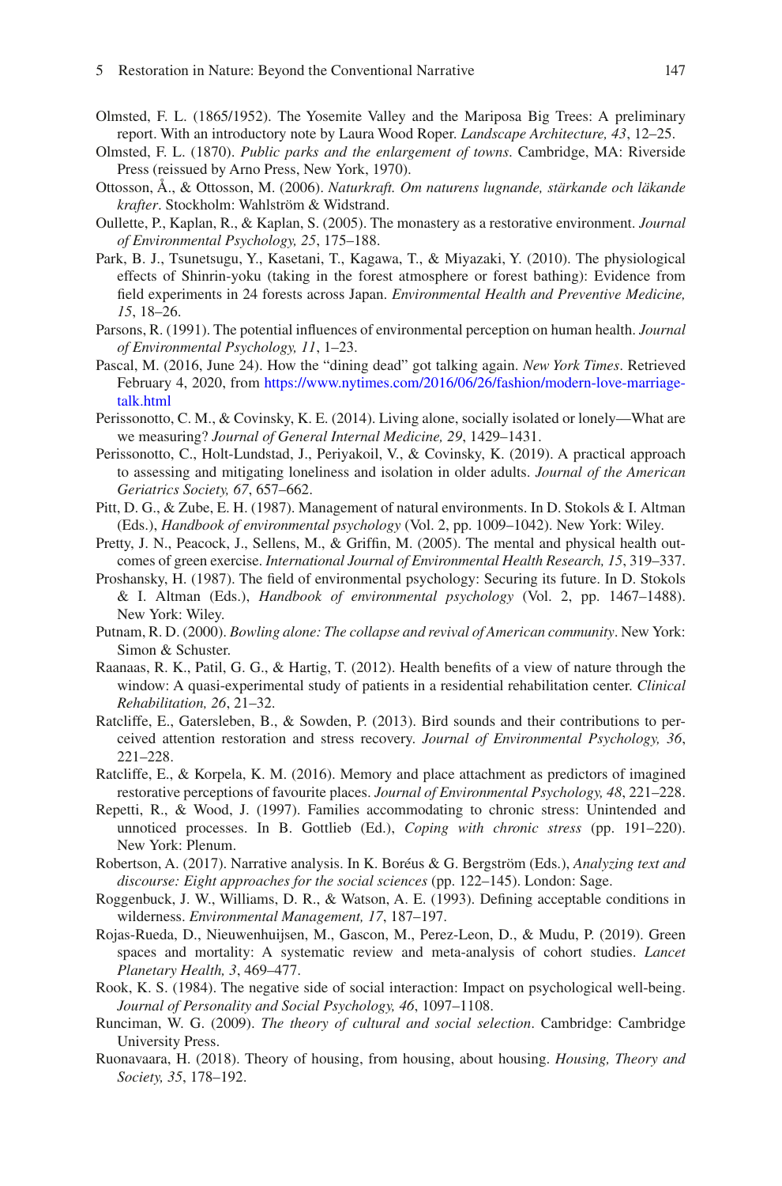Olmsted, F. L. (1865/1952). The Yosemite Valley and the Mariposa Big Trees: A preliminary report. With an introductory note by Laura Wood Roper. *Landscape Architecture, 43*, 12–25.

Olmsted, F. L. (1870). *Public parks and the enlargement of towns*. Cambridge, MA: Riverside Press (reissued by Arno Press, New York, 1970).

Ottosson, Å., & Ottosson, M. (2006). *Naturkraft. Om naturens lugnande, stärkande och läkande krafter*. Stockholm: Wahlström & Widstrand.

Oullette, P., Kaplan, R., & Kaplan, S. (2005). The monastery as a restorative environment. *Journal of Environmental Psychology, 25*, 175–188.

Park, B. J., Tsunetsugu, Y., Kasetani, T., Kagawa, T., & Miyazaki, Y. (2010). The physiological effects of Shinrin-yoku (taking in the forest atmosphere or forest bathing): Evidence from field experiments in 24 forests across Japan. *Environmental Health and Preventive Medicine, 15*, 18–26.

Parsons, R. (1991). The potential influences of environmental perception on human health. *Journal of Environmental Psychology, 11*, 1–23.

Pascal, M. (2016, June 24). How the "dining dead" got talking again. *New York Times*. Retrieved February 4, 2020, from https://www.nytimes.com/2016/06/26/fashion/modern-love-marriage-talk.html

Perissonotto, C. M., & Covinsky, K. E. (2014). Living alone, socially isolated or lonely—What are we measuring? *Journal of General Internal Medicine, 29*, 1429–1431.

Perissonotto, C., Holt-Lundstad, J., Periyakoil, V., & Covinsky, K. (2019). A practical approach to assessing and mitigating loneliness and isolation in older adults. *Journal of the American Geriatrics Society, 67*, 657–662.

Pitt, D. G., & Zube, E. H. (1987). Management of natural environments. In D. Stokols & I. Altman (Eds.), *Handbook of environmental psychology* (Vol. 2, pp. 1009–1042). New York: Wiley.

Pretty, J. N., Peacock, J., Sellens, M., & Griffin, M. (2005). The mental and physical health outcomes of green exercise. *International Journal of Environmental Health Research, 15*, 319–337.

Proshansky, H. (1987). The field of environmental psychology: Securing its future. In D. Stokols & I. Altman (Eds.), *Handbook of environmental psychology* (Vol. 2, pp. 1467–1488). New York: Wiley.

Putnam, R. D. (2000). *Bowling alone: The collapse and revival of American community*. New York: Simon & Schuster.

Raanaas, R. K., Patil, G. G., & Hartig, T. (2012). Health benefits of a view of nature through the window: A quasi-experimental study of patients in a residential rehabilitation center. *Clinical Rehabilitation, 26*, 21–32.

Ratcliffe, E., Gatersleben, B., & Sowden, P. (2013). Bird sounds and their contributions to perceived attention restoration and stress recovery. *Journal of Environmental Psychology, 36*, 221–228.

Ratcliffe, E., & Korpela, K. M. (2016). Memory and place attachment as predictors of imagined restorative perceptions of favourite places. *Journal of Environmental Psychology, 48*, 221–228.

Repetti, R., & Wood, J. (1997). Families accommodating to chronic stress: Unintended and unnoticed processes. In B. Gottlieb (Ed.), *Coping with chronic stress* (pp. 191–220). New York: Plenum.

Robertson, A. (2017). Narrative analysis. In K. Boréus & G. Bergström (Eds.), *Analyzing text and discourse: Eight approaches for the social sciences* (pp. 122–145). London: Sage.

Roggenbuck, J. W., Williams, D. R., & Watson, A. E. (1993). Defining acceptable conditions in wilderness. *Environmental Management, 17*, 187–197.

Rojas-Rueda, D., Nieuwenhuijsen, M., Gascon, M., Perez-Leon, D., & Mudu, P. (2019). Green spaces and mortality: A systematic review and meta-analysis of cohort studies. *Lancet Planetary Health, 3*, 469–477.

Rook, K. S. (1984). The negative side of social interaction: Impact on psychological well-being. *Journal of Personality and Social Psychology, 46*, 1097–1108.

Runciman, W. G. (2009). *The theory of cultural and social selection*. Cambridge: Cambridge University Press.

Ruonavaara, H. (2018). Theory of housing, from housing, about housing. *Housing, Theory and Society, 35*, 178–192.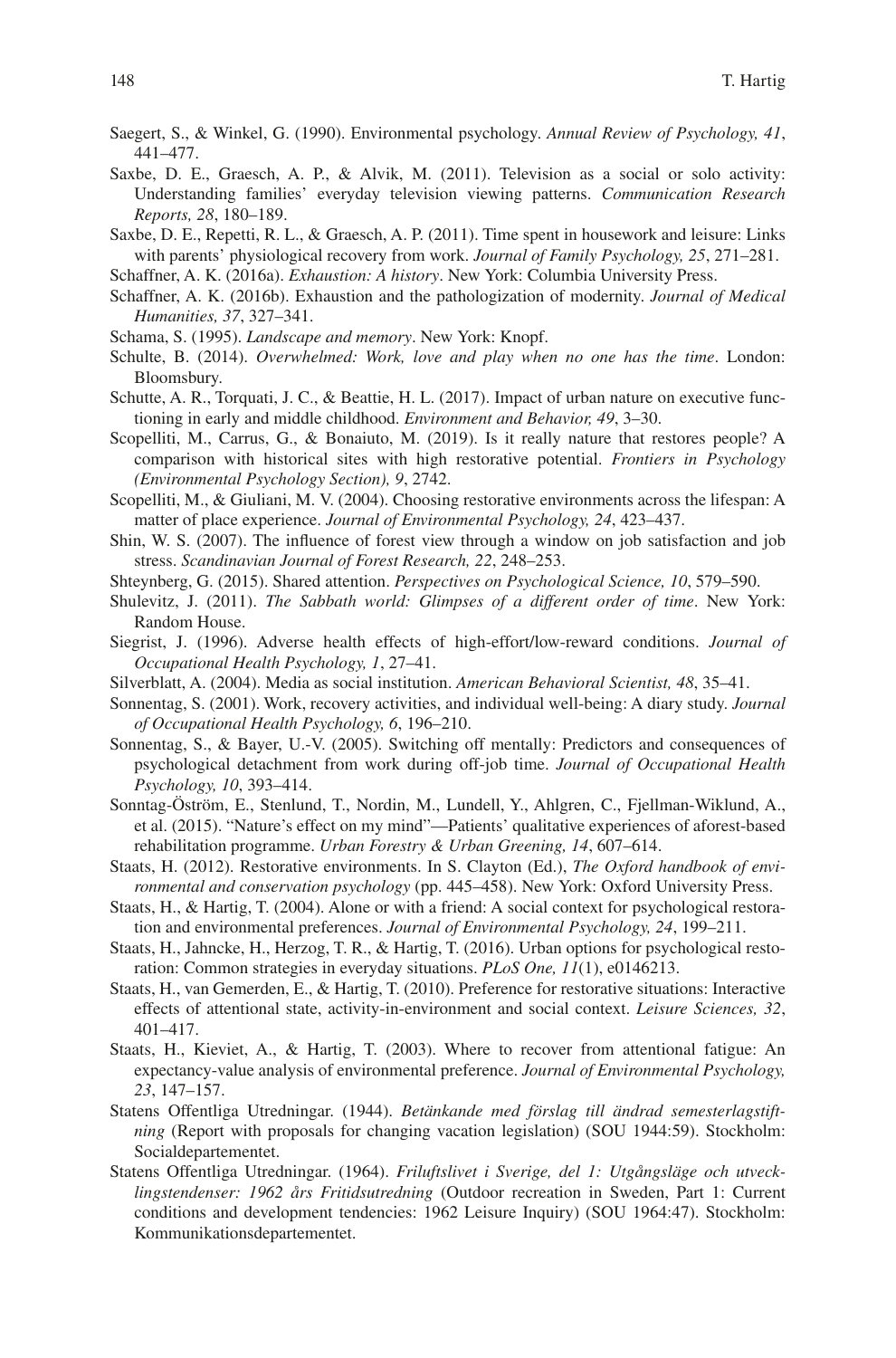Saegert, S., & Winkel, G. (1990). Environmental psychology. *Annual Review of Psychology, 41*, 441–477.

Saxbe, D. E., Graesch, A. P., & Alvik, M. (2011). Television as a social or solo activity: Understanding families' everyday television viewing patterns. *Communication Research Reports, 28*, 180–189.

Saxbe, D. E., Repetti, R. L., & Graesch, A. P. (2011). Time spent in housework and leisure: Links with parents' physiological recovery from work. *Journal of Family Psychology, 25*, 271–281.

Schaffner, A. K. (2016a). *Exhaustion: A history*. New York: Columbia University Press.

Schaffner, A. K. (2016b). Exhaustion and the pathologization of modernity. *Journal of Medical Humanities, 37*, 327–341.

Schama, S. (1995). *Landscape and memory*. New York: Knopf.

Schulte, B. (2014). *Overwhelmed: Work, love and play when no one has the time*. London: Bloomsbury.

Schutte, A. R., Torquati, J. C., & Beattie, H. L. (2017). Impact of urban nature on executive functioning in early and middle childhood. *Environment and Behavior, 49*, 3–30.

Scopelliti, M., Carrus, G., & Bonaiuto, M. (2019). Is it really nature that restores people? A comparison with historical sites with high restorative potential. *Frontiers in Psychology (Environmental Psychology Section), 9*, 2742.

Scopelliti, M., & Giuliani, M. V. (2004). Choosing restorative environments across the lifespan: A matter of place experience. *Journal of Environmental Psychology, 24*, 423–437.

Shin, W. S. (2007). The influence of forest view through a window on job satisfaction and job stress. *Scandinavian Journal of Forest Research, 22*, 248–253.

Shteynberg, G. (2015). Shared attention. *Perspectives on Psychological Science, 10*, 579–590.

Shulevitz, J. (2011). *The Sabbath world: Glimpses of a different order of time*. New York: Random House.

Siegrist, J. (1996). Adverse health effects of high-effort/low-reward conditions. *Journal of Occupational Health Psychology, 1*, 27–41.

Silverblatt, A. (2004). Media as social institution. *American Behavioral Scientist, 48*, 35–41.

Sonnentag, S. (2001). Work, recovery activities, and individual well-being: A diary study. *Journal of Occupational Health Psychology, 6*, 196–210.

Sonnentag, S., & Bayer, U.-V. (2005). Switching off mentally: Predictors and consequences of psychological detachment from work during off-job time. *Journal of Occupational Health Psychology, 10*, 393–414.

Sonntag-Öström, E., Stenlund, T., Nordin, M., Lundell, Y., Ahlgren, C., Fjellman-Wiklund, A., et al. (2015). "Nature's effect on my mind"—Patients' qualitative experiences of aforest-based rehabilitation programme. *Urban Forestry & Urban Greening, 14*, 607–614.

Staats, H. (2012). Restorative environments. In S. Clayton (Ed.), *The Oxford handbook of environmental and conservation psychology* (pp. 445–458). New York: Oxford University Press.

Staats, H., & Hartig, T. (2004). Alone or with a friend: A social context for psychological restoration and environmental preferences. *Journal of Environmental Psychology, 24*, 199–211.

Staats, H., Jahncke, H., Herzog, T. R., & Hartig, T. (2016). Urban options for psychological restoration: Common strategies in everyday situations. *PLoS One, 11*(1), e0146213.

Staats, H., van Gemerden, E., & Hartig, T. (2010). Preference for restorative situations: Interactive effects of attentional state, activity-in-environment and social context. *Leisure Sciences, 32*, 401–417.

Staats, H., Kieviet, A., & Hartig, T. (2003). Where to recover from attentional fatigue: An expectancy-value analysis of environmental preference. *Journal of Environmental Psychology, 23*, 147–157.

Statens Offentliga Utredningar. (1944). *Betänkande med förslag till ändrad semesterlagstiftning* (Report with proposals for changing vacation legislation) (SOU 1944:59). Stockholm: Socialdepartementet.

Statens Offentliga Utredningar. (1964). *Friluftslivet i Sverige, del 1: Utgångsläge och utvecklingstendenser: 1962 års Fritidsutredning* (Outdoor recreation in Sweden, Part 1: Current conditions and development tendencies: 1962 Leisure Inquiry) (SOU 1964:47). Stockholm: Kommunikationsdepartementet.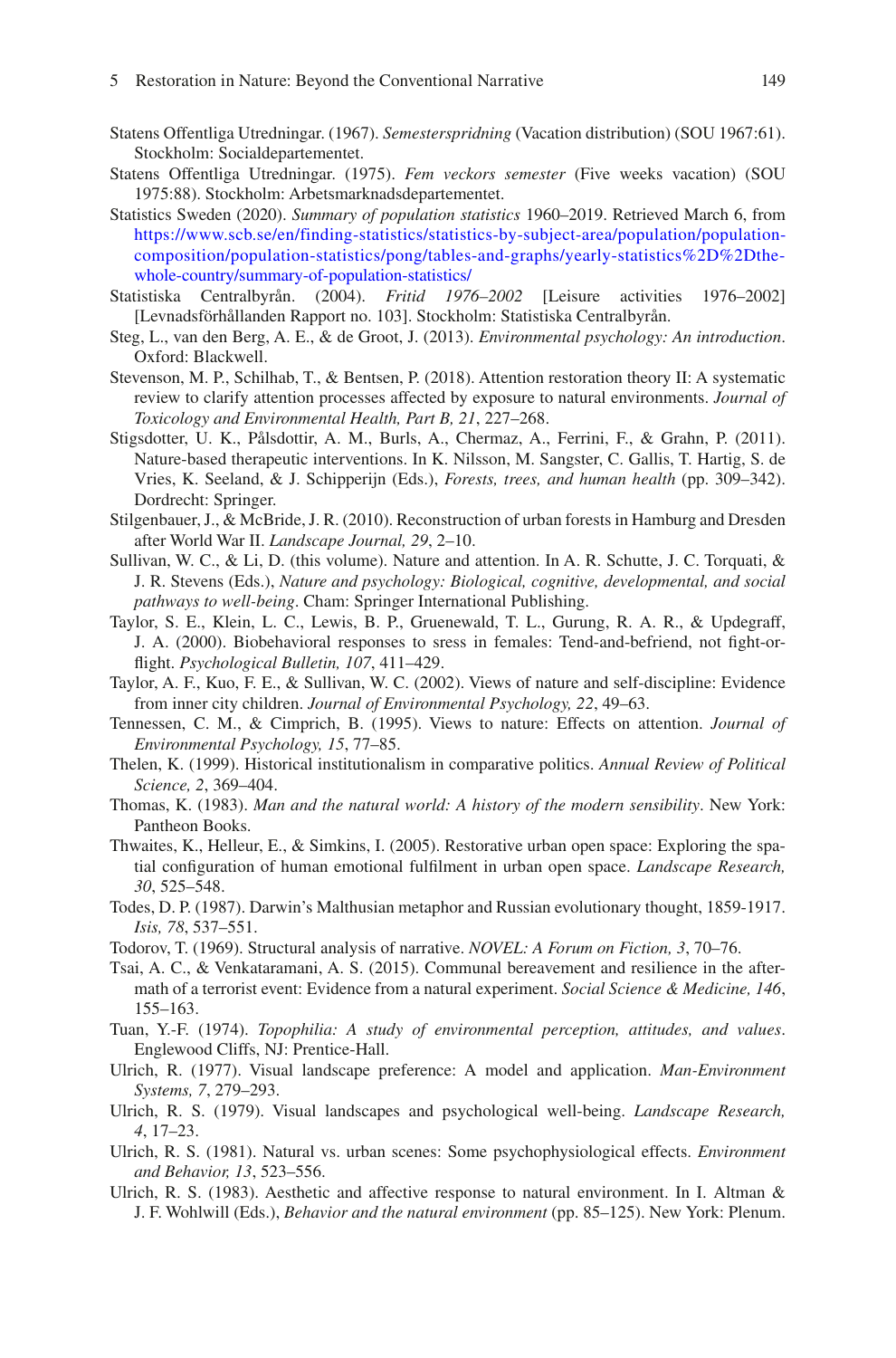Statens Offentliga Utredningar. (1967). *Semesterspridning* (Vacation distribution) (SOU 1967:61). Stockholm: Socialdepartementet.

Statens Offentliga Utredningar. (1975). *Fem veckors semester* (Five weeks vacation) (SOU 1975:88). Stockholm: Arbetsmarknadsdepartementet.

Statistics Sweden (2020). *Summary of population statistics* 1960–2019. Retrieved March 6, from https://www.scb.se/en/finding-statistics/statistics-by-subject-area/population/population-composition/population-statistics/pong/tables-and-graphs/yearly-statistics%2D%2Dthe-whole-country/summary-of-population-statistics/

Statistiska Centralbyrån. (2004). *Fritid 1976–2002* [Leisure activities 1976–2002] [Levnadsförhållanden Rapport no. 103]. Stockholm: Statistiska Centralbyrån.

Steg, L., van den Berg, A. E., & de Groot, J. (2013). *Environmental psychology: An introduction*. Oxford: Blackwell.

Stevenson, M. P., Schilhab, T., & Bentsen, P. (2018). Attention restoration theory II: A systematic review to clarify attention processes affected by exposure to natural environments. *Journal of Toxicology and Environmental Health, Part B, 21*, 227–268.

Stigsdotter, U. K., Pålsdottir, A. M., Burls, A., Chermaz, A., Ferrini, F., & Grahn, P. (2011). Nature-based therapeutic interventions. In K. Nilsson, M. Sangster, C. Gallis, T. Hartig, S. de Vries, K. Seeland, & J. Schipperijn (Eds.), *Forests, trees, and human health* (pp. 309–342). Dordrecht: Springer.

Stilgenbauer, J., & McBride, J. R. (2010). Reconstruction of urban forests in Hamburg and Dresden after World War II. *Landscape Journal, 29*, 2–10.

Sullivan, W. C., & Li, D. (this volume). Nature and attention. In A. R. Schutte, J. C. Torquati, & J. R. Stevens (Eds.), *Nature and psychology: Biological, cognitive, developmental, and social pathways to well-being*. Cham: Springer International Publishing.

Taylor, S. E., Klein, L. C., Lewis, B. P., Gruenewald, T. L., Gurung, R. A. R., & Updegraff, J. A. (2000). Biobehavioral responses to sress in females: Tend-and-befriend, not fight-or-flight. *Psychological Bulletin, 107*, 411–429.

Taylor, A. F., Kuo, F. E., & Sullivan, W. C. (2002). Views of nature and self-discipline: Evidence from inner city children. *Journal of Environmental Psychology, 22*, 49–63.

Tennessen, C. M., & Cimprich, B. (1995). Views to nature: Effects on attention. *Journal of Environmental Psychology, 15*, 77–85.

Thelen, K. (1999). Historical institutionalism in comparative politics. *Annual Review of Political Science, 2*, 369–404.

Thomas, K. (1983). *Man and the natural world: A history of the modern sensibility*. New York: Pantheon Books.

Thwaites, K., Helleur, E., & Simkins, I. (2005). Restorative urban open space: Exploring the spatial configuration of human emotional fulfilment in urban open space. *Landscape Research, 30*, 525–548.

Todes, D. P. (1987). Darwin's Malthusian metaphor and Russian evolutionary thought, 1859-1917. *Isis, 78*, 537–551.

Todorov, T. (1969). Structural analysis of narrative. *NOVEL: A Forum on Fiction, 3*, 70–76.

Tsai, A. C., & Venkataramani, A. S. (2015). Communal bereavement and resilience in the aftermath of a terrorist event: Evidence from a natural experiment. *Social Science & Medicine, 146*, 155–163.

Tuan, Y.-F. (1974). *Topophilia: A study of environmental perception, attitudes, and values*. Englewood Cliffs, NJ: Prentice-Hall.

Ulrich, R. (1977). Visual landscape preference: A model and application. *Man-Environment Systems, 7*, 279–293.

Ulrich, R. S. (1979). Visual landscapes and psychological well-being. *Landscape Research, 4*, 17–23.

Ulrich, R. S. (1981). Natural vs. urban scenes: Some psychophysiological effects. *Environment and Behavior, 13*, 523–556.

Ulrich, R. S. (1983). Aesthetic and affective response to natural environment. In I. Altman & J. F. Wohlwill (Eds.), *Behavior and the natural environment* (pp. 85–125). New York: Plenum.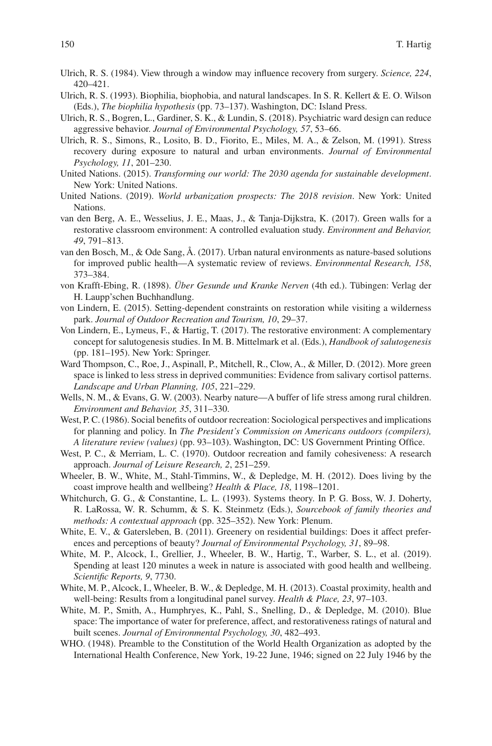Ulrich, R. S. (1984). View through a window may influence recovery from surgery. *Science, 224*, 420–421.

Ulrich, R. S. (1993). Biophilia, biophobia, and natural landscapes. In S. R. Kellert & E. O. Wilson (Eds.), *The biophilia hypothesis* (pp. 73–137). Washington, DC: Island Press.

Ulrich, R. S., Bogren, L., Gardiner, S. K., & Lundin, S. (2018). Psychiatric ward design can reduce aggressive behavior. *Journal of Environmental Psychology, 57*, 53–66.

Ulrich, R. S., Simons, R., Losito, B. D., Fiorito, E., Miles, M. A., & Zelson, M. (1991). Stress recovery during exposure to natural and urban environments. *Journal of Environmental Psychology, 11*, 201–230.

United Nations. (2015). *Transforming our world: The 2030 agenda for sustainable development*. New York: United Nations.

United Nations. (2019). *World urbanization prospects: The 2018 revision*. New York: United Nations.

van den Berg, A. E., Wesselius, J. E., Maas, J., & Tanja-Dijkstra, K. (2017). Green walls for a restorative classroom environment: A controlled evaluation study. *Environment and Behavior, 49*, 791–813.

van den Bosch, M., & Ode Sang, Å. (2017). Urban natural environments as nature-based solutions for improved public health—A systematic review of reviews. *Environmental Research, 158*, 373–384.

von Krafft-Ebing, R. (1898). *Über Gesunde und Kranke Nerven* (4th ed.). Tübingen: Verlag der H. Laupp'schen Buchhandlung.

von Lindern, E. (2015). Setting-dependent constraints on restoration while visiting a wilderness park. *Journal of Outdoor Recreation and Tourism, 10*, 29–37.

Von Lindern, E., Lymeus, F., & Hartig, T. (2017). The restorative environment: A complementary concept for salutogenesis studies. In M. B. Mittelmark et al. (Eds.), *Handbook of salutogenesis* (pp. 181–195). New York: Springer.

Ward Thompson, C., Roe, J., Aspinall, P., Mitchell, R., Clow, A., & Miller, D. (2012). More green space is linked to less stress in deprived communities: Evidence from salivary cortisol patterns. *Landscape and Urban Planning, 105*, 221–229.

Wells, N. M., & Evans, G. W. (2003). Nearby nature—A buffer of life stress among rural children. *Environment and Behavior, 35*, 311–330.

West, P. C. (1986). Social benefits of outdoor recreation: Sociological perspectives and implications for planning and policy. In *The President's Commission on Americans outdoors (compilers), A literature review (values)* (pp. 93–103). Washington, DC: US Government Printing Office.

West, P. C., & Merriam, L. C. (1970). Outdoor recreation and family cohesiveness: A research approach. *Journal of Leisure Research, 2*, 251–259.

Wheeler, B. W., White, M., Stahl-Timmins, W., & Depledge, M. H. (2012). Does living by the coast improve health and wellbeing? *Health & Place, 18*, 1198–1201.

Whitchurch, G. G., & Constantine, L. L. (1993). Systems theory. In P. G. Boss, W. J. Doherty, R. LaRossa, W. R. Schumm, & S. K. Steinmetz (Eds.), *Sourcebook of family theories and methods: A contextual approach* (pp. 325–352). New York: Plenum.

White, E. V., & Gatersleben, B. (2011). Greenery on residential buildings: Does it affect preferences and perceptions of beauty? *Journal of Environmental Psychology, 31*, 89–98.

White, M. P., Alcock, I., Grellier, J., Wheeler, B. W., Hartig, T., Warber, S. L., et al. (2019). Spending at least 120 minutes a week in nature is associated with good health and wellbeing. *Scientific Reports, 9*, 7730.

White, M. P., Alcock, I., Wheeler, B. W., & Depledge, M. H. (2013). Coastal proximity, health and well-being: Results from a longitudinal panel survey. *Health & Place, 23*, 97–103.

White, M. P., Smith, A., Humphryes, K., Pahl, S., Snelling, D., & Depledge, M. (2010). Blue space: The importance of water for preference, affect, and restorativeness ratings of natural and built scenes. *Journal of Environmental Psychology, 30*, 482–493.

WHO. (1948). Preamble to the Constitution of the World Health Organization as adopted by the International Health Conference, New York, 19-22 June, 1946; signed on 22 July 1946 by the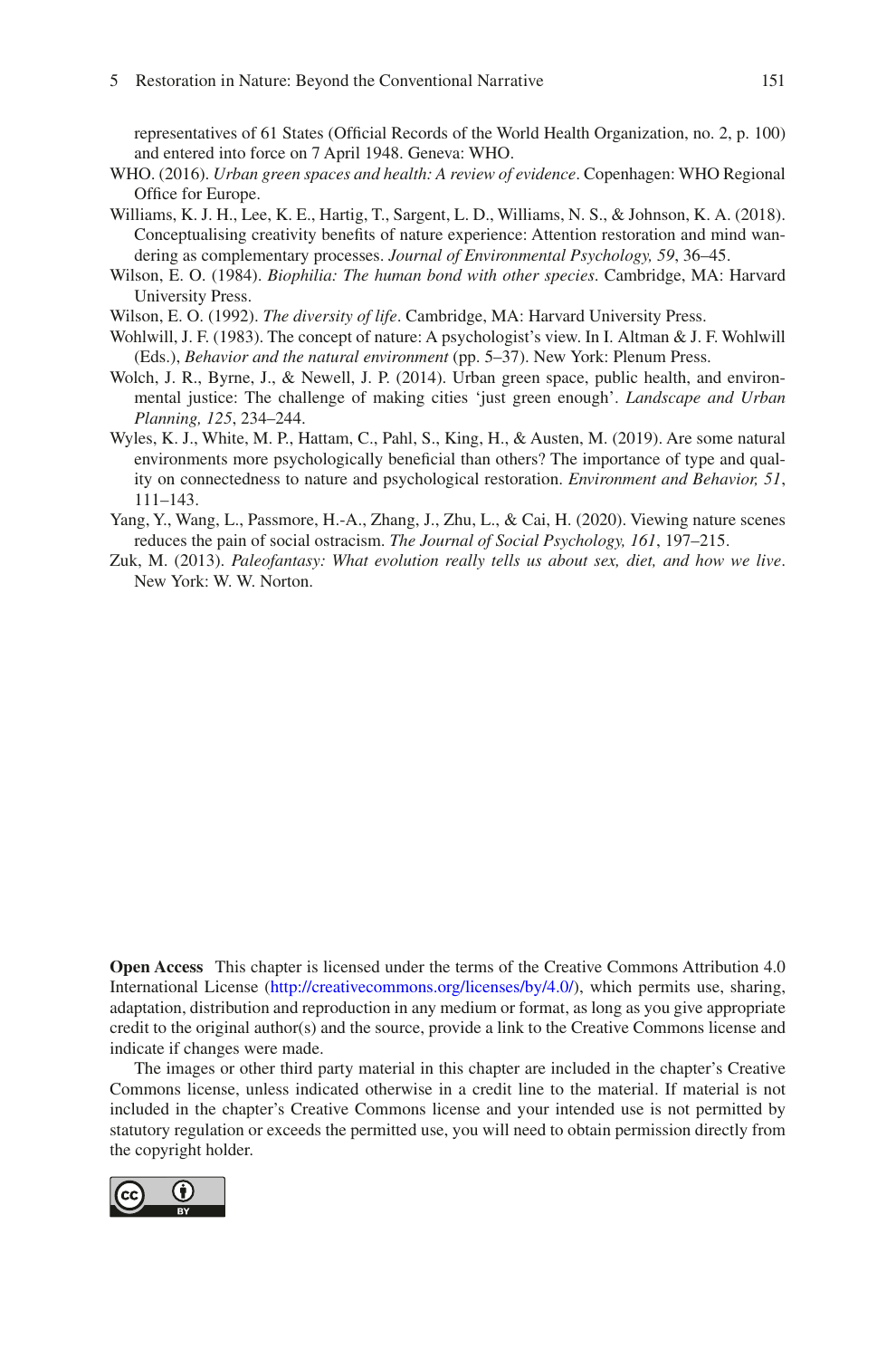representatives of 61 States (Official Records of the World Health Organization, no. 2, p. 100) and entered into force on 7 April 1948. Geneva: WHO.

WHO. (2016). *Urban green spaces and health: A review of evidence*. Copenhagen: WHO Regional Office for Europe.

Williams, K. J. H., Lee, K. E., Hartig, T., Sargent, L. D., Williams, N. S., & Johnson, K. A. (2018). Conceptualising creativity benefits of nature experience: Attention restoration and mind wandering as complementary processes. *Journal of Environmental Psychology, 59*, 36–45.

Wilson, E. O. (1984). *Biophilia: The human bond with other species*. Cambridge, MA: Harvard University Press.

Wilson, E. O. (1992). *The diversity of life*. Cambridge, MA: Harvard University Press.

Wohlwill, J. F. (1983). The concept of nature: A psychologist's view. In I. Altman & J. F. Wohlwill (Eds.), *Behavior and the natural environment* (pp. 5–37). New York: Plenum Press.

Wolch, J. R., Byrne, J., & Newell, J. P. (2014). Urban green space, public health, and environmental justice: The challenge of making cities 'just green enough'. *Landscape and Urban Planning, 125*, 234–244.

Wyles, K. J., White, M. P., Hattam, C., Pahl, S., King, H., & Austen, M. (2019). Are some natural environments more psychologically beneficial than others? The importance of type and quality on connectedness to nature and psychological restoration. *Environment and Behavior, 51*, 111–143.

Yang, Y., Wang, L., Passmore, H.-A., Zhang, J., Zhu, L., & Cai, H. (2020). Viewing nature scenes reduces the pain of social ostracism. *The Journal of Social Psychology, 161*, 197–215.

Zuk, M. (2013). *Paleofantasy: What evolution really tells us about sex, diet, and how we live*. New York: W. W. Norton.

**Open Access** This chapter is licensed under the terms of the Creative Commons Attribution 4.0 International License (http://creativecommons.org/licenses/by/4.0/), which permits use, sharing, adaptation, distribution and reproduction in any medium or format, as long as you give appropriate credit to the original author(s) and the source, provide a link to the Creative Commons license and indicate if changes were made.

The images or other third party material in this chapter are included in the chapter's Creative Commons license, unless indicated otherwise in a credit line to the material. If material is not included in the chapter's Creative Commons license and your intended use is not permitted by statutory regulation or exceeds the permitted use, you will need to obtain permission directly from the copyright holder.